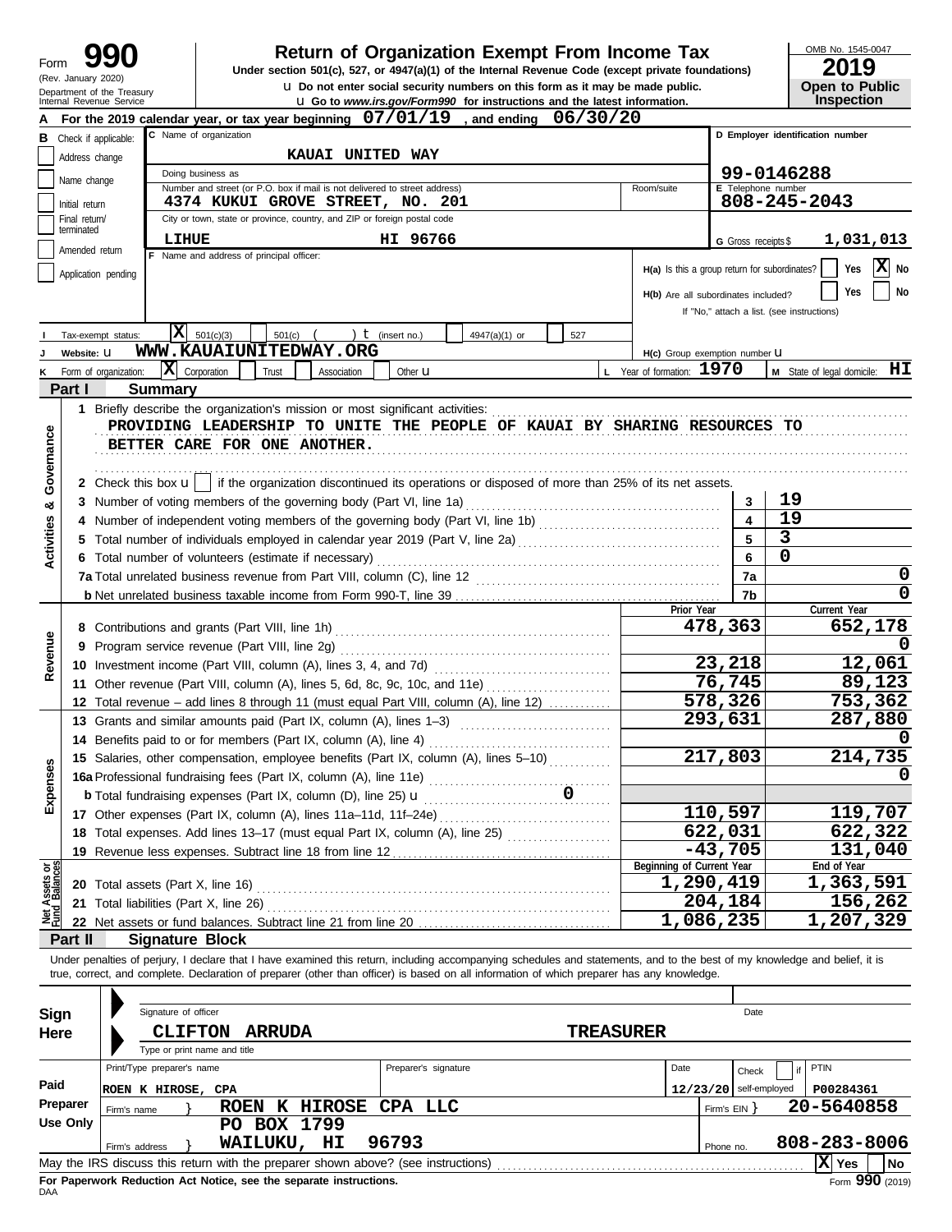# Form 990

**Return of Organization Exempt From Income Tax**

Under section 501(c), 527, or 4947(a)(1) of the Internal Revenue Code (except private foundations)

(Rev. January 2020) Department of the Treasury Internal Revenue Service

u Do not enter social security numbers on this form as it may be made public.
u Go to *www.irs.gov/Form990* for instructions and the latest information.

OMB No. 1545-0047 | **2019** | **Open to Public Inspection**

**A** For the 2019 calendar year, or tax year beginning **07/01/19**, and ending **06/30/20**

**B** Check if applicable: Address change | Name change | Initial return | Final return/terminated | Amended return | Application pending

**C** Name of organization: **KAUAI UNITED WAY**

Doing business as

Number and street (or P.O. box if mail is not delivered to street address): **4374 KUKUI GROVE STREET, NO. 201** Room/suite

City or town, state or province, country, and ZIP or foreign postal code: **LIHUE HI 96766**

**D** Employer identification number: **99-0146288**

**E** Telephone number: **808-245-2043**

**G** Gross receipts $ **1,031,013**

**F** Name and address of principal officer:

H(a) Is this a group return for subordinates? Yes [ ] No [X]

H(b) Are all subordinates included? Yes [ ] No [ ]
If "No," attach a list. (see instructions)

**I** Tax-exempt status: [X] 501(c)(3) [ ] 501(c) ( ) t (insert no.) [ ] 4947(a)(1) or [ ] 527

**J** Website: u **WWW.KAUAIUNITEDWAY.ORG**

H(c) Group exemption number u

**K** Form of organization: [X] Corporation [ ] Trust [ ] Association [ ] Other u

**L** Year of formation: **1970** **M** State of legal domicile: **HI**

## Part I Summary

**Activities & Governance**

1 Briefly describe the organization's mission or most significant activities:
**PROVIDING LEADERSHIP TO UNITE THE PEOPLE OF KAUAI BY SHARING RESOURCES TO BETTER CARE FOR ONE ANOTHER.**

2 Check this box u [ ] if the organization discontinued its operations or disposed of more than 25% of its net assets.

| | | | |
|---|---|---|---|
| 3 | Number of voting members of the governing body (Part VI, line 1a) | 3 | 19 |
| 4 | Number of independent voting members of the governing body (Part VI, line 1b) | 4 | 19 |
| 5 | Total number of individuals employed in calendar year 2019 (Part V, line 2a) | 5 | 3 |
| 6 | Total number of volunteers (estimate if necessary) | 6 | 0 |
| 7a | Total unrelated business revenue from Part VIII, column (C), line 12 | 7a | 0 |
| b | Net unrelated business taxable income from Form 990-T, line 39 | 7b | 0 |

| | | Prior Year | Current Year |
|---|---|---|---|
| **Revenue** | | | |
| 8 | Contributions and grants (Part VIII, line 1h) | 478,363 | 652,178 |
| 9 | Program service revenue (Part VIII, line 2g) | | 0 |
| 10 | Investment income (Part VIII, column (A), lines 3, 4, and 7d) | 23,218 | 12,061 |
| 11 | Other revenue (Part VIII, column (A), lines 5, 6d, 8c, 9c, 10c, and 11e) | 76,745 | 89,123 |
| 12 | Total revenue – add lines 8 through 11 (must equal Part VIII, column (A), line 12) | 578,326 | 753,362 |
| **Expenses** | | | |
| 13 | Grants and similar amounts paid (Part IX, column (A), lines 1–3) | 293,631 | 287,880 |
| 14 | Benefits paid to or for members (Part IX, column (A), line 4) | | 0 |
| 15 | Salaries, other compensation, employee benefits (Part IX, column (A), lines 5–10) | 217,803 | 214,735 |
| 16a | Professional fundraising fees (Part IX, column (A), line 11e) | | 0 |
| b | Total fundraising expenses (Part IX, column (D), line 25) u 0 | | |
| 17 | Other expenses (Part IX, column (A), lines 11a–11d, 11f–24e) | 110,597 | 119,707 |
| 18 | Total expenses. Add lines 13–17 (must equal Part IX, column (A), line 25) | 622,031 | 622,322 |
| 19 | Revenue less expenses. Subtract line 18 from line 12 | -43,705 | 131,040 |

| **Net Assets or Fund Balances** | | Beginning of Current Year | End of Year |
|---|---|---|---|
| 20 | Total assets (Part X, line 16) | 1,290,419 | 1,363,591 |
| 21 | Total liabilities (Part X, line 26) | 204,184 | 156,262 |
| 22 | Net assets or fund balances. Subtract line 21 from line 20 | 1,086,235 | 1,207,329 |

## Part II Signature Block

Under penalties of perjury, I declare that I have examined this return, including accompanying schedules and statements, and to the best of my knowledge and belief, it is true, correct, and complete. Declaration of preparer (other than officer) is based on all information of which preparer has any knowledge.

**Sign Here**

Signature of officer | Date

**CLIFTON ARRUDA TREASURER**
Type or print name and title

**Paid Preparer Use Only**

| Print/Type preparer's name | Preparer's signature | Date | Check if self-employed | PTIN |
|---|---|---|---|---|
| ROEN K HIROSE, CPA | | 12/23/20 | | P00284361 |

Firm's name } **ROEN K HIROSE CPA LLC** Firm's EIN } **20-5640858**

Firm's address } **PO BOX 1799 WAILUKU, HI 96793** Phone no. **808-283-8006**

May the IRS discuss this return with the preparer shown above? (see instructions) [X] Yes [ ] No

**For Paperwork Reduction Act Notice, see the separate instructions.** Form **990** (2019)

DAA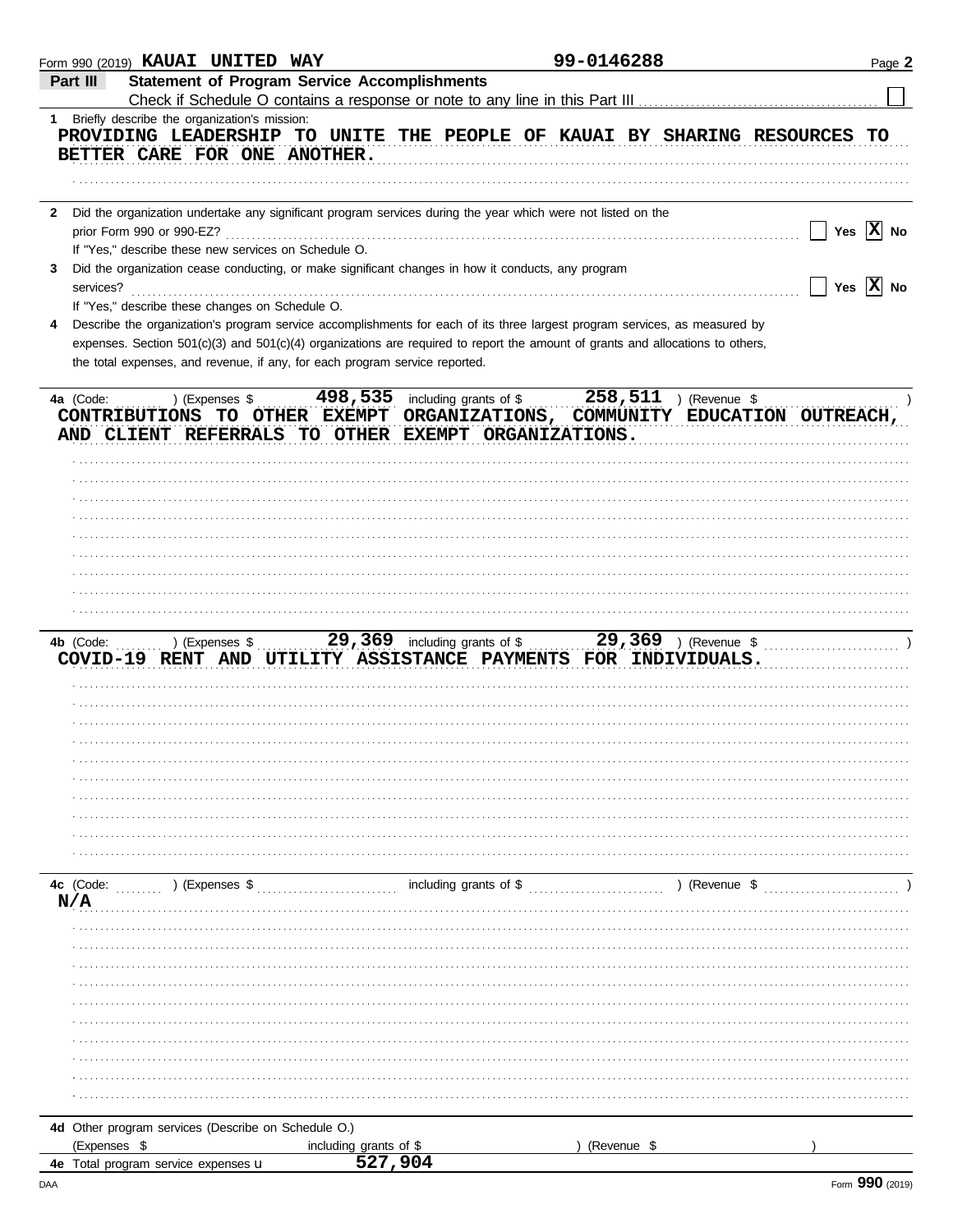Form 990 (2019) **KAUAI UNITED WAY** **99-0146288** Page **2**

## Part III Statement of Program Service Accomplishments

Check if Schedule O contains a response or note to any line in this Part III ☐

**1** Briefly describe the organization's mission:

**PROVIDING LEADERSHIP TO UNITE THE PEOPLE OF KAUAI BY SHARING RESOURCES TO BETTER CARE FOR ONE ANOTHER.**

**2** Did the organization undertake any significant program services during the year which were not listed on the prior Form 990 or 990-EZ? ☐ Yes ☒ No

If "Yes," describe these new services on Schedule O.

**3** Did the organization cease conducting, or make significant changes in how it conducts, any program services? ☐ Yes ☒ No

If "Yes," describe these changes on Schedule O.

**4** Describe the organization's program service accomplishments for each of its three largest program services, as measured by expenses. Section 501(c)(3) and 501(c)(4) organizations are required to report the amount of grants and allocations to others, the total expenses, and revenue, if any, for each program service reported.

**4a** (Code: ) (Expenses $ **498,535** including grants of $ **258,511** ) (Revenue $ )

**CONTRIBUTIONS TO OTHER EXEMPT ORGANIZATIONS, COMMUNITY EDUCATION OUTREACH, AND CLIENT REFERRALS TO OTHER EXEMPT ORGANIZATIONS.**

**4b** (Code: ) (Expenses $ **29,369** including grants of $ **29,369** ) (Revenue $ )

**COVID-19 RENT AND UTILITY ASSISTANCE PAYMENTS FOR INDIVIDUALS.**

**4c** (Code: ) (Expenses $ including grants of $ ) (Revenue $ )

**N/A**

**4d** Other program services (Describe on Schedule O.)

(Expenses $ including grants of $ ) (Revenue $ )

**4e** Total program service expenses **527,904**

Form **990** (2019)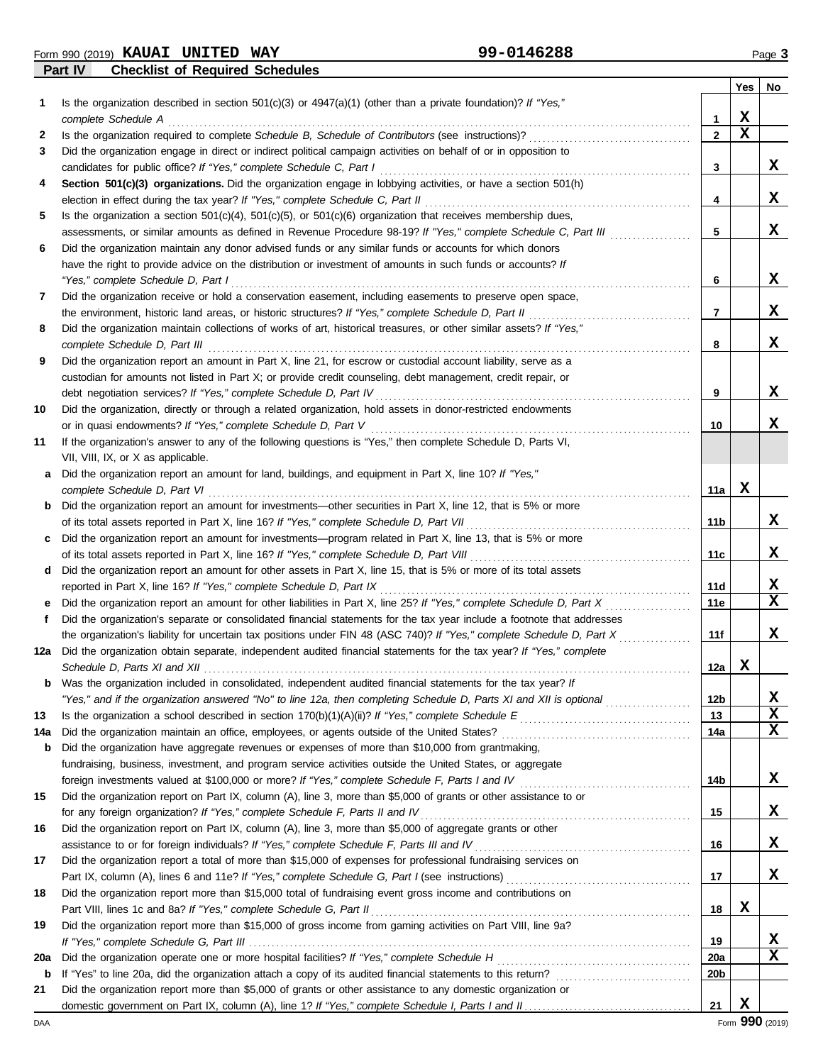Form 990 (2019) **KAUAI UNITED WAY** **99-0146288**

## Part IV Checklist of Required Schedules

| | | | Yes | No |
|---|---|---|---|---|
| **1** | Is the organization described in section 501(c)(3) or 4947(a)(1) (other than a private foundation)? *If "Yes," complete Schedule A* | **1** | X | |
| **2** | Is the organization required to complete *Schedule B, Schedule of Contributors* (see instructions)? | **2** | X | |
| **3** | Did the organization engage in direct or indirect political campaign activities on behalf of or in opposition to candidates for public office? *If "Yes," complete Schedule C, Part I* | **3** | | X |
| **4** | **Section 501(c)(3) organizations.** Did the organization engage in lobbying activities, or have a section 501(h) election in effect during the tax year? *If "Yes," complete Schedule C, Part II* | **4** | | X |
| **5** | Is the organization a section 501(c)(4), 501(c)(5), or 501(c)(6) organization that receives membership dues, assessments, or similar amounts as defined in Revenue Procedure 98-19? *If "Yes," complete Schedule C, Part III* | **5** | | X |
| **6** | Did the organization maintain any donor advised funds or any similar funds or accounts for which donors have the right to provide advice on the distribution or investment of amounts in such funds or accounts? *If "Yes," complete Schedule D, Part I* | **6** | | X |
| **7** | Did the organization receive or hold a conservation easement, including easements to preserve open space, the environment, historic land areas, or historic structures? *If "Yes," complete Schedule D, Part II* | **7** | | X |
| **8** | Did the organization maintain collections of works of art, historical treasures, or other similar assets? *If "Yes," complete Schedule D, Part III* | **8** | | X |
| **9** | Did the organization report an amount in Part X, line 21, for escrow or custodial account liability, serve as a custodian for amounts not listed in Part X; or provide credit counseling, debt management, credit repair, or debt negotiation services? *If "Yes," complete Schedule D, Part IV* | **9** | | X |
| **10** | Did the organization, directly or through a related organization, hold assets in donor-restricted endowments or in quasi endowments? *If "Yes," complete Schedule D, Part V* | **10** | | X |
| **11** | If the organization's answer to any of the following questions is "Yes," then complete Schedule D, Parts VI, VII, VIII, IX, or X as applicable. | | | |
| **a** | Did the organization report an amount for land, buildings, and equipment in Part X, line 10? *If "Yes," complete Schedule D, Part VI* | **11a** | X | |
| **b** | Did the organization report an amount for investments—other securities in Part X, line 12, that is 5% or more of its total assets reported in Part X, line 16? *If "Yes," complete Schedule D, Part VII* | **11b** | | X |
| **c** | Did the organization report an amount for investments—program related in Part X, line 13, that is 5% or more of its total assets reported in Part X, line 16? *If "Yes," complete Schedule D, Part VIII* | **11c** | | X |
| **d** | Did the organization report an amount for other assets in Part X, line 15, that is 5% or more of its total assets reported in Part X, line 16? *If "Yes," complete Schedule D, Part IX* | **11d** | | X |
| **e** | Did the organization report an amount for other liabilities in Part X, line 25? *If "Yes," complete Schedule D, Part X* | **11e** | | X |
| **f** | Did the organization's separate or consolidated financial statements for the tax year include a footnote that addresses the organization's liability for uncertain tax positions under FIN 48 (ASC 740)? *If "Yes," complete Schedule D, Part X* | **11f** | | X |
| **12a** | Did the organization obtain separate, independent audited financial statements for the tax year? *If "Yes," complete Schedule D, Parts XI and XII* | **12a** | X | |
| **b** | Was the organization included in consolidated, independent audited financial statements for the tax year? *If "Yes," and if the organization answered "No" to line 12a, then completing Schedule D, Parts XI and XII is optional* | **12b** | | X |
| **13** | Is the organization a school described in section 170(b)(1)(A)(ii)? *If "Yes," complete Schedule E* | **13** | | X |
| **14a** | Did the organization maintain an office, employees, or agents outside of the United States? | **14a** | | X |
| **b** | Did the organization have aggregate revenues or expenses of more than $10,000 from grantmaking, fundraising, business, investment, and program service activities outside the United States, or aggregate foreign investments valued at $100,000 or more? *If "Yes," complete Schedule F, Parts I and IV* | **14b** | | X |
| **15** | Did the organization report on Part IX, column (A), line 3, more than $5,000 of grants or other assistance to or for any foreign organization? *If "Yes," complete Schedule F, Parts II and IV* | **15** | | X |
| **16** | Did the organization report on Part IX, column (A), line 3, more than $5,000 of aggregate grants or other assistance to or for foreign individuals? *If "Yes," complete Schedule F, Parts III and IV* | **16** | | X |
| **17** | Did the organization report a total of more than $15,000 of expenses for professional fundraising services on Part IX, column (A), lines 6 and 11e? *If "Yes," complete Schedule G, Part I* (see instructions) | **17** | | X |
| **18** | Did the organization report more than $15,000 total of fundraising event gross income and contributions on Part VIII, lines 1c and 8a? *If "Yes," complete Schedule G, Part II* | **18** | X | |
| **19** | Did the organization report more than $15,000 of gross income from gaming activities on Part VIII, line 9a? *If "Yes," complete Schedule G, Part III* | **19** | | X |
| **20a** | Did the organization operate one or more hospital facilities? *If "Yes," complete Schedule H* | **20a** | | X |
| **b** | If "Yes" to line 20a, did the organization attach a copy of its audited financial statements to this return? | **20b** | | |
| **21** | Did the organization report more than $5,000 of grants or other assistance to any domestic organization or domestic government on Part IX, column (A), line 1? *If "Yes," complete Schedule I, Parts I and II* | **21** | X | |

DAA Form **990** (2019)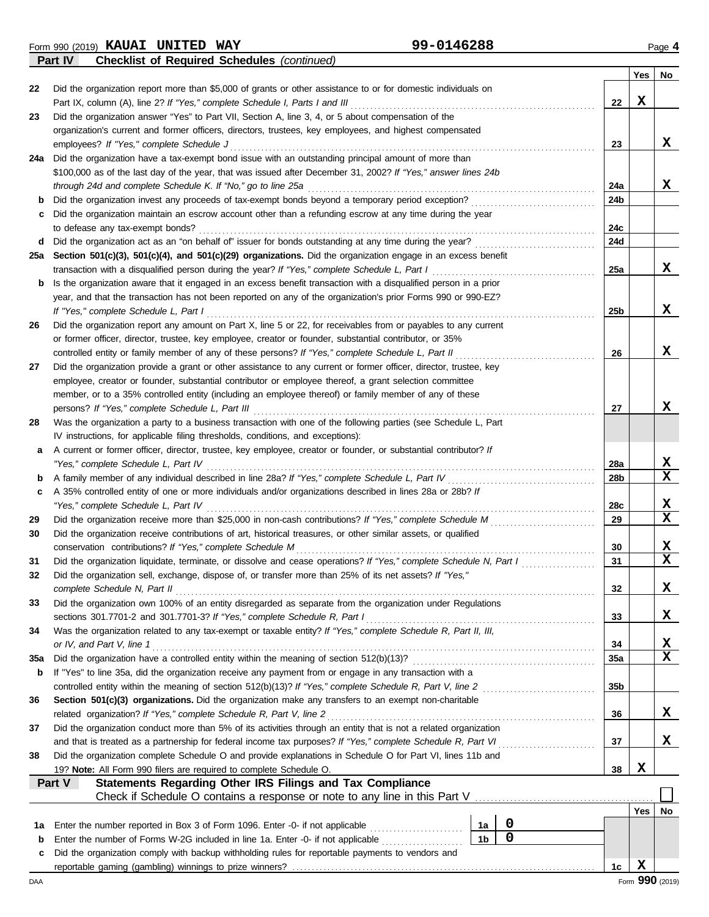Form 990 (2019) **KAUAI UNITED WAY** **99-0146288** Page **4**

**Part IV Checklist of Required Schedules** *(continued)*

| | | | Yes | No |
|---|---|---|---|---|
| 22 | Did the organization report more than $5,000 of grants or other assistance to or for domestic individuals on Part IX, column (A), line 2? *If "Yes," complete Schedule I, Parts I and III* | 22 | X | |
| 23 | Did the organization answer "Yes" to Part VII, Section A, line 3, 4, or 5 about compensation of the organization's current and former officers, directors, trustees, key employees, and highest compensated employees? *If "Yes," complete Schedule J* | 23 | | X |
| 24a | Did the organization have a tax-exempt bond issue with an outstanding principal amount of more than $100,000 as of the last day of the year, that was issued after December 31, 2002? *If "Yes," answer lines 24b through 24d and complete Schedule K. If "No," go to line 25a* | 24a | | X |
| b | Did the organization invest any proceeds of tax-exempt bonds beyond a temporary period exception? | 24b | | |
| c | Did the organization maintain an escrow account other than a refunding escrow at any time during the year to defease any tax-exempt bonds? | 24c | | |
| d | Did the organization act as an "on behalf of" issuer for bonds outstanding at any time during the year? | 24d | | |
| 25a | **Section 501(c)(3), 501(c)(4), and 501(c)(29) organizations.** Did the organization engage in an excess benefit transaction with a disqualified person during the year? *If "Yes," complete Schedule L, Part I* | 25a | | X |
| b | Is the organization aware that it engaged in an excess benefit transaction with a disqualified person in a prior year, and that the transaction has not been reported on any of the organization's prior Forms 990 or 990-EZ? *If "Yes," complete Schedule L, Part I* | 25b | | X |
| 26 | Did the organization report any amount on Part X, line 5 or 22, for receivables from or payables to any current or former officer, director, trustee, key employee, creator or founder, substantial contributor, or 35% controlled entity or family member of any of these persons? *If "Yes," complete Schedule L, Part II* | 26 | | X |
| 27 | Did the organization provide a grant or other assistance to any current or former officer, director, trustee, key employee, creator or founder, substantial contributor or employee thereof, a grant selection committee member, or to a 35% controlled entity (including an employee thereof) or family member of any of these persons? *If "Yes," complete Schedule L, Part III* | 27 | | X |
| 28 | Was the organization a party to a business transaction with one of the following parties (see Schedule L, Part IV instructions, for applicable filing thresholds, conditions, and exceptions): | | | |
| a | A current or former officer, director, trustee, key employee, creator or founder, or substantial contributor? *If "Yes," complete Schedule L, Part IV* | 28a | | X |
| b | A family member of any individual described in line 28a? *If "Yes," complete Schedule L, Part IV* | 28b | | X |
| c | A 35% controlled entity of one or more individuals and/or organizations described in lines 28a or 28b? *If "Yes," complete Schedule L, Part IV* | 28c | | X |
| 29 | Did the organization receive more than $25,000 in non-cash contributions? *If "Yes," complete Schedule M* | 29 | | X |
| 30 | Did the organization receive contributions of art, historical treasures, or other similar assets, or qualified conservation contributions? *If "Yes," complete Schedule M* | 30 | | X |
| 31 | Did the organization liquidate, terminate, or dissolve and cease operations? *If "Yes," complete Schedule N, Part I* | 31 | | X |
| 32 | Did the organization sell, exchange, dispose of, or transfer more than 25% of its net assets? *If "Yes," complete Schedule N, Part II* | 32 | | X |
| 33 | Did the organization own 100% of an entity disregarded as separate from the organization under Regulations sections 301.7701-2 and 301.7701-3? *If "Yes," complete Schedule R, Part I* | 33 | | X |
| 34 | Was the organization related to any tax-exempt or taxable entity? *If "Yes," complete Schedule R, Part II, III, or IV, and Part V, line 1* | 34 | | X |
| 35a | Did the organization have a controlled entity within the meaning of section 512(b)(13)? | 35a | | X |
| b | If "Yes" to line 35a, did the organization receive any payment from or engage in any transaction with a controlled entity within the meaning of section 512(b)(13)? *If "Yes," complete Schedule R, Part V, line 2* | 35b | | |
| 36 | **Section 501(c)(3) organizations.** Did the organization make any transfers to an exempt non-charitable related organization? *If "Yes," complete Schedule R, Part V, line 2* | 36 | | X |
| 37 | Did the organization conduct more than 5% of its activities through an entity that is not a related organization and that is treated as a partnership for federal income tax purposes? *If "Yes," complete Schedule R, Part VI* | 37 | | X |
| 38 | Did the organization complete Schedule O and provide explanations in Schedule O for Part VI, lines 11b and 19? **Note:** All Form 990 filers are required to complete Schedule O. | 38 | X | |

**Part V Statements Regarding Other IRS Filings and Tax Compliance**

Check if Schedule O contains a response or note to any line in this Part V ☐

| | | | | | Yes | No |
|---|---|---|---|---|---|---|
| 1a | Enter the number reported in Box 3 of Form 1096. Enter -0- if not applicable | 1a | 0 | | | |
| b | Enter the number of Forms W-2G included in line 1a. Enter -0- if not applicable | 1b | 0 | | | |
| c | Did the organization comply with backup withholding rules for reportable payments to vendors and reportable gaming (gambling) winnings to prize winners? | | | 1c | X | |

DAA Form **990** (2019)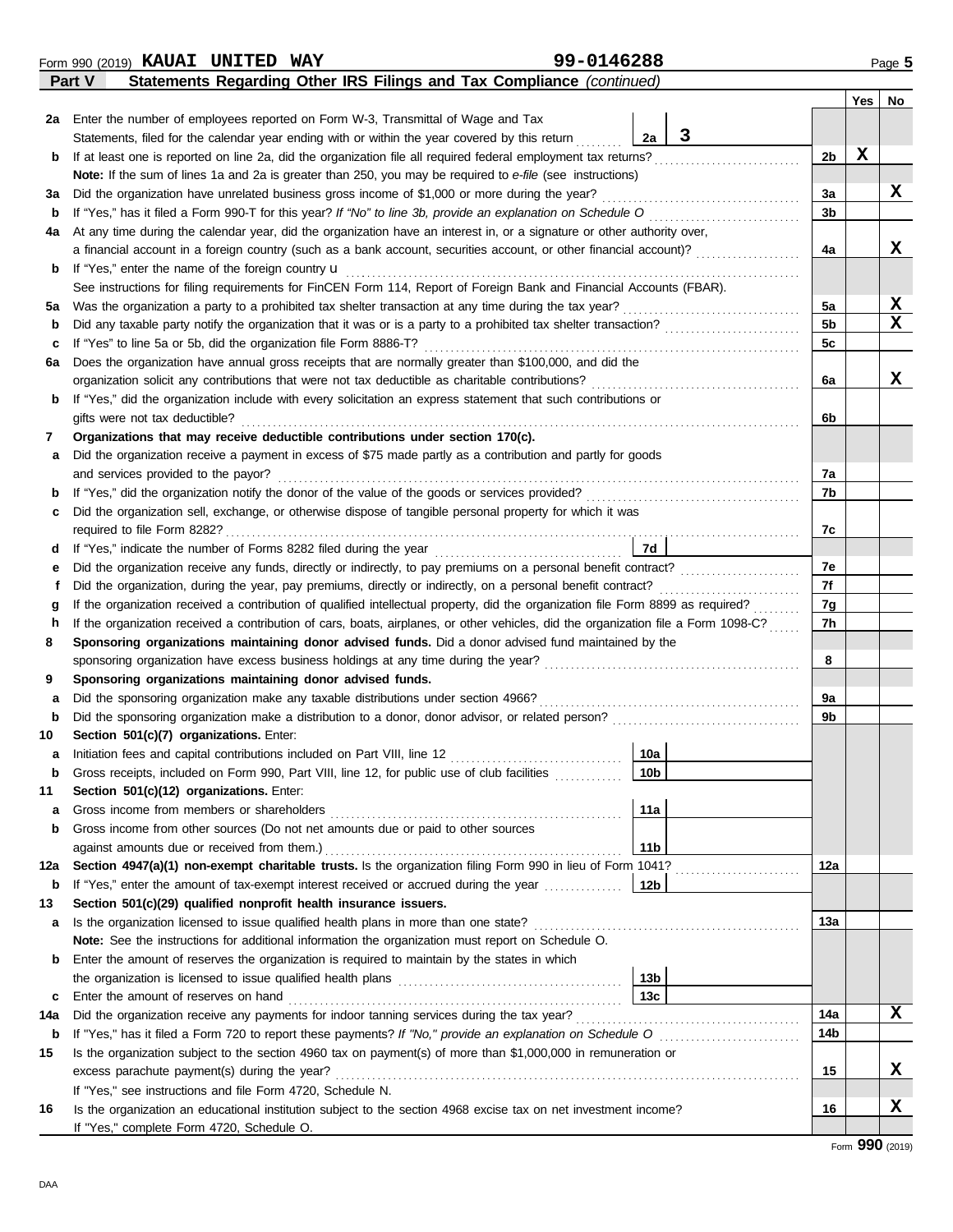Form 990 (2019) **KAUAI UNITED WAY** 99-0146288

**Part V Statements Regarding Other IRS Filings and Tax Compliance** *(continued)*

| | | | | Line | Yes | No |
|---|---|---|---|---|---|---|
| **2a** | Enter the number of employees reported on Form W-3, Transmittal of Wage and Tax Statements, filed for the calendar year ending with or within the year covered by this return | 2a | 3 | | | |
| **b** | If at least one is reported on line 2a, did the organization file all required federal employment tax returns? | | | 2b | X | |
| | **Note:** If the sum of lines 1a and 2a is greater than 250, you may be required to *e-file* (see instructions) | | | | | |
| **3a** | Did the organization have unrelated business gross income of $1,000 or more during the year? | | | 3a | | X |
| **b** | If "Yes," has it filed a Form 990-T for this year? *If "No" to line 3b, provide an explanation on Schedule O* | | | 3b | | |
| **4a** | At any time during the calendar year, did the organization have an interest in, or a signature or other authority over, a financial account in a foreign country (such as a bank account, securities account, or other financial account)? | | | 4a | | X |
| **b** | If "Yes," enter the name of the foreign country u | | | | | |
| | See instructions for filing requirements for FinCEN Form 114, Report of Foreign Bank and Financial Accounts (FBAR). | | | | | |
| **5a** | Was the organization a party to a prohibited tax shelter transaction at any time during the tax year? | | | 5a | | X |
| **b** | Did any taxable party notify the organization that it was or is a party to a prohibited tax shelter transaction? | | | 5b | | X |
| **c** | If "Yes" to line 5a or 5b, did the organization file Form 8886-T? | | | 5c | | |
| **6a** | Does the organization have annual gross receipts that are normally greater than $100,000, and did the organization solicit any contributions that were not tax deductible as charitable contributions? | | | 6a | | X |
| **b** | If "Yes," did the organization include with every solicitation an express statement that such contributions or gifts were not tax deductible? | | | 6b | | |
| **7** | **Organizations that may receive deductible contributions under section 170(c).** | | | | | |
| **a** | Did the organization receive a payment in excess of $75 made partly as a contribution and partly for goods and services provided to the payor? | | | 7a | | |
| **b** | If "Yes," did the organization notify the donor of the value of the goods or services provided? | | | 7b | | |
| **c** | Did the organization sell, exchange, or otherwise dispose of tangible personal property for which it was required to file Form 8282? | | | 7c | | |
| **d** | If "Yes," indicate the number of Forms 8282 filed during the year | 7d | | | | |
| **e** | Did the organization receive any funds, directly or indirectly, to pay premiums on a personal benefit contract? | | | 7e | | |
| **f** | Did the organization, during the year, pay premiums, directly or indirectly, on a personal benefit contract? | | | 7f | | |
| **g** | If the organization received a contribution of qualified intellectual property, did the organization file Form 8899 as required? | | | 7g | | |
| **h** | If the organization received a contribution of cars, boats, airplanes, or other vehicles, did the organization file a Form 1098-C? | | | 7h | | |
| **8** | **Sponsoring organizations maintaining donor advised funds.** Did a donor advised fund maintained by the sponsoring organization have excess business holdings at any time during the year? | | | 8 | | |
| **9** | **Sponsoring organizations maintaining donor advised funds.** | | | | | |
| **a** | Did the sponsoring organization make any taxable distributions under section 4966? | | | 9a | | |
| **b** | Did the sponsoring organization make a distribution to a donor, donor advisor, or related person? | | | 9b | | |
| **10** | **Section 501(c)(7) organizations.** Enter: | | | | | |
| **a** | Initiation fees and capital contributions included on Part VIII, line 12 | 10a | | | | |
| **b** | Gross receipts, included on Form 990, Part VIII, line 12, for public use of club facilities | 10b | | | | |
| **11** | **Section 501(c)(12) organizations.** Enter: | | | | | |
| **a** | Gross income from members or shareholders | 11a | | | | |
| **b** | Gross income from other sources (Do not net amounts due or paid to other sources against amounts due or received from them.) | 11b | | | | |
| **12a** | **Section 4947(a)(1) non-exempt charitable trusts.** Is the organization filing Form 990 in lieu of Form 1041? | | | 12a | | |
| **b** | If "Yes," enter the amount of tax-exempt interest received or accrued during the year | 12b | | | | |
| **13** | **Section 501(c)(29) qualified nonprofit health insurance issuers.** | | | | | |
| **a** | Is the organization licensed to issue qualified health plans in more than one state? | | | 13a | | |
| | **Note:** See the instructions for additional information the organization must report on Schedule O. | | | | | |
| **b** | Enter the amount of reserves the organization is required to maintain by the states in which the organization is licensed to issue qualified health plans | 13b | | | | |
| **c** | Enter the amount of reserves on hand | 13c | | | | |
| **14a** | Did the organization receive any payments for indoor tanning services during the tax year? | | | 14a | | X |
| **b** | If "Yes," has it filed a Form 720 to report these payments? *If "No," provide an explanation on Schedule O* | | | 14b | | |
| **15** | Is the organization subject to the section 4960 tax on payment(s) of more than $1,000,000 in remuneration or excess parachute payment(s) during the year? | | | 15 | | X |
| | If "Yes," see instructions and file Form 4720, Schedule N. | | | | | |
| **16** | Is the organization an educational institution subject to the section 4968 excise tax on net investment income? | | | 16 | | X |
| | If "Yes," complete Form 4720, Schedule O. | | | | | |

Form **990** (2019)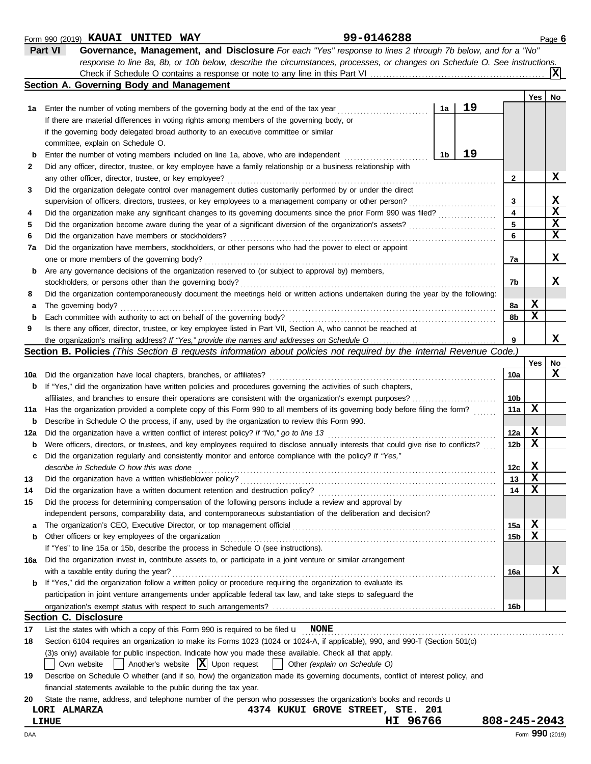Form 990 (2019) **KAUAI UNITED WAY** **99-0146288** Page **6**

## Part VI Governance, Management, and Disclosure

*For each "Yes" response to lines 2 through 7b below, and for a "No" response to line 8a, 8b, or 10b below, describe the circumstances, processes, or changes on Schedule O. See instructions.*

Check if Schedule O contains a response or note to any line in this Part VI .......... [X]

### Section A. Governing Body and Management

| | | | | Yes | No |
|---|---|---|---|---|---|
| **1a** | Enter the number of voting members of the governing body at the end of the tax year ..... **1a** **19** If there are material differences in voting rights among members of the governing body, or if the governing body delegated broad authority to an executive committee or similar committee, explain on Schedule O. | | | | |
| **b** | Enter the number of voting members included on line 1a, above, who are independent ..... **1b** **19** | | | | |
| **2** | Did any officer, director, trustee, or key employee have a family relationship or a business relationship with any other officer, director, trustee, or key employee? | **2** | | | X |
| **3** | Did the organization delegate control over management duties customarily performed by or under the direct supervision of officers, directors, trustees, or key employees to a management company or other person? | **3** | | | X |
| **4** | Did the organization make any significant changes to its governing documents since the prior Form 990 was filed? | **4** | | | X |
| **5** | Did the organization become aware during the year of a significant diversion of the organization's assets? | **5** | | | X |
| **6** | Did the organization have members or stockholders? | **6** | | | X |
| **7a** | Did the organization have members, stockholders, or other persons who had the power to elect or appoint one or more members of the governing body? | **7a** | | | X |
| **b** | Are any governance decisions of the organization reserved to (or subject to approval by) members, stockholders, or persons other than the governing body? | **7b** | | | X |
| **8** | Did the organization contemporaneously document the meetings held or written actions undertaken during the year by the following: | | | | |
| **a** | The governing body? | **8a** | | X | |
| **b** | Each committee with authority to act on behalf of the governing body? | **8b** | | X | |
| **9** | Is there any officer, director, trustee, or key employee listed in Part VII, Section A, who cannot be reached at the organization's mailing address? *If "Yes," provide the names and addresses on Schedule O* | **9** | | | X |

### Section B. Policies *(This Section B requests information about policies not required by the Internal Revenue Code.)*

| | | | Yes | No |
|---|---|---|---|---|
| **10a** | Did the organization have local chapters, branches, or affiliates? | **10a** | | X |
| **b** | If "Yes," did the organization have written policies and procedures governing the activities of such chapters, affiliates, and branches to ensure their operations are consistent with the organization's exempt purposes? | **10b** | | |
| **11a** | Has the organization provided a complete copy of this Form 990 to all members of its governing body before filing the form? | **11a** | X | |
| **b** | Describe in Schedule O the process, if any, used by the organization to review this Form 990. | | | |
| **12a** | Did the organization have a written conflict of interest policy? *If "No," go to line 13* | **12a** | X | |
| **b** | Were officers, directors, or trustees, and key employees required to disclose annually interests that could give rise to conflicts? | **12b** | X | |
| **c** | Did the organization regularly and consistently monitor and enforce compliance with the policy? *If "Yes," describe in Schedule O how this was done* | **12c** | X | |
| **13** | Did the organization have a written whistleblower policy? | **13** | X | |
| **14** | Did the organization have a written document retention and destruction policy? | **14** | X | |
| **15** | Did the process for determining compensation of the following persons include a review and approval by independent persons, comparability data, and contemporaneous substantiation of the deliberation and decision? | | | |
| **a** | The organization's CEO, Executive Director, or top management official | **15a** | X | |
| **b** | Other officers or key employees of the organization | **15b** | X | |
| | If "Yes" to line 15a or 15b, describe the process in Schedule O (see instructions). | | | |
| **16a** | Did the organization invest in, contribute assets to, or participate in a joint venture or similar arrangement with a taxable entity during the year? | **16a** | | X |
| **b** | If "Yes," did the organization follow a written policy or procedure requiring the organization to evaluate its participation in joint venture arrangements under applicable federal tax law, and take steps to safeguard the organization's exempt status with respect to such arrangements? | **16b** | | |

### Section C. Disclosure

**17** List the states with which a copy of this Form 990 is required to be filed u **NONE**

**18** Section 6104 requires an organization to make its Forms 1023 (1024 or 1024-A, if applicable), 990, and 990-T (Section 501(c)(3)s only) available for public inspection. Indicate how you made these available. Check all that apply.

[ ] Own website [ ] Another's website [X] Upon request [ ] Other *(explain on Schedule O)*

**19** Describe on Schedule O whether (and if so, how) the organization made its governing documents, conflict of interest policy, and financial statements available to the public during the tax year.

**20** State the name, address, and telephone number of the person who possesses the organization's books and records u

**LORI ALMARZA** **4374 KUKUI GROVE STREET, STE. 201**
**LIHUE** **HI 96766** **808-245-2043**

Form **990** (2019)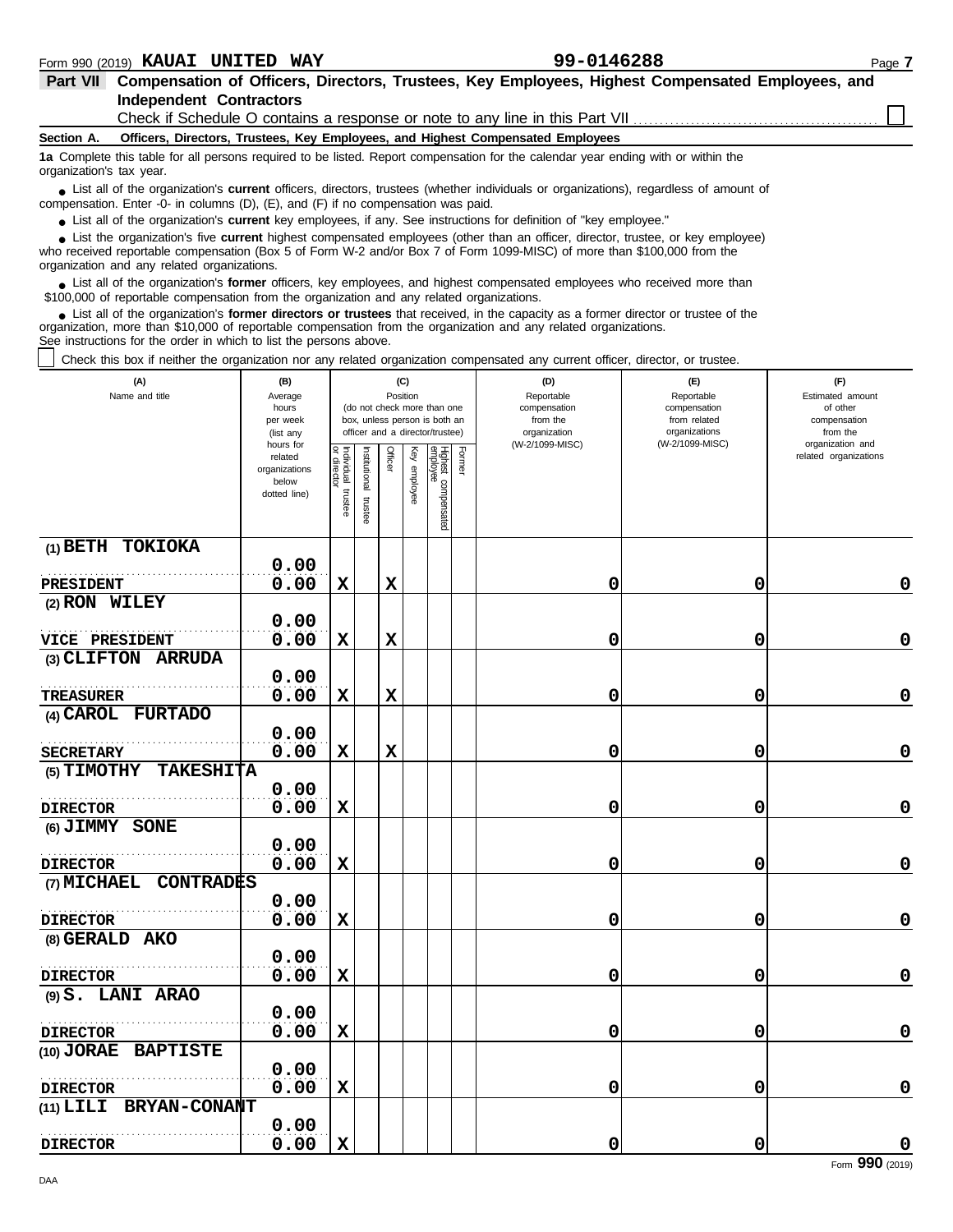Form 990 (2019) **KAUAI UNITED WAY** **99-0146288** Page 7

## Part VII Compensation of Officers, Directors, Trustees, Key Employees, Highest Compensated Employees, and Independent Contractors

Check if Schedule O contains a response or note to any line in this Part VII ☐

**Section A. Officers, Directors, Trustees, Key Employees, and Highest Compensated Employees**

**1a** Complete this table for all persons required to be listed. Report compensation for the calendar year ending with or within the organization's tax year.

- List all of the organization's **current** officers, directors, trustees (whether individuals or organizations), regardless of amount of compensation. Enter -0- in columns (D), (E), and (F) if no compensation was paid.
- List all of the organization's **current** key employees, if any. See instructions for definition of "key employee."
- List the organization's five **current** highest compensated employees (other than an officer, director, trustee, or key employee) who received reportable compensation (Box 5 of Form W-2 and/or Box 7 of Form 1099-MISC) of more than $100,000 from the organization and any related organizations.
- List all of the organization's **former** officers, key employees, and highest compensated employees who received more than $100,000 of reportable compensation from the organization and any related organizations.
- List all of the organization's **former directors or trustees** that received, in the capacity as a former director or trustee of the organization, more than $10,000 of reportable compensation from the organization and any related organizations.

See instructions for the order in which to list the persons above.

☐ Check this box if neither the organization nor any related organization compensated any current officer, director, or trustee.

| (A) Name and title | (B) Average hours per week (list any hours for related organizations below dotted line) | (C) Position: Individual trustee or director | Institutional trustee | Officer | Key employee | Highest compensated employee | Former | (D) Reportable compensation from the organization (W-2/1099-MISC) | (E) Reportable compensation from related organizations (W-2/1099-MISC) | (F) Estimated amount of other compensation from the organization and related organizations |
|---|---|---|---|---|---|---|---|---|---|---|
| (1) BETH TOKIOKA<br>PRESIDENT | 0.00<br>0.00 | X | | X | | | | 0 | 0 | 0 |
| (2) RON WILEY<br>VICE PRESIDENT | 0.00<br>0.00 | X | | X | | | | 0 | 0 | 0 |
| (3) CLIFTON ARRUDA<br>TREASURER | 0.00<br>0.00 | X | | X | | | | 0 | 0 | 0 |
| (4) CAROL FURTADO<br>SECRETARY | 0.00<br>0.00 | X | | X | | | | 0 | 0 | 0 |
| (5) TIMOTHY TAKESHITA<br>DIRECTOR | 0.00<br>0.00 | X | | | | | | 0 | 0 | 0 |
| (6) JIMMY SONE<br>DIRECTOR | 0.00<br>0.00 | X | | | | | | 0 | 0 | 0 |
| (7) MICHAEL CONTRADES<br>DIRECTOR | 0.00<br>0.00 | X | | | | | | 0 | 0 | 0 |
| (8) GERALD AKO<br>DIRECTOR | 0.00<br>0.00 | X | | | | | | 0 | 0 | 0 |
| (9) S. LANI ARAO<br>DIRECTOR | 0.00<br>0.00 | X | | | | | | 0 | 0 | 0 |
| (10) JORAE BAPTISTE<br>DIRECTOR | 0.00<br>0.00 | X | | | | | | 0 | 0 | 0 |
| (11) LILI BRYAN-CONANT<br>DIRECTOR | 0.00<br>0.00 | X | | | | | | 0 | 0 | 0 |

Form **990** (2019)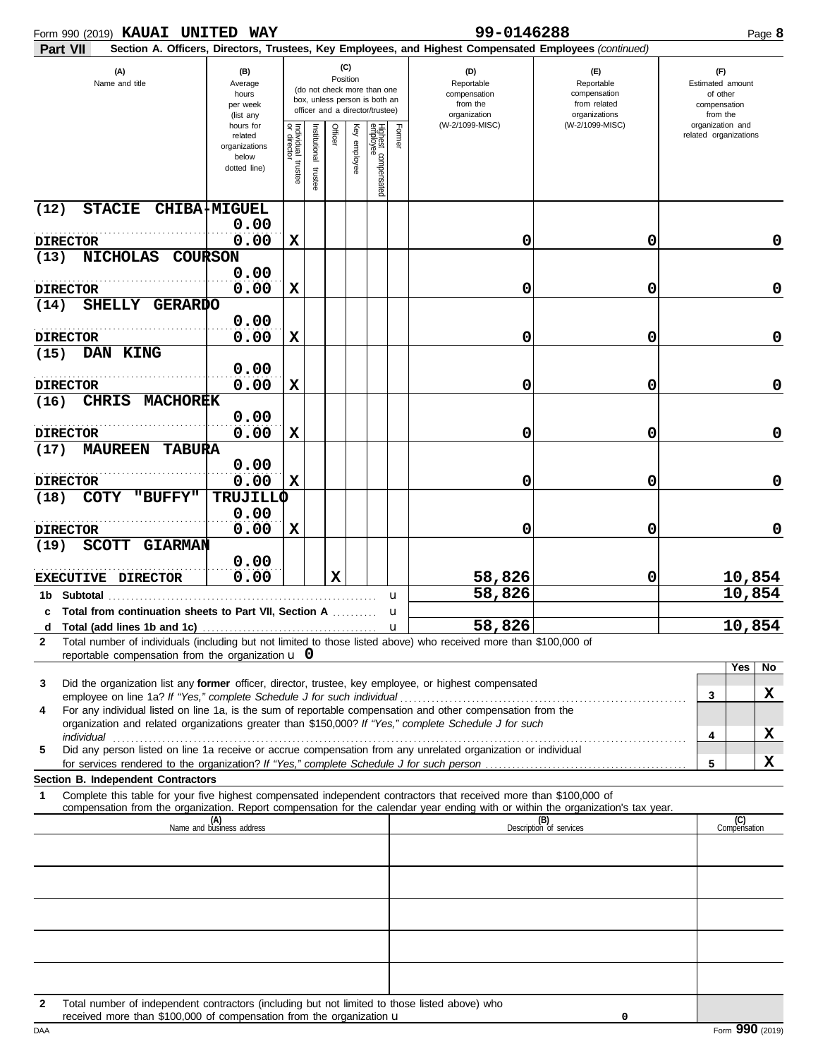Form 990 (2019) **KAUAI UNITED WAY** **99-0146288** Page **8**

**Part VII** **Section A. Officers, Directors, Trustees, Key Employees, and Highest Compensated Employees** *(continued)*

| (A) Name and title | (B) Average hours per week (list any hours for related organizations below dotted line) | (C) Position: Individual trustee or director | Institutional trustee | Officer | Key employee | Highest compensated employee | Former | (D) Reportable compensation from the organization (W-2/1099-MISC) | (E) Reportable compensation from related organizations (W-2/1099-MISC) | (F) Estimated amount of other compensation from the organization and related organizations |
|---|---|---|---|---|---|---|---|---|---|---|
| (12) STACIE CHIBA-MIGUEL<br>DIRECTOR | 0.00<br>0.00 | X | | | | | | 0 | 0 | 0 |
| (13) NICHOLAS COURSON<br>DIRECTOR | 0.00<br>0.00 | X | | | | | | 0 | 0 | 0 |
| (14) SHELLY GERARDO<br>DIRECTOR | 0.00<br>0.00 | X | | | | | | 0 | 0 | 0 |
| (15) DAN KING<br>DIRECTOR | 0.00<br>0.00 | X | | | | | | 0 | 0 | 0 |
| (16) CHRIS MACHOREK<br>DIRECTOR | 0.00<br>0.00 | X | | | | | | 0 | 0 | 0 |
| (17) MAUREEN TABURA<br>DIRECTOR | 0.00<br>0.00 | X | | | | | | 0 | 0 | 0 |
| (18) COTY "BUFFY" TRUJILLO<br>DIRECTOR | 0.00<br>0.00 | X | | | | | | 0 | 0 | 0 |
| (19) SCOTT GIARMAN<br>EXECUTIVE DIRECTOR | 0.00<br>0.00 | | | X | | | | 58,826 | 0 | 10,854 |
| 1b Subtotal | | | | | | | | 58,826 | | 10,854 |
| c Total from continuation sheets to Part VII, Section A | | | | | | | | | | |
| d Total (add lines 1b and 1c) | | | | | | | | 58,826 | | 10,854 |

**2** Total number of individuals (including but not limited to those listed above) who received more than $100,000 of reportable compensation from the organization **0**

| | | Yes | No |
|---|---|---|---|
| **3** Did the organization list any **former** officer, director, trustee, key employee, or highest compensated employee on line 1a? *If "Yes," complete Schedule J for such individual* | 3 | | X |
| **4** For any individual listed on line 1a, is the sum of reportable compensation and other compensation from the organization and related organizations greater than $150,000? *If "Yes," complete Schedule J for such individual* | 4 | | X |
| **5** Did any person listed on line 1a receive or accrue compensation from any unrelated organization or individual for services rendered to the organization? *If "Yes," complete Schedule J for such person* | 5 | | X |

**Section B. Independent Contractors**

**1** Complete this table for your five highest compensated independent contractors that received more than $100,000 of compensation from the organization. Report compensation for the calendar year ending with or within the organization's tax year.

| (A) Name and business address | (B) Description of services | (C) Compensation |
|---|---|---|
| | | |
| | | |
| | | |
| | | |
| | | |

**2** Total number of independent contractors (including but not limited to those listed above) who received more than $100,000 of compensation from the organization **0**

DAA Form **990** (2019)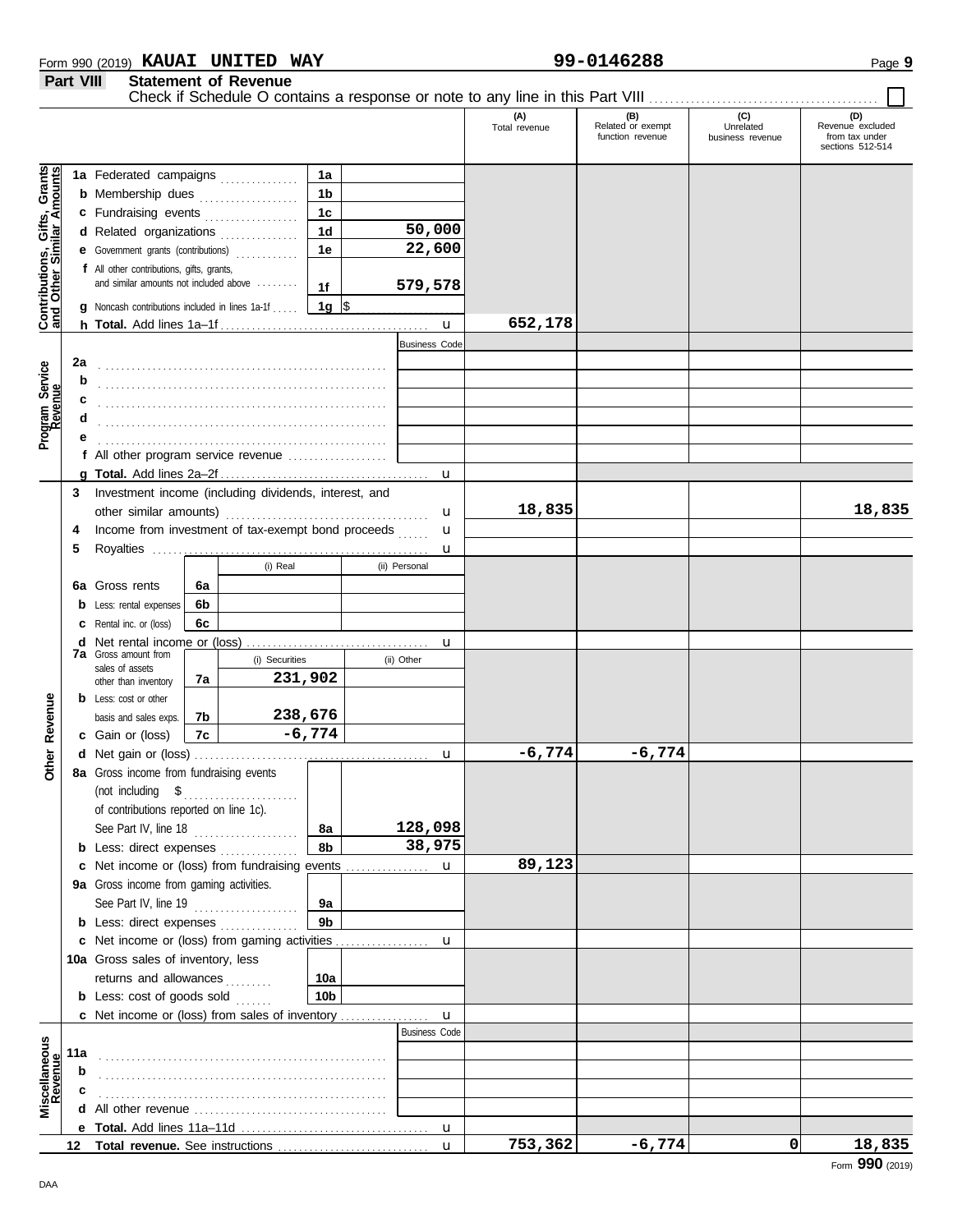Form 990 (2019) **KAUAI UNITED WAY** **99-0146288**

## Part VIII Statement of Revenue

Check if Schedule O contains a response or note to any line in this Part VIII ☐

| | | | (A) Total revenue | (B) Related or exempt function revenue | (C) Unrelated business revenue | (D) Revenue excluded from tax under sections 512-514 |
|---|---|---|---|---|---|---|
| **Contributions, Gifts, Grants and Other Similar Amounts** | 1a Federated campaigns | 1a | | | | |
| | b Membership dues | 1b | | | | |
| | c Fundraising events | 1c | | | | |
| | d Related organizations | 1d 50,000 | | | | |
| | e Government grants (contributions) | 1e 22,600 | | | | |
| | f All other contributions, gifts, grants, and similar amounts not included above | 1f 579,578 | | | | |
| | g Noncash contributions included in lines 1a-1f | 1g $ | | | | |
| | h **Total.** Add lines 1a–1f | | 652,178 | | | |
| **Program Service Revenue** | | Business Code | | | | |
| | 2a | | | | | |
| | b | | | | | |
| | c | | | | | |
| | d | | | | | |
| | e | | | | | |
| | f All other program service revenue | | | | | |
| | g **Total.** Add lines 2a–2f | | | | | |
| **Other Revenue** | 3 Investment income (including dividends, interest, and other similar amounts) | | 18,835 | | | 18,835 |
| | 4 Income from investment of tax-exempt bond proceeds | | | | | |
| | 5 Royalties | | | | | |
| | | (i) Real / (ii) Personal | | | | |
| | 6a Gross rents | 6a | | | | |
| | b Less: rental expenses | 6b | | | | |
| | c Rental inc. or (loss) | 6c | | | | |
| | d Net rental income or (loss) | | | | | |
| | | (i) Securities / (ii) Other | | | | |
| | 7a Gross amount from sales of assets other than inventory | 7a 231,902 | | | | |
| | b Less: cost or other basis and sales exps. | 7b 238,676 | | | | |
| | c Gain or (loss) | 7c -6,774 | | | | |
| | d Net gain or (loss) | | -6,774 | -6,774 | | |
| | 8a Gross income from fundraising events (not including $ of contributions reported on line 1c). See Part IV, line 18 | 8a 128,098 | | | | |
| | b Less: direct expenses | 8b 38,975 | | | | |
| | c Net income or (loss) from fundraising events | | 89,123 | | | |
| | 9a Gross income from gaming activities. See Part IV, line 19 | 9a | | | | |
| | b Less: direct expenses | 9b | | | | |
| | c Net income or (loss) from gaming activities | | | | | |
| | 10a Gross sales of inventory, less returns and allowances | 10a | | | | |
| | b Less: cost of goods sold | 10b | | | | |
| | c Net income or (loss) from sales of inventory | | | | | |
| **Miscellaneous Revenue** | | Business Code | | | | |
| | 11a | | | | | |
| | b | | | | | |
| | c | | | | | |
| | d All other revenue | | | | | |
| | e **Total.** Add lines 11a–11d | | | | | |
| | 12 **Total revenue.** See instructions | | 753,362 | -6,774 | 0 | 18,835 |

Form **990** (2019)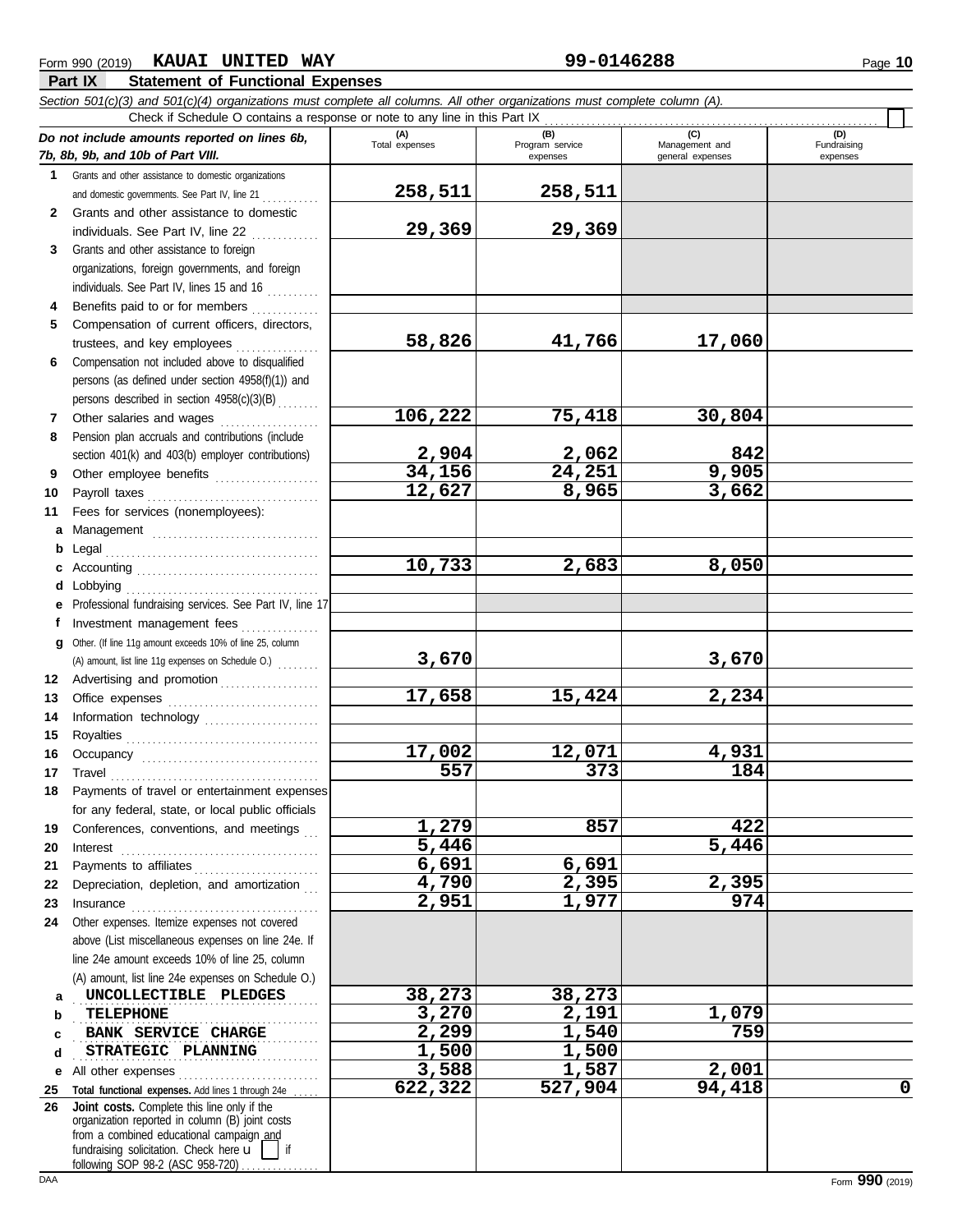Form 990 (2019) **KAUAI UNITED WAY** **99-0146288**

## Part IX Statement of Functional Expenses

*Section 501(c)(3) and 501(c)(4) organizations must complete all columns. All other organizations must complete column (A).*

Check if Schedule O contains a response or note to any line in this Part IX

| *Do not include amounts reported on lines 6b, 7b, 8b, 9b, and 10b of Part VIII.* | (A) Total expenses | (B) Program service expenses | (C) Management and general expenses | (D) Fundraising expenses |
|---|---|---|---|---|
| **1** Grants and other assistance to domestic organizations and domestic governments. See Part IV, line 21 | **258,511** | **258,511** | | |
| **2** Grants and other assistance to domestic individuals. See Part IV, line 22 | **29,369** | **29,369** | | |
| **3** Grants and other assistance to foreign organizations, foreign governments, and foreign individuals. See Part IV, lines 15 and 16 | | | | |
| **4** Benefits paid to or for members | | | | |
| **5** Compensation of current officers, directors, trustees, and key employees | **58,826** | **41,766** | **17,060** | |
| **6** Compensation not included above to disqualified persons (as defined under section 4958(f)(1)) and persons described in section 4958(c)(3)(B) | | | | |
| **7** Other salaries and wages | **106,222** | **75,418** | **30,804** | |
| **8** Pension plan accruals and contributions (include section 401(k) and 403(b) employer contributions) | **2,904** | **2,062** | **842** | |
| **9** Other employee benefits | **34,156** | **24,251** | **9,905** | |
| **10** Payroll taxes | **12,627** | **8,965** | **3,662** | |
| **11** Fees for services (nonemployees): | | | | |
| **a** Management | | | | |
| **b** Legal | | | | |
| **c** Accounting | **10,733** | **2,683** | **8,050** | |
| **d** Lobbying | | | | |
| **e** Professional fundraising services. See Part IV, line 17 | | | | |
| **f** Investment management fees | | | | |
| **g** Other. (If line 11g amount exceeds 10% of line 25, column (A) amount, list line 11g expenses on Schedule O.) | **3,670** | | **3,670** | |
| **12** Advertising and promotion | | | | |
| **13** Office expenses | **17,658** | **15,424** | **2,234** | |
| **14** Information technology | | | | |
| **15** Royalties | | | | |
| **16** Occupancy | **17,002** | **12,071** | **4,931** | |
| **17** Travel | **557** | **373** | **184** | |
| **18** Payments of travel or entertainment expenses for any federal, state, or local public officials | | | | |
| **19** Conferences, conventions, and meetings | **1,279** | **857** | **422** | |
| **20** Interest | **5,446** | | **5,446** | |
| **21** Payments to affiliates | **6,691** | **6,691** | | |
| **22** Depreciation, depletion, and amortization | **4,790** | **2,395** | **2,395** | |
| **23** Insurance | **2,951** | **1,977** | **974** | |
| **24** Other expenses. Itemize expenses not covered above (List miscellaneous expenses on line 24e. If line 24e amount exceeds 10% of line 25, column (A) amount, list line 24e expenses on Schedule O.) | | | | |
| **a** UNCOLLECTIBLE PLEDGES | **38,273** | **38,273** | | |
| **b** TELEPHONE | **3,270** | **2,191** | **1,079** | |
| **c** BANK SERVICE CHARGE | **2,299** | **1,540** | **759** | |
| **d** STRATEGIC PLANNING | **1,500** | **1,500** | | |
| **e** All other expenses | **3,588** | **1,587** | **2,001** | |
| **25 Total functional expenses.** Add lines 1 through 24e | **622,322** | **527,904** | **94,418** | **0** |
| **26 Joint costs.** Complete this line only if the organization reported in column (B) joint costs from a combined educational campaign and fundraising solicitation. Check here ☐ if following SOP 98-2 (ASC 958-720) | | | | |

Form **990** (2019)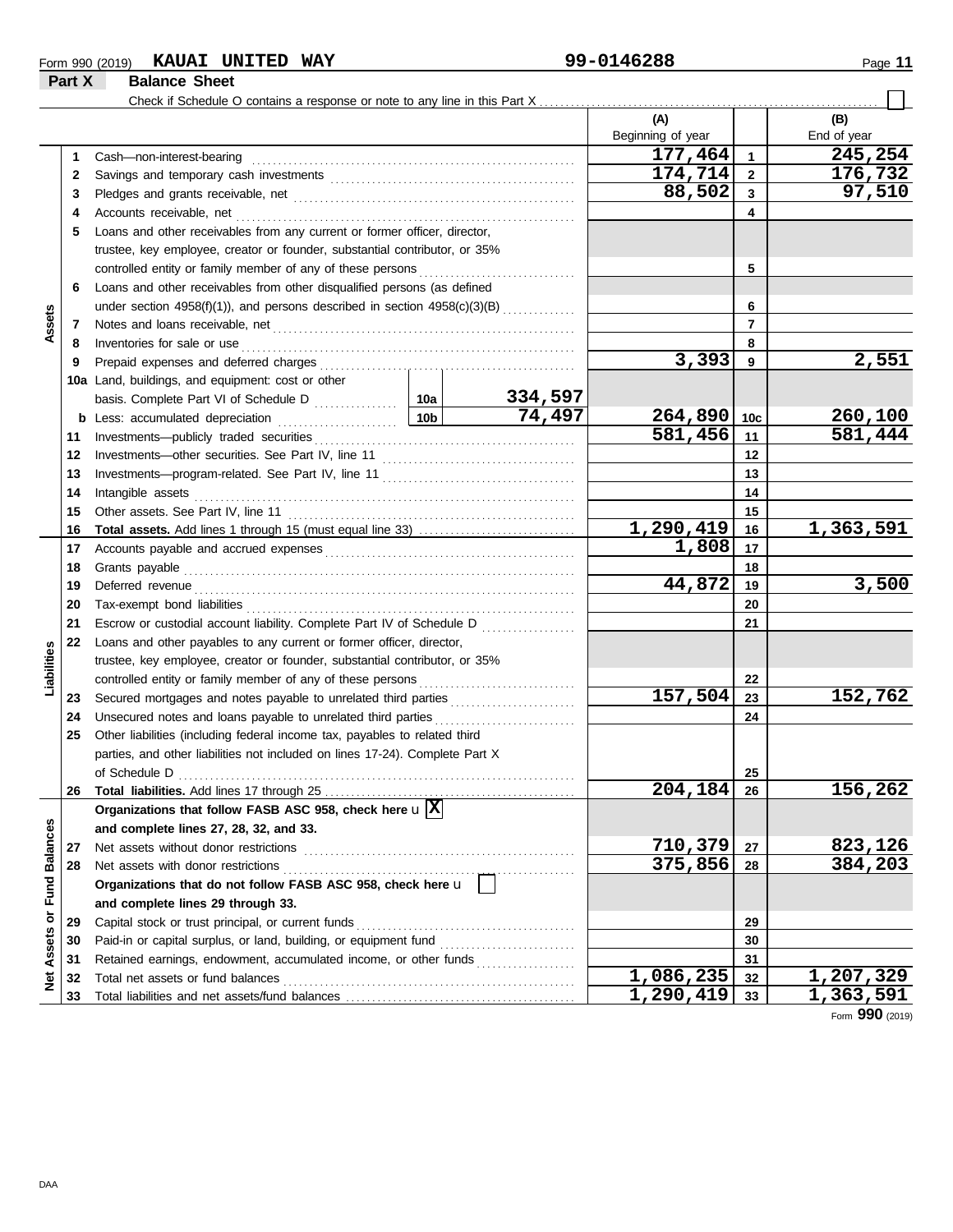Form 990 (2019) **KAUAI UNITED WAY** 99-0146288

## Part X Balance Sheet

Check if Schedule O contains a response or note to any line in this Part X ☐

| Section | Line | Description | | | (A) Beginning of year | Line | (B) End of year |
|---|---|---|---|---|---|---|---|
| Assets | 1 | Cash—non-interest-bearing | | | 177,464 | 1 | 245,254 |
| | 2 | Savings and temporary cash investments | | | 174,714 | 2 | 176,732 |
| | 3 | Pledges and grants receivable, net | | | 88,502 | 3 | 97,510 |
| | 4 | Accounts receivable, net | | | | 4 | |
| | 5 | Loans and other receivables from any current or former officer, director, trustee, key employee, creator or founder, substantial contributor, or 35% controlled entity or family member of any of these persons | | | | 5 | |
| | 6 | Loans and other receivables from other disqualified persons (as defined under section 4958(f)(1)), and persons described in section 4958(c)(3)(B) | | | | 6 | |
| | 7 | Notes and loans receivable, net | | | | 7 | |
| | 8 | Inventories for sale or use | | | | 8 | |
| | 9 | Prepaid expenses and deferred charges | | | 3,393 | 9 | 2,551 |
| | 10a | Land, buildings, and equipment: cost or other basis. Complete Part VI of Schedule D | 10a | 334,597 | | | |
| | b | Less: accumulated depreciation | 10b | 74,497 | 264,890 | 10c | 260,100 |
| | 11 | Investments—publicly traded securities | | | 581,456 | 11 | 581,444 |
| | 12 | Investments—other securities. See Part IV, line 11 | | | | 12 | |
| | 13 | Investments—program-related. See Part IV, line 11 | | | | 13 | |
| | 14 | Intangible assets | | | | 14 | |
| | 15 | Other assets. See Part IV, line 11 | | | | 15 | |
| | 16 | **Total assets.** Add lines 1 through 15 (must equal line 33) | | | 1,290,419 | 16 | 1,363,591 |
| Liabilities | 17 | Accounts payable and accrued expenses | | | 1,808 | 17 | |
| | 18 | Grants payable | | | | 18 | |
| | 19 | Deferred revenue | | | 44,872 | 19 | 3,500 |
| | 20 | Tax-exempt bond liabilities | | | | 20 | |
| | 21 | Escrow or custodial account liability. Complete Part IV of Schedule D | | | | 21 | |
| | 22 | Loans and other payables to any current or former officer, director, trustee, key employee, creator or founder, substantial contributor, or 35% controlled entity or family member of any of these persons | | | | 22 | |
| | 23 | Secured mortgages and notes payable to unrelated third parties | | | 157,504 | 23 | 152,762 |
| | 24 | Unsecured notes and loans payable to unrelated third parties | | | | 24 | |
| | 25 | Other liabilities (including federal income tax, payables to related third parties, and other liabilities not included on lines 17-24). Complete Part X of Schedule D | | | | 25 | |
| | 26 | **Total liabilities.** Add lines 17 through 25 | | | 204,184 | 26 | 156,262 |
| Net Assets or Fund Balances | | **Organizations that follow FASB ASC 958, check here** u ☒ **and complete lines 27, 28, 32, and 33.** | | | | | |
| | 27 | Net assets without donor restrictions | | | 710,379 | 27 | 823,126 |
| | 28 | Net assets with donor restrictions | | | 375,856 | 28 | 384,203 |
| | | **Organizations that do not follow FASB ASC 958, check here** u ☐ **and complete lines 29 through 33.** | | | | | |
| | 29 | Capital stock or trust principal, or current funds | | | | 29 | |
| | 30 | Paid-in or capital surplus, or land, building, or equipment fund | | | | 30 | |
| | 31 | Retained earnings, endowment, accumulated income, or other funds | | | | 31 | |
| | 32 | Total net assets or fund balances | | | 1,086,235 | 32 | 1,207,329 |
| | 33 | Total liabilities and net assets/fund balances | | | 1,290,419 | 33 | 1,363,591 |

Form **990** (2019)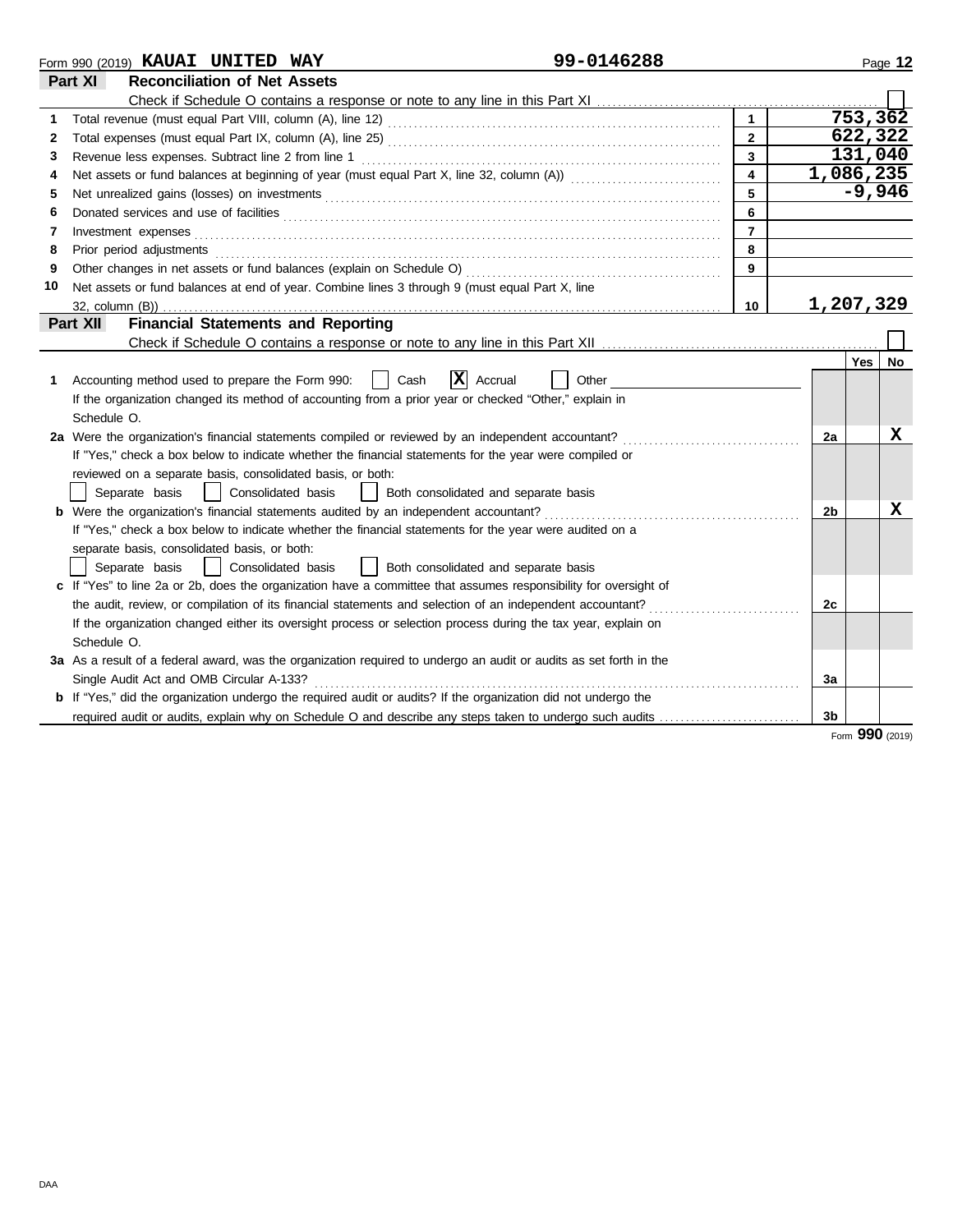Form 990 (2019) **KAUAI UNITED WAY** 99-0146288

## Part XI — Reconciliation of Net Assets

Check if Schedule O contains a response or note to any line in this Part XI ☐

| | | | |
|---|---|---|---|
| 1 | Total revenue (must equal Part VIII, column (A), line 12) | 1 | 753,362 |
| 2 | Total expenses (must equal Part IX, column (A), line 25) | 2 | 622,322 |
| 3 | Revenue less expenses. Subtract line 2 from line 1 | 3 | 131,040 |
| 4 | Net assets or fund balances at beginning of year (must equal Part X, line 32, column (A)) | 4 | 1,086,235 |
| 5 | Net unrealized gains (losses) on investments | 5 | -9,946 |
| 6 | Donated services and use of facilities | 6 | |
| 7 | Investment expenses | 7 | |
| 8 | Prior period adjustments | 8 | |
| 9 | Other changes in net assets or fund balances (explain on Schedule O) | 9 | |
| 10 | Net assets or fund balances at end of year. Combine lines 3 through 9 (must equal Part X, line 32, column (B)) | 10 | 1,207,329 |

## Part XII — Financial Statements and Reporting

Check if Schedule O contains a response or note to any line in this Part XII ☐

| | | | Yes | No |
|---|---|---|---|---|
| 1 | Accounting method used to prepare the Form 990: ☐ Cash ☒ Accrual ☐ Other<br>If the organization changed its method of accounting from a prior year or checked "Other," explain in Schedule O. | | | |
| 2a | Were the organization's financial statements compiled or reviewed by an independent accountant?<br>If "Yes," check a box below to indicate whether the financial statements for the year were compiled or reviewed on a separate basis, consolidated basis, or both:<br>☐ Separate basis ☐ Consolidated basis ☐ Both consolidated and separate basis | 2a | | X |
| b | Were the organization's financial statements audited by an independent accountant?<br>If "Yes," check a box below to indicate whether the financial statements for the year were audited on a separate basis, consolidated basis, or both:<br>☐ Separate basis ☐ Consolidated basis ☐ Both consolidated and separate basis | 2b | | X |
| c | If "Yes" to line 2a or 2b, does the organization have a committee that assumes responsibility for oversight of the audit, review, or compilation of its financial statements and selection of an independent accountant?<br>If the organization changed either its oversight process or selection process during the tax year, explain on Schedule O. | 2c | | |
| 3a | As a result of a federal award, was the organization required to undergo an audit or audits as set forth in the Single Audit Act and OMB Circular A-133? | 3a | | |
| b | If "Yes," did the organization undergo the required audit or audits? If the organization did not undergo the required audit or audits, explain why on Schedule O and describe any steps taken to undergo such audits | 3b | | |

Form **990** (2019)

DAA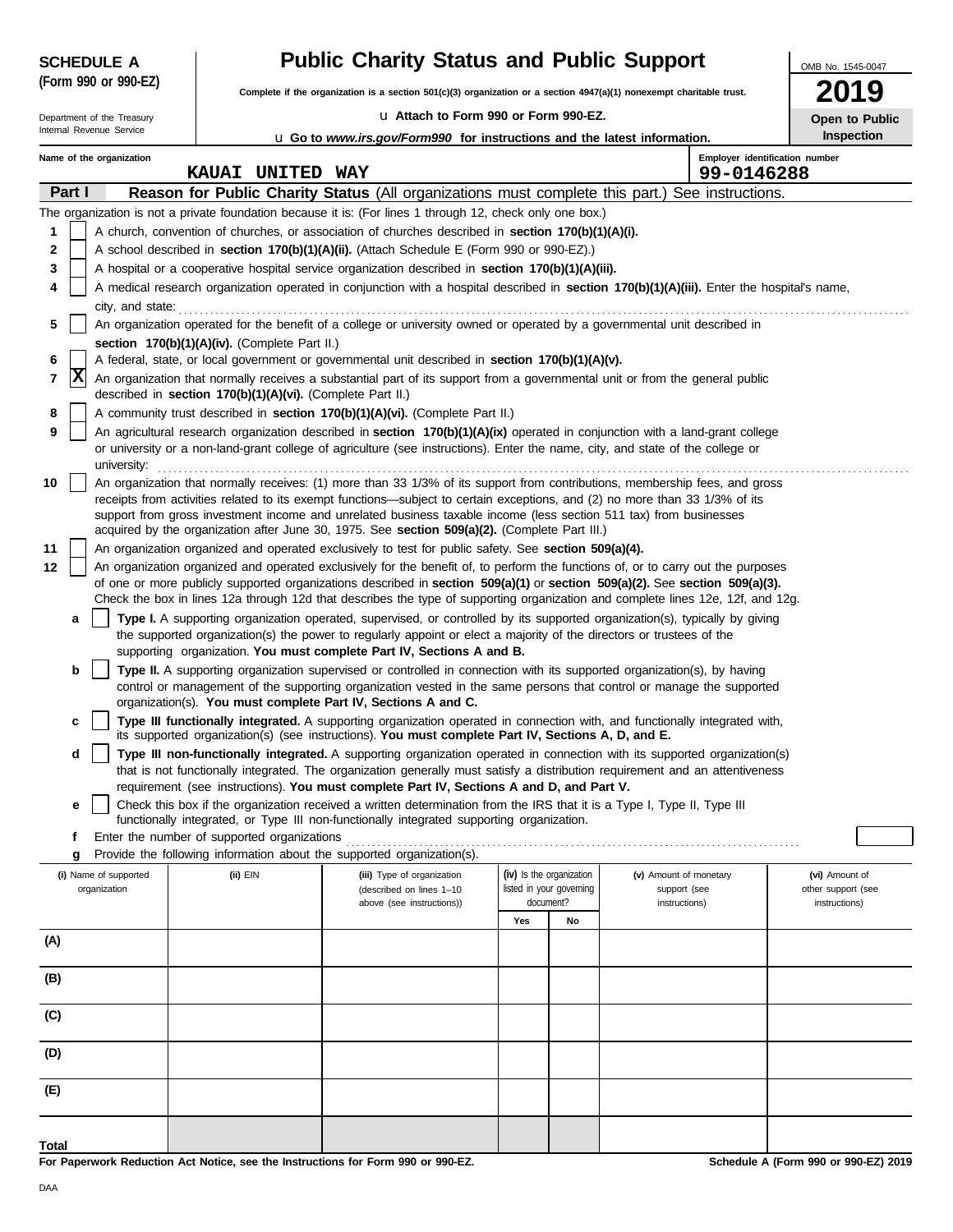**SCHEDULE A** **(Form 990 or 990-EZ)**

Department of the Treasury
Internal Revenue Service

# Public Charity Status and Public Support

**Complete if the organization is a section 501(c)(3) organization or a section 4947(a)(1) nonexempt charitable trust.**

u **Attach to Form 990 or Form 990-EZ.**

u **Go to *www.irs.gov/Form990* for instructions and the latest information.**

OMB No. 1545-0047

**2019**

**Open to Public Inspection**

Name of the organization: **KAUAI UNITED WAY**

Employer identification number: **99-0146288**

**Part I** **Reason for Public Charity Status** (All organizations must complete this part.) See instructions.

The organization is not a private foundation because it is: (For lines 1 through 12, check only one box.)

1 [ ] A church, convention of churches, or association of churches described in **section 170(b)(1)(A)(i).**

2 [ ] A school described in **section 170(b)(1)(A)(ii).** (Attach Schedule E (Form 990 or 990-EZ).)

3 [ ] A hospital or a cooperative hospital service organization described in **section 170(b)(1)(A)(iii).**

4 [ ] A medical research organization operated in conjunction with a hospital described in **section 170(b)(1)(A)(iii).** Enter the hospital's name, city, and state:

5 [ ] An organization operated for the benefit of a college or university owned or operated by a governmental unit described in **section 170(b)(1)(A)(iv).** (Complete Part II.)

6 [ ] A federal, state, or local government or governmental unit described in **section 170(b)(1)(A)(v).**

7 [X] An organization that normally receives a substantial part of its support from a governmental unit or from the general public described in **section 170(b)(1)(A)(vi).** (Complete Part II.)

8 [ ] A community trust described in **section 170(b)(1)(A)(vi).** (Complete Part II.)

9 [ ] An agricultural research organization described in **section 170(b)(1)(A)(ix)** operated in conjunction with a land-grant college or university or a non-land-grant college of agriculture (see instructions). Enter the name, city, and state of the college or university:

10 [ ] An organization that normally receives: (1) more than 33 1/3% of its support from contributions, membership fees, and gross receipts from activities related to its exempt functions—subject to certain exceptions, and (2) no more than 33 1/3% of its support from gross investment income and unrelated business taxable income (less section 511 tax) from businesses acquired by the organization after June 30, 1975. See **section 509(a)(2).** (Complete Part III.)

11 [ ] An organization organized and operated exclusively to test for public safety. See **section 509(a)(4).**

12 [ ] An organization organized and operated exclusively for the benefit of, to perform the functions of, or to carry out the purposes of one or more publicly supported organizations described in **section 509(a)(1)** or **section 509(a)(2).** See **section 509(a)(3).** Check the box in lines 12a through 12d that describes the type of supporting organization and complete lines 12e, 12f, and 12g.

a [ ] **Type I.** A supporting organization operated, supervised, or controlled by its supported organization(s), typically by giving the supported organization(s) the power to regularly appoint or elect a majority of the directors or trustees of the supporting organization. **You must complete Part IV, Sections A and B.**

b [ ] **Type II.** A supporting organization supervised or controlled in connection with its supported organization(s), by having control or management of the supporting organization vested in the same persons that control or manage the supported organization(s). **You must complete Part IV, Sections A and C.**

c [ ] **Type III functionally integrated.** A supporting organization operated in connection with, and functionally integrated with, its supported organization(s) (see instructions). **You must complete Part IV, Sections A, D, and E.**

d [ ] **Type III non-functionally integrated.** A supporting organization operated in connection with its supported organization(s) that is not functionally integrated. The organization generally must satisfy a distribution requirement and an attentiveness requirement (see instructions). **You must complete Part IV, Sections A and D, and Part V.**

e [ ] Check this box if the organization received a written determination from the IRS that it is a Type I, Type II, Type III functionally integrated, or Type III non-functionally integrated supporting organization.

f Enter the number of supported organizations

g Provide the following information about the supported organization(s).

| (i) Name of supported organization | (ii) EIN | (iii) Type of organization (described on lines 1–10 above (see instructions)) | (iv) Is the organization listed in your governing document? Yes | No | (v) Amount of monetary support (see instructions) | (vi) Amount of other support (see instructions) |
|---|---|---|---|---|---|---|
| (A) | | | | | | |
| (B) | | | | | | |
| (C) | | | | | | |
| (D) | | | | | | |
| (E) | | | | | | |
| **Total** | | | | | | |

**For Paperwork Reduction Act Notice, see the Instructions for Form 990 or 990-EZ.**

**Schedule A (Form 990 or 990-EZ) 2019**

DAA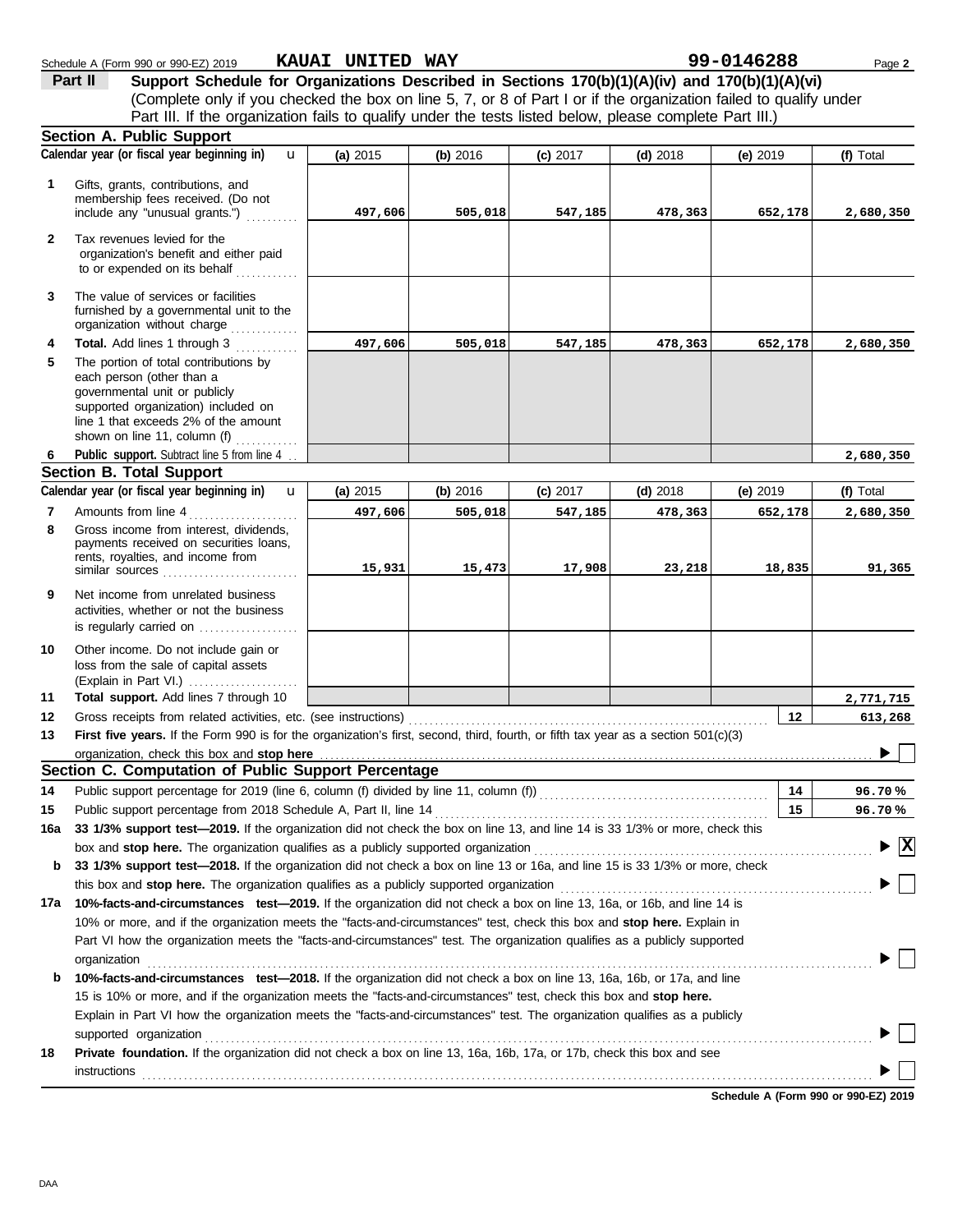Schedule A (Form 990 or 990-EZ) 2019 **KAUAI UNITED WAY** **99-0146288**

**Part II** **Support Schedule for Organizations Described in Sections 170(b)(1)(A)(iv) and 170(b)(1)(A)(vi)**
(Complete only if you checked the box on line 5, 7, or 8 of Part I or if the organization failed to qualify under Part III. If the organization fails to qualify under the tests listed below, please complete Part III.)

### Section A. Public Support

| Calendar year (or fiscal year beginning in) | (a) 2015 | (b) 2016 | (c) 2017 | (d) 2018 | (e) 2019 | (f) Total |
|---|---|---|---|---|---|---|
| **1** Gifts, grants, contributions, and membership fees received. (Do not include any "unusual grants.") | 497,606 | 505,018 | 547,185 | 478,363 | 652,178 | 2,680,350 |
| **2** Tax revenues levied for the organization's benefit and either paid to or expended on its behalf | | | | | | |
| **3** The value of services or facilities furnished by a governmental unit to the organization without charge | | | | | | |
| **4** **Total.** Add lines 1 through 3 | 497,606 | 505,018 | 547,185 | 478,363 | 652,178 | 2,680,350 |
| **5** The portion of total contributions by each person (other than a governmental unit or publicly supported organization) included on line 1 that exceeds 2% of the amount shown on line 11, column (f) | | | | | | |
| **6** **Public support.** Subtract line 5 from line 4 | | | | | | 2,680,350 |

### Section B. Total Support

| Calendar year (or fiscal year beginning in) | (a) 2015 | (b) 2016 | (c) 2017 | (d) 2018 | (e) 2019 | (f) Total |
|---|---|---|---|---|---|---|
| **7** Amounts from line 4 | 497,606 | 505,018 | 547,185 | 478,363 | 652,178 | 2,680,350 |
| **8** Gross income from interest, dividends, payments received on securities loans, rents, royalties, and income from similar sources | 15,931 | 15,473 | 17,908 | 23,218 | 18,835 | 91,365 |
| **9** Net income from unrelated business activities, whether or not the business is regularly carried on | | | | | | |
| **10** Other income. Do not include gain or loss from the sale of capital assets (Explain in Part VI.) | | | | | | |
| **11** **Total support.** Add lines 7 through 10 | | | | | | 2,771,715 |

**12** Gross receipts from related activities, etc. (see instructions) — **12** — 613,268

**13** **First five years.** If the Form 990 is for the organization's first, second, third, fourth, or fifth tax year as a section 501(c)(3) organization, check this box and **stop here** ☐

### Section C. Computation of Public Support Percentage

**14** Public support percentage for 2019 (line 6, column (f) divided by line 11, column (f)) — **14** — 96.70 %

**15** Public support percentage from 2018 Schedule A, Part II, line 14 — **15** — 96.70 %

**16a** **33 1/3% support test—2019.** If the organization did not check the box on line 13, and line 14 is 33 1/3% or more, check this box and **stop here.** The organization qualifies as a publicly supported organization ☒

**b** **33 1/3% support test—2018.** If the organization did not check a box on line 13 or 16a, and line 15 is 33 1/3% or more, check this box and **stop here.** The organization qualifies as a publicly supported organization ☐

**17a** **10%-facts-and-circumstances test—2019.** If the organization did not check a box on line 13, 16a, or 16b, and line 14 is 10% or more, and if the organization meets the "facts-and-circumstances" test, check this box and **stop here.** Explain in Part VI how the organization meets the "facts-and-circumstances" test. The organization qualifies as a publicly supported organization ☐

**b** **10%-facts-and-circumstances test—2018.** If the organization did not check a box on line 13, 16a, 16b, or 17a, and line 15 is 10% or more, and if the organization meets the "facts-and-circumstances" test, check this box and **stop here.** Explain in Part VI how the organization meets the "facts-and-circumstances" test. The organization qualifies as a publicly supported organization ☐

**18** **Private foundation.** If the organization did not check a box on line 13, 16a, 16b, 17a, or 17b, check this box and see instructions ☐

**Schedule A (Form 990 or 990-EZ) 2019**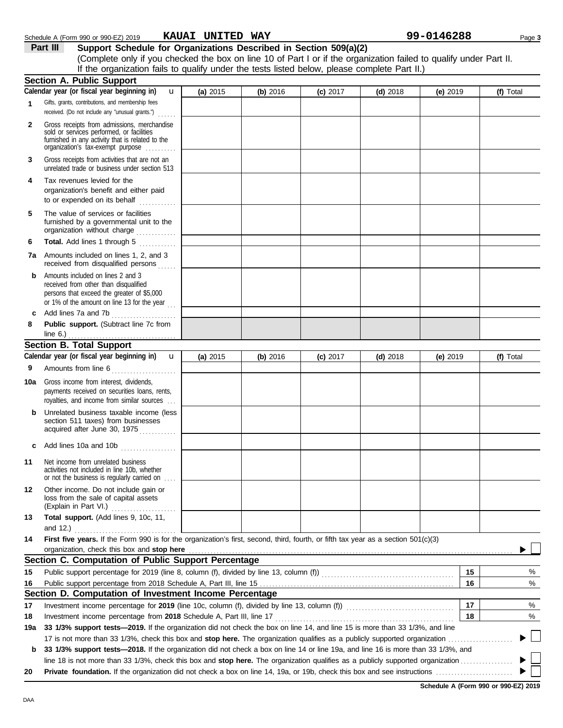Schedule A (Form 990 or 990-EZ) 2019 **KAUAI UNITED WAY** **99-0146288**

## Part III Support Schedule for Organizations Described in Section 509(a)(2)

(Complete only if you checked the box on line 10 of Part I or if the organization failed to qualify under Part II. If the organization fails to qualify under the tests listed below, please complete Part II.)

### Section A. Public Support

| Calendar year (or fiscal year beginning in) | (a) 2015 | (b) 2016 | (c) 2017 | (d) 2018 | (e) 2019 | (f) Total |
|---|---|---|---|---|---|---|
| 1 Gifts, grants, contributions, and membership fees received. (Do not include any "unusual grants.") | | | | | | |
| 2 Gross receipts from admissions, merchandise sold or services performed, or facilities furnished in any activity that is related to the organization's tax-exempt purpose | | | | | | |
| 3 Gross receipts from activities that are not an unrelated trade or business under section 513 | | | | | | |
| 4 Tax revenues levied for the organization's benefit and either paid to or expended on its behalf | | | | | | |
| 5 The value of services or facilities furnished by a governmental unit to the organization without charge | | | | | | |
| 6 **Total.** Add lines 1 through 5 | | | | | | |
| 7a Amounts included on lines 1, 2, and 3 received from disqualified persons | | | | | | |
| b Amounts included on lines 2 and 3 received from other than disqualified persons that exceed the greater of $5,000 or 1% of the amount on line 13 for the year | | | | | | |
| c Add lines 7a and 7b | | | | | | |
| 8 **Public support.** (Subtract line 7c from line 6.) | | | | | | |

### Section B. Total Support

| Calendar year (or fiscal year beginning in) | (a) 2015 | (b) 2016 | (c) 2017 | (d) 2018 | (e) 2019 | (f) Total |
|---|---|---|---|---|---|---|
| 9 Amounts from line 6 | | | | | | |
| 10a Gross income from interest, dividends, payments received on securities loans, rents, royalties, and income from similar sources | | | | | | |
| b Unrelated business taxable income (less section 511 taxes) from businesses acquired after June 30, 1975 | | | | | | |
| c Add lines 10a and 10b | | | | | | |
| 11 Net income from unrelated business activities not included in line 10b, whether or not the business is regularly carried on | | | | | | |
| 12 Other income. Do not include gain or loss from the sale of capital assets (Explain in Part VI.) | | | | | | |
| 13 **Total support.** (Add lines 9, 10c, 11, and 12.) | | | | | | |

**14** **First five years.** If the Form 990 is for the organization's first, second, third, fourth, or fifth tax year as a section 501(c)(3) organization, check this box and **stop here** ☐

### Section C. Computation of Public Support Percentage

| | | | |
|---|---|---|---|
| 15 | Public support percentage for 2019 (line 8, column (f), divided by line 13, column (f)) | 15 | % |
| 16 | Public support percentage from 2018 Schedule A, Part III, line 15 | 16 | % |

### Section D. Computation of Investment Income Percentage

| | | | |
|---|---|---|---|
| 17 | Investment income percentage for **2019** (line 10c, column (f), divided by line 13, column (f)) | 17 | % |
| 18 | Investment income percentage from **2018** Schedule A, Part III, line 17 | 18 | % |

**19a** **33 1/3% support tests—2019.** If the organization did not check the box on line 14, and line 15 is more than 33 1/3%, and line 17 is not more than 33 1/3%, check this box and **stop here.** The organization qualifies as a publicly supported organization ☐

**b** **33 1/3% support tests—2018.** If the organization did not check a box on line 14 or line 19a, and line 16 is more than 33 1/3%, and line 18 is not more than 33 1/3%, check this box and **stop here.** The organization qualifies as a publicly supported organization ☐

**20** **Private foundation.** If the organization did not check a box on line 14, 19a, or 19b, check this box and see instructions ☐

**Schedule A (Form 990 or 990-EZ) 2019**

DAA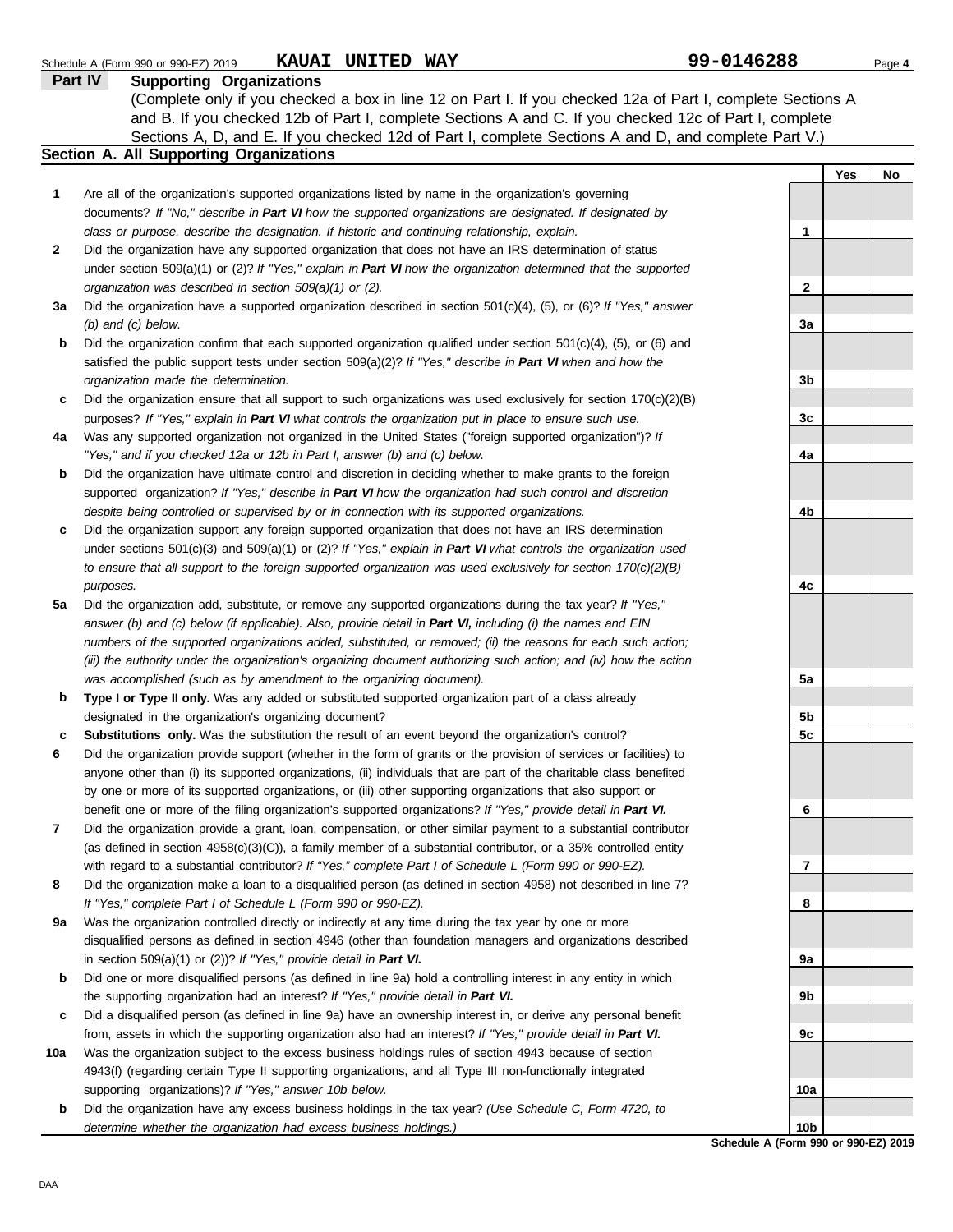Schedule A (Form 990 or 990-EZ) 2019 **KAUAI UNITED WAY** **99-0146288**

## Part IV Supporting Organizations

(Complete only if you checked a box in line 12 on Part I. If you checked 12a of Part I, complete Sections A and B. If you checked 12b of Part I, complete Sections A and C. If you checked 12c of Part I, complete Sections A, D, and E. If you checked 12d of Part I, complete Sections A and D, and complete Part V.)

### Section A. All Supporting Organizations

| | | | Yes | No |
|---|---|---|---|---|
| **1** | Are all of the organization's supported organizations listed by name in the organization's governing documents? *If "No," describe in* ***Part VI*** *how the supported organizations are designated. If designated by class or purpose, describe the designation. If historic and continuing relationship, explain.* | **1** | | |
| **2** | Did the organization have any supported organization that does not have an IRS determination of status under section 509(a)(1) or (2)? *If "Yes," explain in* ***Part VI*** *how the organization determined that the supported organization was described in section 509(a)(1) or (2).* | **2** | | |
| **3a** | Did the organization have a supported organization described in section 501(c)(4), (5), or (6)? *If "Yes," answer (b) and (c) below.* | **3a** | | |
| **b** | Did the organization confirm that each supported organization qualified under section 501(c)(4), (5), or (6) and satisfied the public support tests under section 509(a)(2)? *If "Yes," describe in* ***Part VI*** *when and how the organization made the determination.* | **3b** | | |
| **c** | Did the organization ensure that all support to such organizations was used exclusively for section 170(c)(2)(B) purposes? *If "Yes," explain in* ***Part VI*** *what controls the organization put in place to ensure such use.* | **3c** | | |
| **4a** | Was any supported organization not organized in the United States ("foreign supported organization")? *If "Yes," and if you checked 12a or 12b in Part I, answer (b) and (c) below.* | **4a** | | |
| **b** | Did the organization have ultimate control and discretion in deciding whether to make grants to the foreign supported organization? *If "Yes," describe in* ***Part VI*** *how the organization had such control and discretion despite being controlled or supervised by or in connection with its supported organizations.* | **4b** | | |
| **c** | Did the organization support any foreign supported organization that does not have an IRS determination under sections 501(c)(3) and 509(a)(1) or (2)? *If "Yes," explain in* ***Part VI*** *what controls the organization used to ensure that all support to the foreign supported organization was used exclusively for section 170(c)(2)(B) purposes.* | **4c** | | |
| **5a** | Did the organization add, substitute, or remove any supported organizations during the tax year? *If "Yes," answer (b) and (c) below (if applicable). Also, provide detail in* ***Part VI,*** *including (i) the names and EIN numbers of the supported organizations added, substituted, or removed; (ii) the reasons for each such action; (iii) the authority under the organization's organizing document authorizing such action; and (iv) how the action was accomplished (such as by amendment to the organizing document).* | **5a** | | |
| **b** | **Type I or Type II only.** Was any added or substituted supported organization part of a class already designated in the organization's organizing document? | **5b** | | |
| **c** | **Substitutions only.** Was the substitution the result of an event beyond the organization's control? | **5c** | | |
| **6** | Did the organization provide support (whether in the form of grants or the provision of services or facilities) to anyone other than (i) its supported organizations, (ii) individuals that are part of the charitable class benefited by one or more of its supported organizations, or (iii) other supporting organizations that also support or benefit one or more of the filing organization's supported organizations? *If "Yes," provide detail in* ***Part VI.*** | **6** | | |
| **7** | Did the organization provide a grant, loan, compensation, or other similar payment to a substantial contributor (as defined in section 4958(c)(3)(C)), a family member of a substantial contributor, or a 35% controlled entity with regard to a substantial contributor? *If "Yes," complete Part I of Schedule L (Form 990 or 990-EZ).* | **7** | | |
| **8** | Did the organization make a loan to a disqualified person (as defined in section 4958) not described in line 7? *If "Yes," complete Part I of Schedule L (Form 990 or 990-EZ).* | **8** | | |
| **9a** | Was the organization controlled directly or indirectly at any time during the tax year by one or more disqualified persons as defined in section 4946 (other than foundation managers and organizations described in section 509(a)(1) or (2))? *If "Yes," provide detail in* ***Part VI.*** | **9a** | | |
| **b** | Did one or more disqualified persons (as defined in line 9a) hold a controlling interest in any entity in which the supporting organization had an interest? *If "Yes," provide detail in* ***Part VI.*** | **9b** | | |
| **c** | Did a disqualified person (as defined in line 9a) have an ownership interest in, or derive any personal benefit from, assets in which the supporting organization also had an interest? *If "Yes," provide detail in* ***Part VI.*** | **9c** | | |
| **10a** | Was the organization subject to the excess business holdings rules of section 4943 because of section 4943(f) (regarding certain Type II supporting organizations, and all Type III non-functionally integrated supporting organizations)? *If "Yes," answer 10b below.* | **10a** | | |
| **b** | Did the organization have any excess business holdings in the tax year? *(Use Schedule C, Form 4720, to determine whether the organization had excess business holdings.)* | **10b** | | |

**Schedule A (Form 990 or 990-EZ) 2019**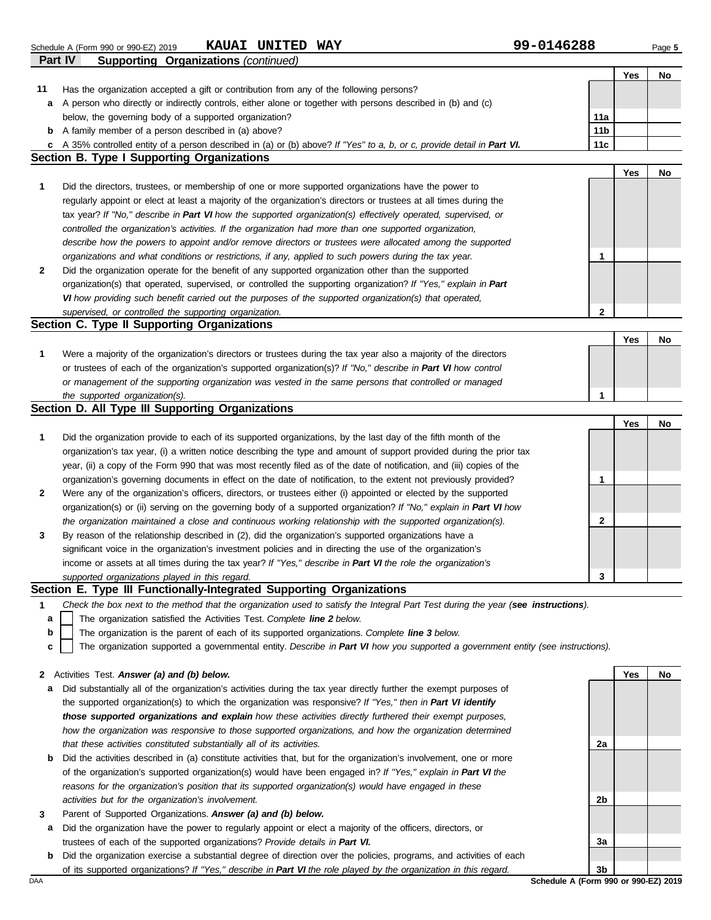Schedule A (Form 990 or 990-EZ) 2019 **KAUAI UNITED WAY** **99-0146288**

## Part IV Supporting Organizations *(continued)*

| | | | Yes | No |
|---|---|---|---|---|
| **11** | Has the organization accepted a gift or contribution from any of the following persons? | | | |
| **a** | A person who directly or indirectly controls, either alone or together with persons described in (b) and (c) below, the governing body of a supported organization? | **11a** | | |
| **b** | A family member of a person described in (a) above? | **11b** | | |
| **c** | A 35% controlled entity of a person described in (a) or (b) above? *If "Yes" to a, b, or c, provide detail in* ***Part VI.*** | **11c** | | |

### Section B. Type I Supporting Organizations

| | | | Yes | No |
|---|---|---|---|---|
| **1** | Did the directors, trustees, or membership of one or more supported organizations have the power to regularly appoint or elect at least a majority of the organization's directors or trustees at all times during the tax year? *If "No," describe in* ***Part VI*** *how the supported organization(s) effectively operated, supervised, or controlled the organization's activities. If the organization had more than one supported organization, describe how the powers to appoint and/or remove directors or trustees were allocated among the supported organizations and what conditions or restrictions, if any, applied to such powers during the tax year.* | **1** | | |
| **2** | Did the organization operate for the benefit of any supported organization other than the supported organization(s) that operated, supervised, or controlled the supporting organization? *If "Yes," explain in* ***Part VI*** *how providing such benefit carried out the purposes of the supported organization(s) that operated, supervised, or controlled the supporting organization.* | **2** | | |

### Section C. Type II Supporting Organizations

| | | | Yes | No |
|---|---|---|---|---|
| **1** | Were a majority of the organization's directors or trustees during the tax year also a majority of the directors or trustees of each of the organization's supported organization(s)? *If "No," describe in* ***Part VI*** *how control or management of the supporting organization was vested in the same persons that controlled or managed the supported organization(s).* | **1** | | |

### Section D. All Type III Supporting Organizations

| | | | Yes | No |
|---|---|---|---|---|
| **1** | Did the organization provide to each of its supported organizations, by the last day of the fifth month of the organization's tax year, (i) a written notice describing the type and amount of support provided during the prior tax year, (ii) a copy of the Form 990 that was most recently filed as of the date of notification, and (iii) copies of the organization's governing documents in effect on the date of notification, to the extent not previously provided? | **1** | | |
| **2** | Were any of the organization's officers, directors, or trustees either (i) appointed or elected by the supported organization(s) or (ii) serving on the governing body of a supported organization? *If "No," explain in* ***Part VI*** *how the organization maintained a close and continuous working relationship with the supported organization(s).* | **2** | | |
| **3** | By reason of the relationship described in (2), did the organization's supported organizations have a significant voice in the organization's investment policies and in directing the use of the organization's income or assets at all times during the tax year? *If "Yes," describe in* ***Part VI*** *the role the organization's supported organizations played in this regard.* | **3** | | |

### Section E. Type III Functionally-Integrated Supporting Organizations

**1** *Check the box next to the method that the organization used to satisfy the Integral Part Test during the year (**see instructions**).*

**a** ☐ The organization satisfied the Activities Test. *Complete* ***line 2*** *below.*

**b** ☐ The organization is the parent of each of its supported organizations. *Complete* ***line 3*** *below.*

**c** ☐ The organization supported a governmental entity. *Describe in* ***Part VI*** *how you supported a government entity (see instructions).*

| | | | Yes | No |
|---|---|---|---|---|
| **2** | Activities Test. ***Answer (a) and (b) below.*** | | | |
| **a** | Did substantially all of the organization's activities during the tax year directly further the exempt purposes of the supported organization(s) to which the organization was responsive? *If "Yes," then in* ***Part VI identify those supported organizations and explain*** *how these activities directly furthered their exempt purposes, how the organization was responsive to those supported organizations, and how the organization determined that these activities constituted substantially all of its activities.* | **2a** | | |
| **b** | Did the activities described in (a) constitute activities that, but for the organization's involvement, one or more of the organization's supported organization(s) would have been engaged in? *If "Yes," explain in* ***Part VI*** *the reasons for the organization's position that its supported organization(s) would have engaged in these activities but for the organization's involvement.* | **2b** | | |
| **3** | Parent of Supported Organizations. ***Answer (a) and (b) below.*** | | | |
| **a** | Did the organization have the power to regularly appoint or elect a majority of the officers, directors, or trustees of each of the supported organizations? *Provide details in* ***Part VI.*** | **3a** | | |
| **b** | Did the organization exercise a substantial degree of direction over the policies, programs, and activities of each of its supported organizations? *If "Yes," describe in* ***Part VI*** *the role played by the organization in this regard.* | **3b** | | |

DAA **Schedule A (Form 990 or 990-EZ) 2019**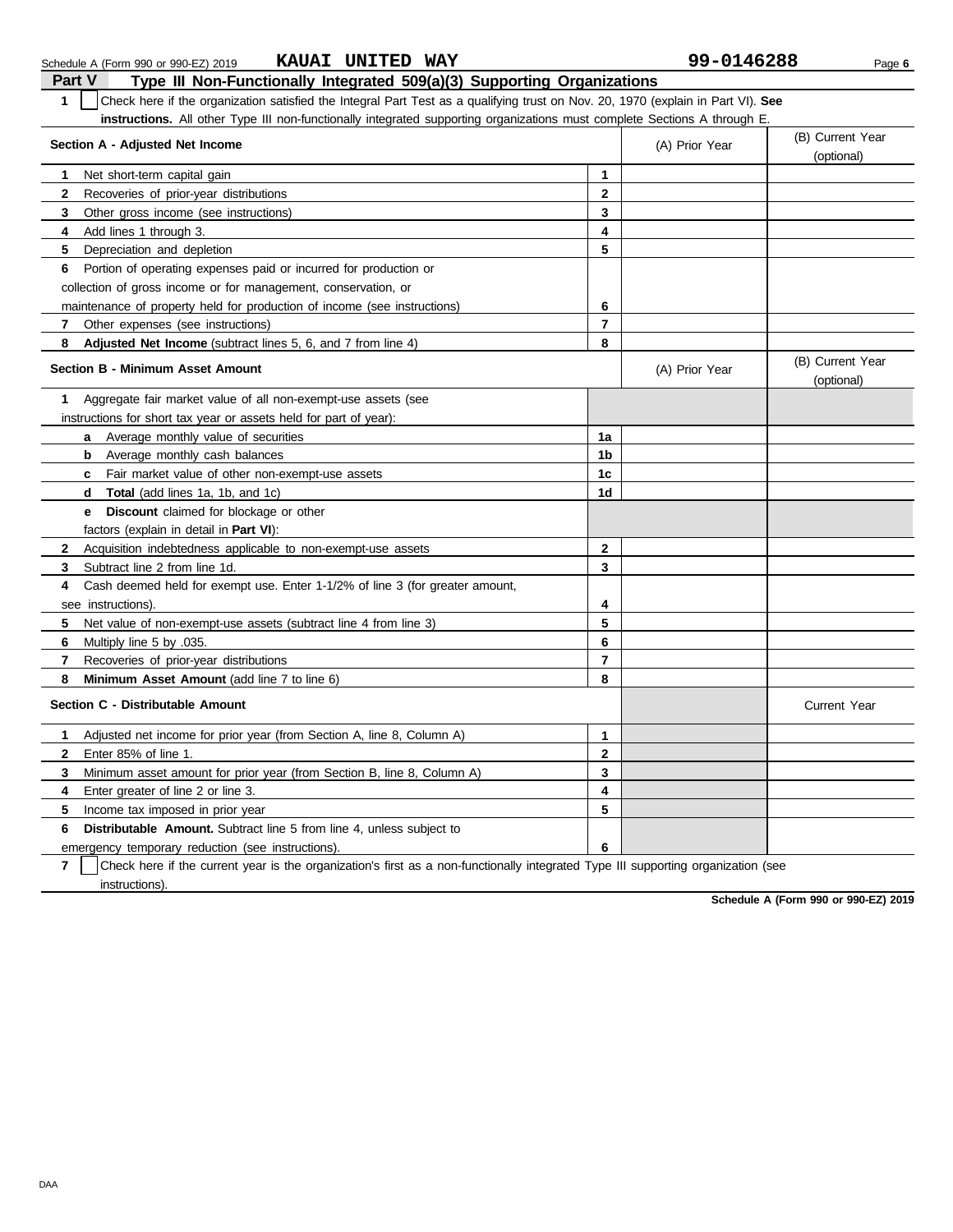Schedule A (Form 990 or 990-EZ) 2019 **KAUAI UNITED WAY** **99-0146288**

## Part V Type III Non-Functionally Integrated 509(a)(3) Supporting Organizations

**1** ☐ Check here if the organization satisfied the Integral Part Test as a qualifying trust on Nov. 20, 1970 (explain in Part VI). **See instructions.** All other Type III non-functionally integrated supporting organizations must complete Sections A through E.

| Section A - Adjusted Net Income | | (A) Prior Year | (B) Current Year (optional) |
|---|---|---|---|
| **1** Net short-term capital gain | **1** | | |
| **2** Recoveries of prior-year distributions | **2** | | |
| **3** Other gross income (see instructions) | **3** | | |
| **4** Add lines 1 through 3. | **4** | | |
| **5** Depreciation and depletion | **5** | | |
| **6** Portion of operating expenses paid or incurred for production or collection of gross income or for management, conservation, or maintenance of property held for production of income (see instructions) | **6** | | |
| **7** Other expenses (see instructions) | **7** | | |
| **8** **Adjusted Net Income** (subtract lines 5, 6, and 7 from line 4) | **8** | | |

| Section B - Minimum Asset Amount | | (A) Prior Year | (B) Current Year (optional) |
|---|---|---|---|
| **1** Aggregate fair market value of all non-exempt-use assets (see instructions for short tax year or assets held for part of year): | | | |
| **a** Average monthly value of securities | **1a** | | |
| **b** Average monthly cash balances | **1b** | | |
| **c** Fair market value of other non-exempt-use assets | **1c** | | |
| **d** **Total** (add lines 1a, 1b, and 1c) | **1d** | | |
| **e** **Discount** claimed for blockage or other factors (explain in detail in **Part VI**): | | | |
| **2** Acquisition indebtedness applicable to non-exempt-use assets | **2** | | |
| **3** Subtract line 2 from line 1d. | **3** | | |
| **4** Cash deemed held for exempt use. Enter 1-1/2% of line 3 (for greater amount, see instructions). | **4** | | |
| **5** Net value of non-exempt-use assets (subtract line 4 from line 3) | **5** | | |
| **6** Multiply line 5 by .035. | **6** | | |
| **7** Recoveries of prior-year distributions | **7** | | |
| **8** **Minimum Asset Amount** (add line 7 to line 6) | **8** | | |

| Section C - Distributable Amount | | | Current Year |
|---|---|---|---|
| **1** Adjusted net income for prior year (from Section A, line 8, Column A) | **1** | | |
| **2** Enter 85% of line 1. | **2** | | |
| **3** Minimum asset amount for prior year (from Section B, line 8, Column A) | **3** | | |
| **4** Enter greater of line 2 or line 3. | **4** | | |
| **5** Income tax imposed in prior year | **5** | | |
| **6** **Distributable Amount.** Subtract line 5 from line 4, unless subject to emergency temporary reduction (see instructions). | **6** | | |

**7** ☐ Check here if the current year is the organization's first as a non-functionally integrated Type III supporting organization (see instructions).

**Schedule A (Form 990 or 990-EZ) 2019**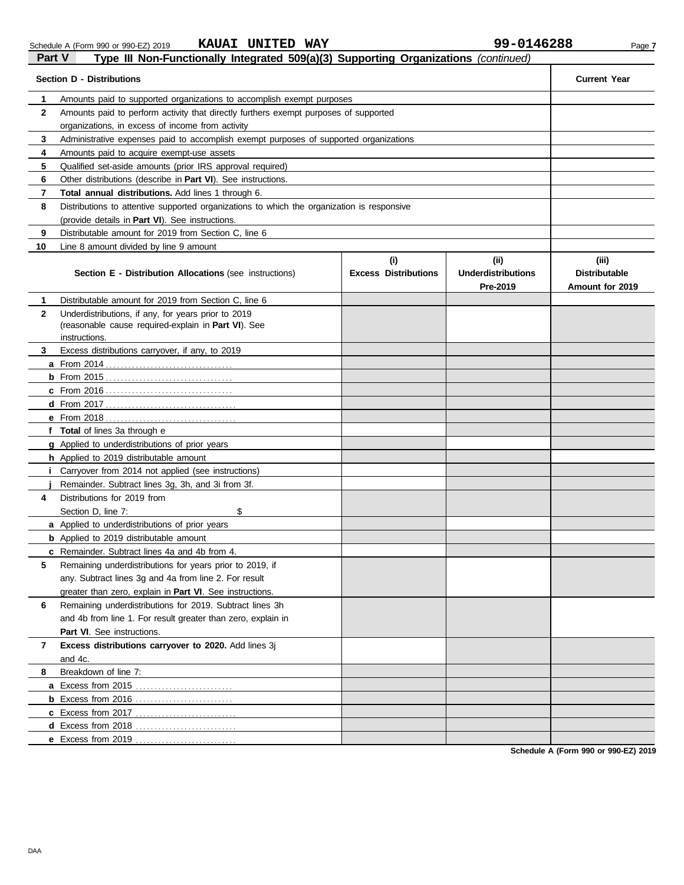Schedule A (Form 990 or 990-EZ) 2019 KAUAI UNITED WAY 99-0146288

## Part V Type III Non-Functionally Integrated 509(a)(3) Supporting Organizations *(continued)*

| | Section D - Distributions | Current Year |
|---|---|---|
| 1 | Amounts paid to supported organizations to accomplish exempt purposes | |
| 2 | Amounts paid to perform activity that directly furthers exempt purposes of supported organizations, in excess of income from activity | |
| 3 | Administrative expenses paid to accomplish exempt purposes of supported organizations | |
| 4 | Amounts paid to acquire exempt-use assets | |
| 5 | Qualified set-aside amounts (prior IRS approval required) | |
| 6 | Other distributions (describe in **Part VI**). See instructions. | |
| 7 | **Total annual distributions.** Add lines 1 through 6. | |
| 8 | Distributions to attentive supported organizations to which the organization is responsive (provide details in **Part VI**). See instructions. | |
| 9 | Distributable amount for 2019 from Section C, line 6 | |
| 10 | Line 8 amount divided by line 9 amount | |

| | Section E - Distribution Allocations (see instructions) | (i) Excess Distributions | (ii) Underdistributions Pre-2019 | (iii) Distributable Amount for 2019 |
|---|---|---|---|---|
| 1 | Distributable amount for 2019 from Section C, line 6 | | | |
| 2 | Underdistributions, if any, for years prior to 2019 (reasonable cause required-explain in **Part VI**). See instructions. | | | |
| 3 | Excess distributions carryover, if any, to 2019 | | | |
| a | From 2014 | | | |
| b | From 2015 | | | |
| c | From 2016 | | | |
| d | From 2017 | | | |
| e | From 2018 | | | |
| f | **Total** of lines 3a through e | | | |
| g | Applied to underdistributions of prior years | | | |
| h | Applied to 2019 distributable amount | | | |
| i | Carryover from 2014 not applied (see instructions) | | | |
| j | Remainder. Subtract lines 3g, 3h, and 3i from 3f. | | | |
| 4 | Distributions for 2019 from Section D, line 7: $ | | | |
| a | Applied to underdistributions of prior years | | | |
| b | Applied to 2019 distributable amount | | | |
| c | Remainder. Subtract lines 4a and 4b from 4. | | | |
| 5 | Remaining underdistributions for years prior to 2019, if any. Subtract lines 3g and 4a from line 2. For result greater than zero, explain in **Part VI**. See instructions. | | | |
| 6 | Remaining underdistributions for 2019. Subtract lines 3h and 4b from line 1. For result greater than zero, explain in **Part VI**. See instructions. | | | |
| 7 | **Excess distributions carryover to 2020.** Add lines 3j and 4c. | | | |
| 8 | Breakdown of line 7: | | | |
| a | Excess from 2015 | | | |
| b | Excess from 2016 | | | |
| c | Excess from 2017 | | | |
| d | Excess from 2018 | | | |
| e | Excess from 2019 | | | |

**Schedule A (Form 990 or 990-EZ) 2019**

DAA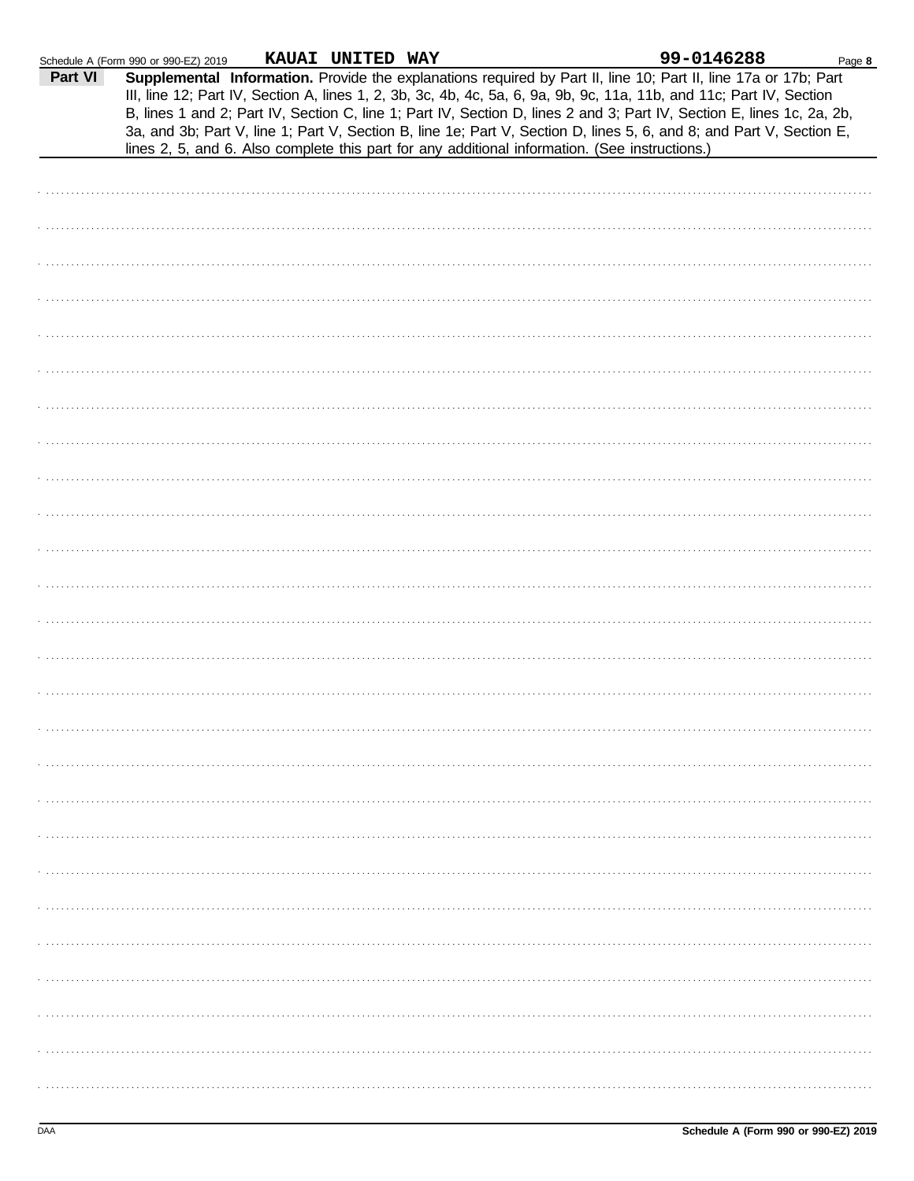Schedule A (Form 990 or 990-EZ) 2019 **KAUAI UNITED WAY** **99-0146288** Page **8**

**Part VI** **Supplemental Information.** Provide the explanations required by Part II, line 10; Part II, line 17a or 17b; Part III, line 12; Part IV, Section A, lines 1, 2, 3b, 3c, 4b, 4c, 5a, 6, 9a, 9b, 9c, 11a, 11b, and 11c; Part IV, Section B, lines 1 and 2; Part IV, Section C, line 1; Part IV, Section D, lines 2 and 3; Part IV, Section E, lines 1c, 2a, 2b, 3a, and 3b; Part V, line 1; Part V, Section B, line 1e; Part V, Section D, lines 5, 6, and 8; and Part V, Section E, lines 2, 5, and 6. Also complete this part for any additional information. (See instructions.)

DAA **Schedule A (Form 990 or 990-EZ) 2019**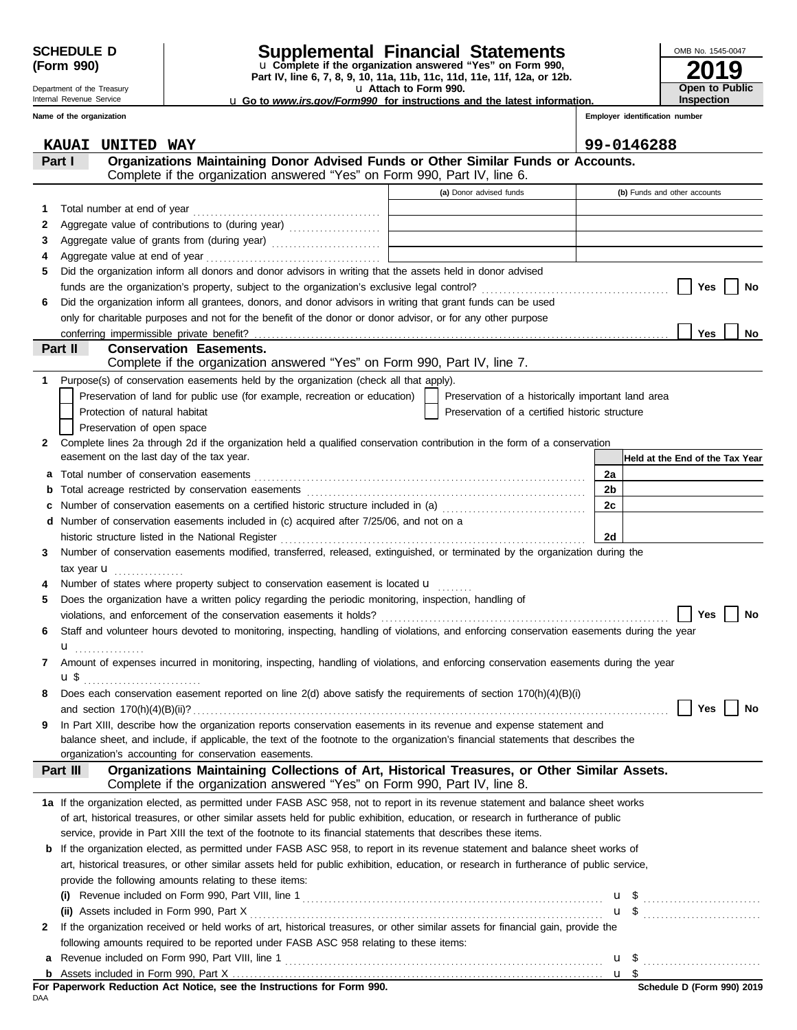**SCHEDULE D (Form 990)**

Department of the Treasury
Internal Revenue Service

# Supplemental Financial Statements

u Complete if the organization answered "Yes" on Form 990, Part IV, line 6, 7, 8, 9, 10, 11a, 11b, 11c, 11d, 11e, 11f, 12a, or 12b.
u Attach to Form 990.
u Go to *www.irs.gov/Form990* for instructions and the latest information.

OMB No. 1545-0047
**2019**
**Open to Public Inspection**

**Name of the organization:** KAUAI UNITED WAY
**Employer identification number:** 99-0146288

## Part I Organizations Maintaining Donor Advised Funds or Other Similar Funds or Accounts.

Complete if the organization answered "Yes" on Form 990, Part IV, line 6.

| | | (a) Donor advised funds | (b) Funds and other accounts |
|---|---|---|---|
| 1 | Total number at end of year | | |
| 2 | Aggregate value of contributions to (during year) | | |
| 3 | Aggregate value of grants from (during year) | | |
| 4 | Aggregate value at end of year | | |

5 Did the organization inform all donors and donor advisors in writing that the assets held in donor advised funds are the organization's property, subject to the organization's exclusive legal control? ☐ Yes ☐ No

6 Did the organization inform all grantees, donors, and donor advisors in writing that grant funds can be used only for charitable purposes and not for the benefit of the donor or donor advisor, or for any other purpose conferring impermissible private benefit? ☐ Yes ☐ No

## Part II Conservation Easements.

Complete if the organization answered "Yes" on Form 990, Part IV, line 7.

1 Purpose(s) of conservation easements held by the organization (check all that apply).

☐ Preservation of land for public use (for example, recreation or education)
☐ Preservation of a historically important land area
☐ Protection of natural habitat
☐ Preservation of a certified historic structure
☐ Preservation of open space

2 Complete lines 2a through 2d if the organization held a qualified conservation contribution in the form of a conservation easement on the last day of the tax year.

| | | | Held at the End of the Tax Year |
|---|---|---|---|
| a | Total number of conservation easements | 2a | |
| b | Total acreage restricted by conservation easements | 2b | |
| c | Number of conservation easements on a certified historic structure included in (a) | 2c | |
| d | Number of conservation easements included in (c) acquired after 7/25/06, and not on a historic structure listed in the National Register | 2d | |

3 Number of conservation easements modified, transferred, released, extinguished, or terminated by the organization during the tax year u

4 Number of states where property subject to conservation easement is located u

5 Does the organization have a written policy regarding the periodic monitoring, inspection, handling of violations, and enforcement of the conservation easements it holds? ☐ Yes ☐ No

6 Staff and volunteer hours devoted to monitoring, inspecting, handling of violations, and enforcing conservation easements during the year u

7 Amount of expenses incurred in monitoring, inspecting, handling of violations, and enforcing conservation easements during the year u $

8 Does each conservation easement reported on line 2(d) above satisfy the requirements of section 170(h)(4)(B)(i) and section 170(h)(4)(B)(ii)? ☐ Yes ☐ No

9 In Part XIII, describe how the organization reports conservation easements in its revenue and expense statement and balance sheet, and include, if applicable, the text of the footnote to the organization's financial statements that describes the organization's accounting for conservation easements.

## Part III Organizations Maintaining Collections of Art, Historical Treasures, or Other Similar Assets.

Complete if the organization answered "Yes" on Form 990, Part IV, line 8.

1a If the organization elected, as permitted under FASB ASC 958, not to report in its revenue statement and balance sheet works of art, historical treasures, or other similar assets held for public exhibition, education, or research in furtherance of public service, provide in Part XIII the text of the footnote to its financial statements that describes these items.

b If the organization elected, as permitted under FASB ASC 958, to report in its revenue statement and balance sheet works of art, historical treasures, or other similar assets held for public exhibition, education, or research in furtherance of public service, provide the following amounts relating to these items:

(i) Revenue included on Form 990, Part VIII, line 1 u $

(ii) Assets included in Form 990, Part X u $

2 If the organization received or held works of art, historical treasures, or other similar assets for financial gain, provide the following amounts required to be reported under FASB ASC 958 relating to these items:

a Revenue included on Form 990, Part VIII, line 1 u $

b Assets included in Form 990, Part X u $

**For Paperwork Reduction Act Notice, see the Instructions for Form 990.**

DAA

**Schedule D (Form 990) 2019**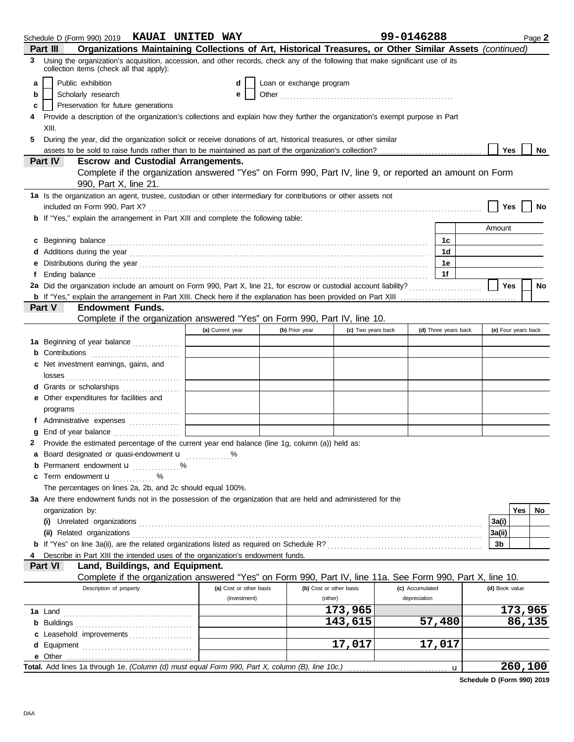Schedule D (Form 990) 2019 **KAUAI UNITED WAY** **99-0146288** Page **2**

## Part III — Organizations Maintaining Collections of Art, Historical Treasures, or Other Similar Assets *(continued)*

**3** Using the organization's acquisition, accession, and other records, check any of the following that make significant use of its collection items (check all that apply):

- **a** ☐ Public exhibition
- **b** ☐ Scholarly research
- **c** ☐ Preservation for future generations
- **d** ☐ Loan or exchange program
- **e** ☐ Other ....................

**4** Provide a description of the organization's collections and explain how they further the organization's exempt purpose in Part XIII.

**5** During the year, did the organization solicit or receive donations of art, historical treasures, or other similar assets to be sold to raise funds rather than to be maintained as part of the organization's collection? ☐ Yes ☐ No

## Part IV — Escrow and Custodial Arrangements.

Complete if the organization answered "Yes" on Form 990, Part IV, line 9, or reported an amount on Form 990, Part X, line 21.

**1a** Is the organization an agent, trustee, custodian or other intermediary for contributions or other assets not included on Form 990, Part X? ☐ Yes ☐ No

**b** If "Yes," explain the arrangement in Part XIII and complete the following table:

| | | Amount |
|---|---|---|
| **c** Beginning balance | 1c | |
| **d** Additions during the year | 1d | |
| **e** Distributions during the year | 1e | |
| **f** Ending balance | 1f | |

**2a** Did the organization include an amount on Form 990, Part X, line 21, for escrow or custodial account liability? ☐ Yes ☐ No

**b** If "Yes," explain the arrangement in Part XIII. Check here if the explanation has been provided on Part XIII ☐

## Part V — Endowment Funds.

Complete if the organization answered "Yes" on Form 990, Part IV, line 10.

| | (a) Current year | (b) Prior year | (c) Two years back | (d) Three years back | (e) Four years back |
|---|---|---|---|---|---|
| **1a** Beginning of year balance | | | | | |
| **b** Contributions | | | | | |
| **c** Net investment earnings, gains, and losses | | | | | |
| **d** Grants or scholarships | | | | | |
| **e** Other expenditures for facilities and programs | | | | | |
| **f** Administrative expenses | | | | | |
| **g** End of year balance | | | | | |

**2** Provide the estimated percentage of the current year end balance (line 1g, column (a)) held as:

- **a** Board designated or quasi-endowment u ........ %
- **b** Permanent endowment u ........ %
- **c** Term endowment u ........ %

The percentages on lines 2a, 2b, and 2c should equal 100%.

**3a** Are there endowment funds not in the possession of the organization that are held and administered for the organization by:

| | | Yes | No |
|---|---|---|---|
| **(i)** Unrelated organizations | 3a(i) | | |
| **(ii)** Related organizations | 3a(ii) | | |
| **b** If "Yes" on line 3a(ii), are the related organizations listed as required on Schedule R? | 3b | | |

**4** Describe in Part XIII the intended uses of the organization's endowment funds.

## Part VI — Land, Buildings, and Equipment.

Complete if the organization answered "Yes" on Form 990, Part IV, line 11a. See Form 990, Part X, line 10.

| Description of property | (a) Cost or other basis (investment) | (b) Cost or other basis (other) | (c) Accumulated depreciation | (d) Book value |
|---|---|---|---|---|
| **1a** Land | | 173,965 | | 173,965 |
| **b** Buildings | | 143,615 | 57,480 | 86,135 |
| **c** Leasehold improvements | | | | |
| **d** Equipment | | 17,017 | 17,017 | |
| **e** Other | | | | |
| **Total.** Add lines 1a through 1e. *(Column (d) must equal Form 990, Part X, column (B), line 10c.)* u | | | | 260,100 |

**Schedule D (Form 990) 2019**

DAA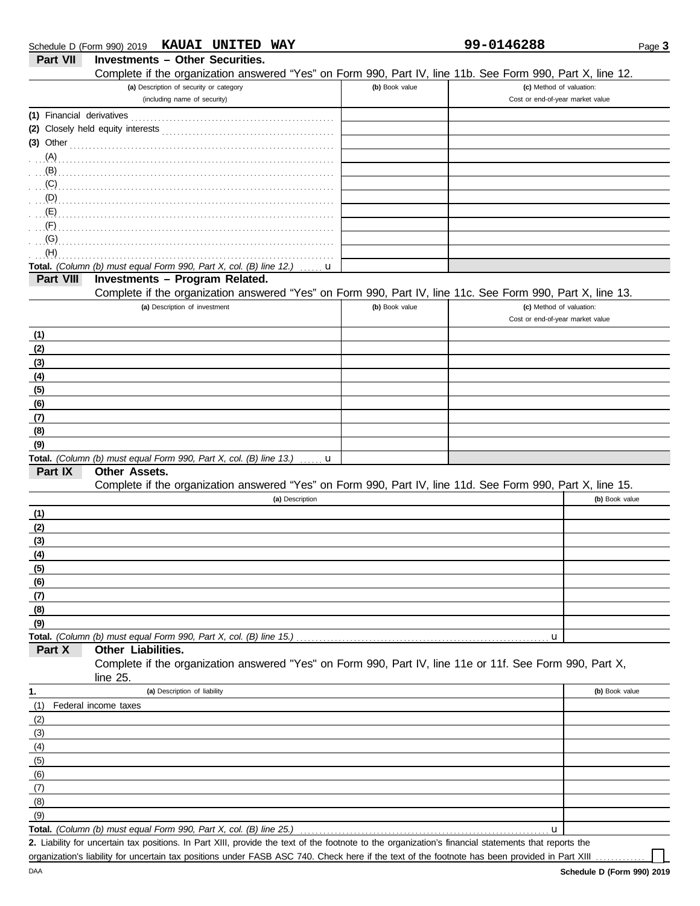Schedule D (Form 990) 2019 **KAUAI UNITED WAY** **99-0146288**

## Part VII Investments – Other Securities.

Complete if the organization answered "Yes" on Form 990, Part IV, line 11b. See Form 990, Part X, line 12.

| (a) Description of security or category (including name of security) | (b) Book value | (c) Method of valuation: Cost or end-of-year market value |
|---|---|---|
| (1) Financial derivatives | | |
| (2) Closely held equity interests | | |
| (3) Other | | |
| (A) | | |
| (B) | | |
| (C) | | |
| (D) | | |
| (E) | | |
| (F) | | |
| (G) | | |
| (H) | | |
| **Total.** *(Column (b) must equal Form 990, Part X, col. (B) line 12.)* u | | |

## Part VIII Investments – Program Related.

Complete if the organization answered "Yes" on Form 990, Part IV, line 11c. See Form 990, Part X, line 13.

| (a) Description of investment | (b) Book value | (c) Method of valuation: Cost or end-of-year market value |
|---|---|---|
| (1) | | |
| (2) | | |
| (3) | | |
| (4) | | |
| (5) | | |
| (6) | | |
| (7) | | |
| (8) | | |
| (9) | | |
| **Total.** *(Column (b) must equal Form 990, Part X, col. (B) line 13.)* u | | |

## Part IX Other Assets.

Complete if the organization answered "Yes" on Form 990, Part IV, line 11d. See Form 990, Part X, line 15.

| (a) Description | (b) Book value |
|---|---|
| (1) | |
| (2) | |
| (3) | |
| (4) | |
| (5) | |
| (6) | |
| (7) | |
| (8) | |
| (9) | |
| **Total.** *(Column (b) must equal Form 990, Part X, col. (B) line 15.)* u | |

## Part X Other Liabilities.

Complete if the organization answered "Yes" on Form 990, Part IV, line 11e or 11f. See Form 990, Part X, line 25.

| 1. (a) Description of liability | (b) Book value |
|---|---|
| (1) Federal income taxes | |
| (2) | |
| (3) | |
| (4) | |
| (5) | |
| (6) | |
| (7) | |
| (8) | |
| (9) | |
| **Total.** *(Column (b) must equal Form 990, Part X, col. (B) line 25.)* u | |

**2.** Liability for uncertain tax positions. In Part XIII, provide the text of the footnote to the organization's financial statements that reports the organization's liability for uncertain tax positions under FASB ASC 740. Check here if the text of the footnote has been provided in Part XIII ☐

DAA **Schedule D (Form 990) 2019**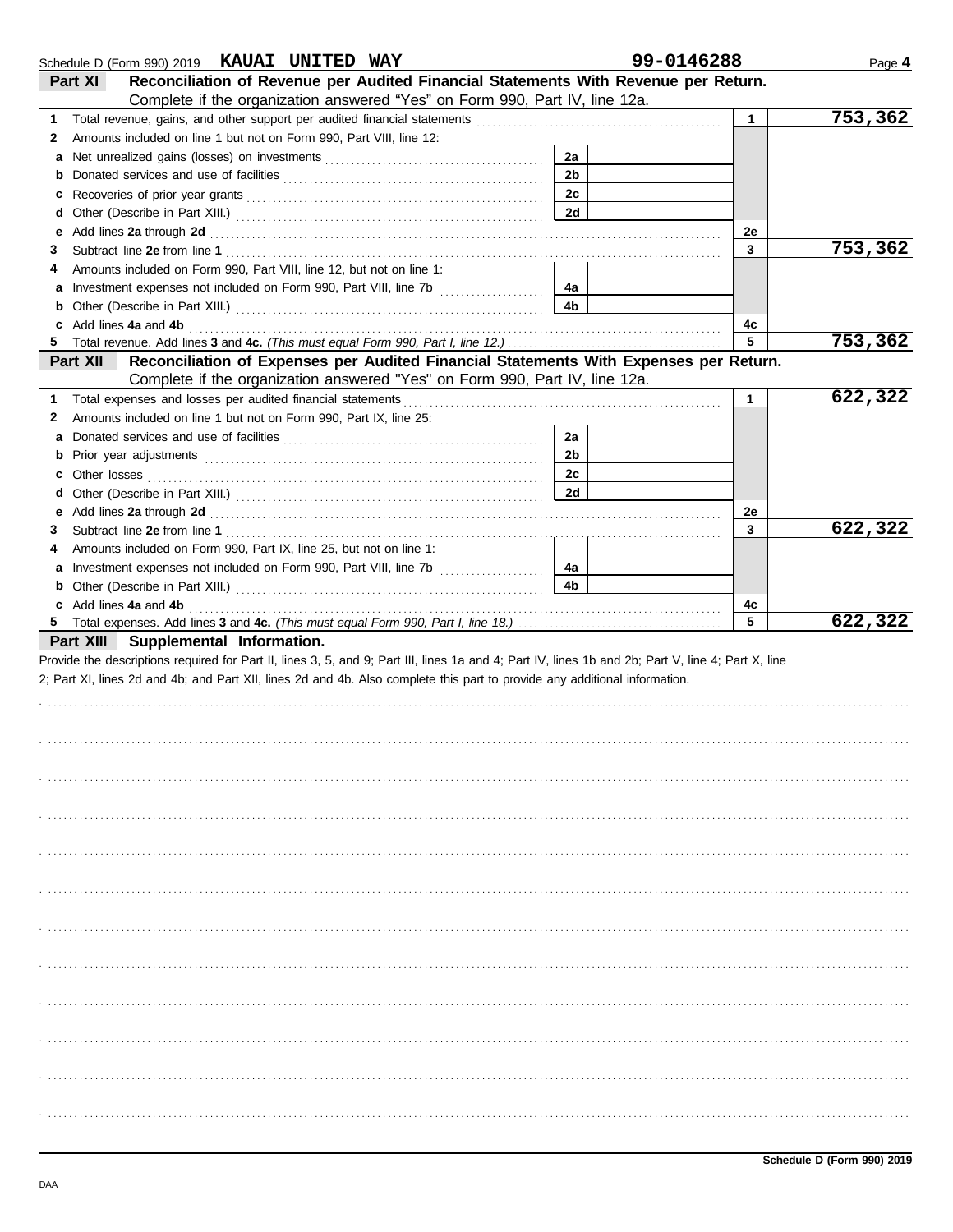Schedule D (Form 990) 2019 **KAUAI UNITED WAY** **99-0146288** Page **4**

## Part XI Reconciliation of Revenue per Audited Financial Statements With Revenue per Return.

Complete if the organization answered "Yes" on Form 990, Part IV, line 12a.

| | | | | | |
|---|---|---|---|---|---|
| **1** | Total revenue, gains, and other support per audited financial statements | | | 1 | **753,362** |
| **2** | Amounts included on line 1 but not on Form 990, Part VIII, line 12: | | | | |
| **a** | Net unrealized gains (losses) on investments | 2a | | | |
| **b** | Donated services and use of facilities | 2b | | | |
| **c** | Recoveries of prior year grants | 2c | | | |
| **d** | Other (Describe in Part XIII.) | 2d | | | |
| **e** | Add lines **2a** through **2d** | | | 2e | |
| **3** | Subtract line **2e** from line **1** | | | 3 | **753,362** |
| **4** | Amounts included on Form 990, Part VIII, line 12, but not on line 1: | | | | |
| **a** | Investment expenses not included on Form 990, Part VIII, line 7b | 4a | | | |
| **b** | Other (Describe in Part XIII.) | 4b | | | |
| **c** | Add lines **4a** and **4b** | | | 4c | |
| **5** | Total revenue. Add lines **3** and **4c.** *(This must equal Form 990, Part I, line 12.)* | | | 5 | **753,362** |

## Part XII Reconciliation of Expenses per Audited Financial Statements With Expenses per Return.

Complete if the organization answered "Yes" on Form 990, Part IV, line 12a.

| | | | | | |
|---|---|---|---|---|---|
| **1** | Total expenses and losses per audited financial statements | | | 1 | **622,322** |
| **2** | Amounts included on line 1 but not on Form 990, Part IX, line 25: | | | | |
| **a** | Donated services and use of facilities | 2a | | | |
| **b** | Prior year adjustments | 2b | | | |
| **c** | Other losses | 2c | | | |
| **d** | Other (Describe in Part XIII.) | 2d | | | |
| **e** | Add lines **2a** through **2d** | | | 2e | |
| **3** | Subtract line **2e** from line **1** | | | 3 | **622,322** |
| **4** | Amounts included on Form 990, Part IX, line 25, but not on line 1: | | | | |
| **a** | Investment expenses not included on Form 990, Part VIII, line 7b | 4a | | | |
| **b** | Other (Describe in Part XIII.) | 4b | | | |
| **c** | Add lines **4a** and **4b** | | | 4c | |
| **5** | Total expenses. Add lines **3** and **4c.** *(This must equal Form 990, Part I, line 18.)* | | | 5 | **622,322** |

## Part XIII Supplemental Information.

Provide the descriptions required for Part II, lines 3, 5, and 9; Part III, lines 1a and 4; Part IV, lines 1b and 2b; Part V, line 4; Part X, line 2; Part XI, lines 2d and 4b; and Part XII, lines 2d and 4b. Also complete this part to provide any additional information.

DAA **Schedule D (Form 990) 2019**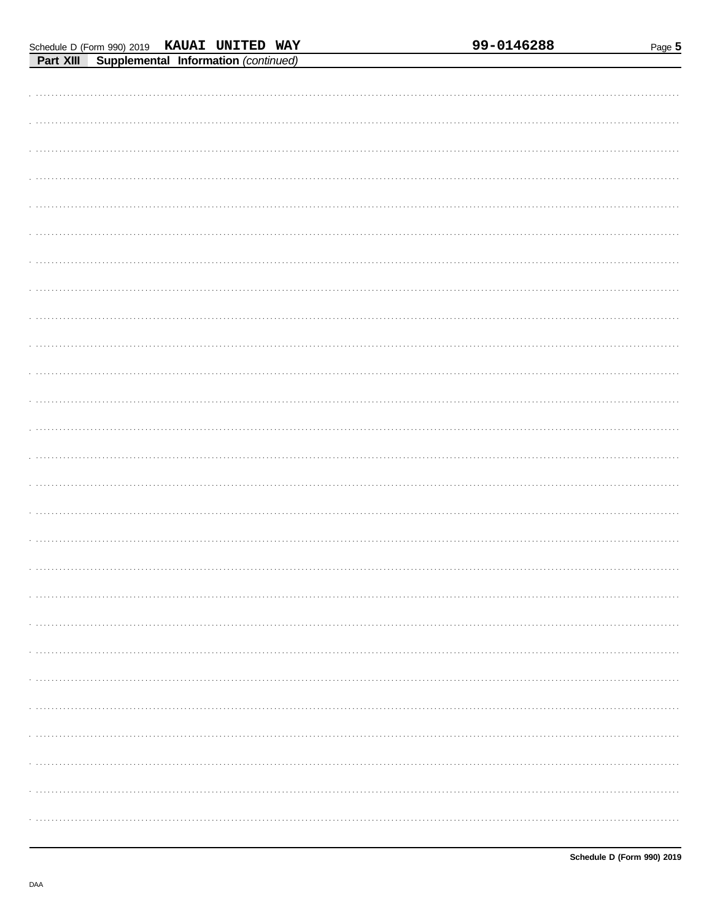**Part XIII Supplemental Information** *(continued)*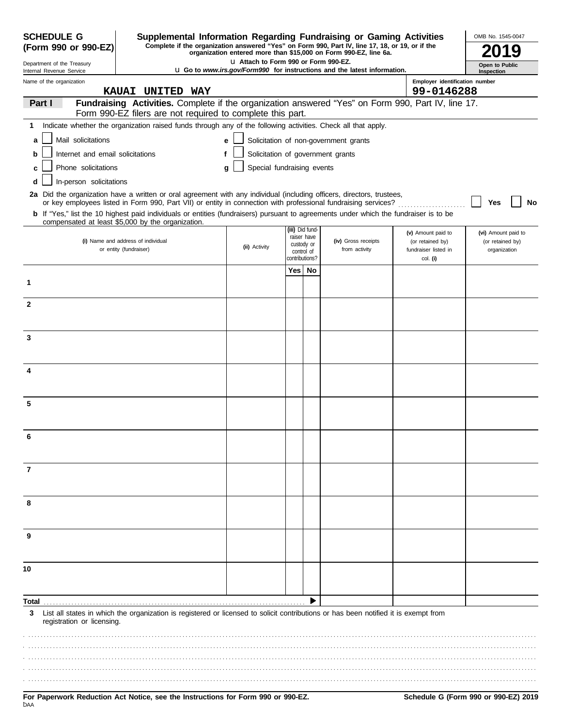**SCHEDULE G (Form 990 or 990-EZ)**

Department of the Treasury
Internal Revenue Service

# Supplemental Information Regarding Fundraising or Gaming Activities

**Complete if the organization answered "Yes" on Form 990, Part IV, line 17, 18, or 19, or if the organization entered more than $15,000 on Form 990-EZ, line 6a.**

u Attach to Form 990 or Form 990-EZ.

u Go to *www.irs.gov/Form990* for instructions and the latest information.

OMB No. 1545-0047

**2019**

**Open to Public Inspection**

Name of the organization: **KAUAI UNITED WAY**

Employer identification number: **99-0146288**

## Part I — Fundraising Activities.

Complete if the organization answered "Yes" on Form 990, Part IV, line 17. Form 990-EZ filers are not required to complete this part.

**1** Indicate whether the organization raised funds through any of the following activities. Check all that apply.

- **a** ☐ Mail solicitations
- **b** ☐ Internet and email solicitations
- **c** ☐ Phone solicitations
- **d** ☐ In-person solicitations
- **e** ☐ Solicitation of non-government grants
- **f** ☐ Solicitation of government grants
- **g** ☐ Special fundraising events

**2a** Did the organization have a written or oral agreement with any individual (including officers, directors, trustees, or key employees listed in Form 990, Part VII) or entity in connection with professional fundraising services? ☐ Yes ☐ No

**b** If "Yes," list the 10 highest paid individuals or entities (fundraisers) pursuant to agreements under which the fundraiser is to be compensated at least $5,000 by the organization.

| | (i) Name and address of individual or entity (fundraiser) | (ii) Activity | (iii) Did fund-raiser have custody or control of contributions? Yes | No | (iv) Gross receipts from activity | (v) Amount paid to (or retained by) fundraiser listed in col. (i) | (vi) Amount paid to (or retained by) organization |
|---|---|---|---|---|---|---|---|
| 1 | | | | | | | |
| 2 | | | | | | | |
| 3 | | | | | | | |
| 4 | | | | | | | |
| 5 | | | | | | | |
| 6 | | | | | | | |
| 7 | | | | | | | |
| 8 | | | | | | | |
| 9 | | | | | | | |
| 10 | | | | | | | |
| **Total** | | | | | | | |

**3** List all states in which the organization is registered or licensed to solicit contributions or has been notified it is exempt from registration or licensing.

**For Paperwork Reduction Act Notice, see the Instructions for Form 990 or 990-EZ.**

**Schedule G (Form 990 or 990-EZ) 2019**

DAA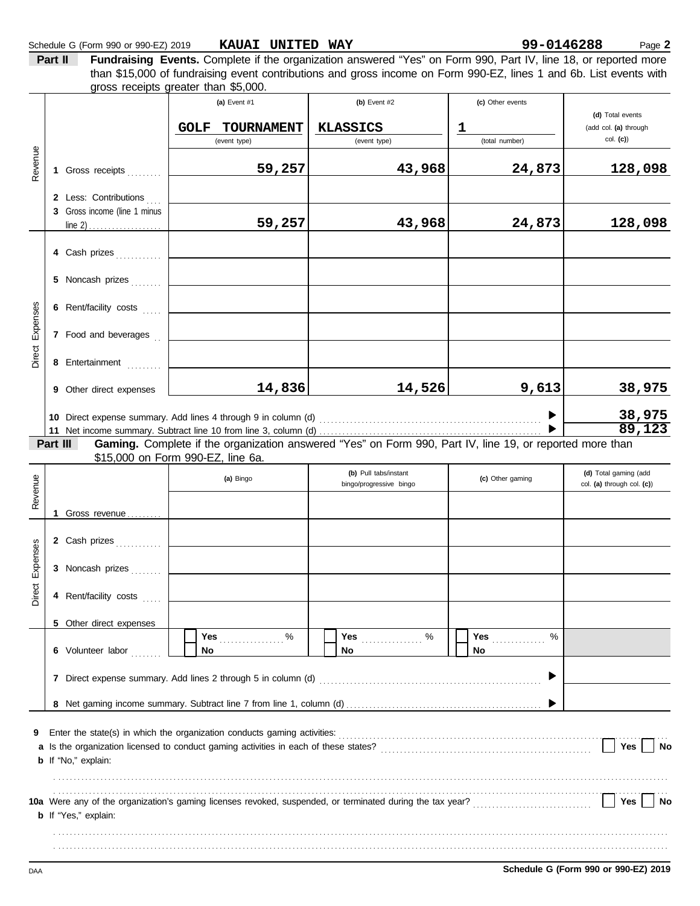Schedule G (Form 990 or 990-EZ) 2019 **KAUAI UNITED WAY** **99-0146288** Page **2**

**Part II** **Fundraising Events.** Complete if the organization answered "Yes" on Form 990, Part IV, line 18, or reported more than $15,000 of fundraising event contributions and gross income on Form 990-EZ, lines 1 and 6b. List events with gross receipts greater than $5,000.

| | | (a) Event #1 | (b) Event #2 | (c) Other events | (d) Total events (add col. (a) through col. (c)) |
|---|---|---|---|---|---|
| | | **GOLF TOURNAMENT** (event type) | **KLASSICS** (event type) | **1** (total number) | |
| Revenue | 1 Gross receipts | 59,257 | 43,968 | 24,873 | 128,098 |
| | 2 Less: Contributions | | | | |
| | 3 Gross income (line 1 minus line 2) | 59,257 | 43,968 | 24,873 | 128,098 |
| Direct Expenses | 4 Cash prizes | | | | |
| | 5 Noncash prizes | | | | |
| | 6 Rent/facility costs | | | | |
| | 7 Food and beverages | | | | |
| | 8 Entertainment | | | | |
| | 9 Other direct expenses | 14,836 | 14,526 | 9,613 | 38,975 |
| | 10 Direct expense summary. Add lines 4 through 9 in column (d) | | | ▶ | 38,975 |
| | 11 Net income summary. Subtract line 10 from line 3, column (d) | | | ▶ | 89,123 |

**Part III** **Gaming.** Complete if the organization answered "Yes" on Form 990, Part IV, line 19, or reported more than $15,000 on Form 990-EZ, line 6a.

| | | (a) Bingo | (b) Pull tabs/instant bingo/progressive bingo | (c) Other gaming | (d) Total gaming (add col. (a) through col. (c)) |
|---|---|---|---|---|---|
| Revenue | 1 Gross revenue | | | | |
| Direct Expenses | 2 Cash prizes | | | | |
| | 3 Noncash prizes | | | | |
| | 4 Rent/facility costs | | | | |
| | 5 Other direct expenses | | | | |
| | 6 Volunteer labor | ☐ Yes ....... % ☐ No | ☐ Yes ....... % ☐ No | ☐ Yes ....... % ☐ No | |
| | 7 Direct expense summary. Add lines 2 through 5 in column (d) | | | ▶ | |
| | 8 Net gaming income summary. Subtract line 7 from line 1, column (d) | | | ▶ | |

**9** Enter the state(s) in which the organization conducts gaming activities: ..........

**a** Is the organization licensed to conduct gaming activities in each of these states? ☐ Yes ☐ No

**b** If "No," explain:

..........

**10a** Were any of the organization's gaming licenses revoked, suspended, or terminated during the tax year? ☐ Yes ☐ No

**b** If "Yes," explain:

..........

DAA **Schedule G (Form 990 or 990-EZ) 2019**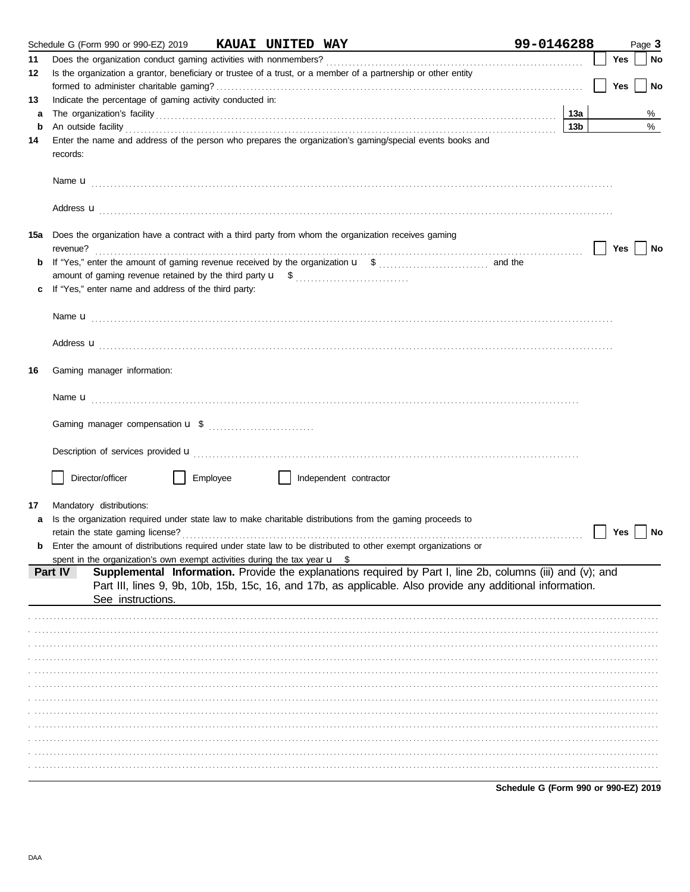Schedule G (Form 990 or 990-EZ) 2019 **KAUAI UNITED WAY** **99-0146288**

**11** Does the organization conduct gaming activities with nonmembers? ☐ Yes ☐ No

**12** Is the organization a grantor, beneficiary or trustee of a trust, or a member of a partnership or other entity formed to administer charitable gaming? ☐ Yes ☐ No

**13** Indicate the percentage of gaming activity conducted in:

**a** The organization's facility ..... **13a** %

**b** An outside facility ..... **13b** %

**14** Enter the name and address of the person who prepares the organization's gaming/special events books and records:

Name u

Address u

**15a** Does the organization have a contract with a third party from whom the organization receives gaming revenue? ☐ Yes ☐ No

**b** If "Yes," enter the amount of gaming revenue received by the organization u $ ........ and the amount of gaming revenue retained by the third party u $ ........

**c** If "Yes," enter name and address of the third party:

Name u

Address u

**16** Gaming manager information:

Name u

Gaming manager compensation u $

Description of services provided u

☐ Director/officer ☐ Employee ☐ Independent contractor

**17** Mandatory distributions:

**a** Is the organization required under state law to make charitable distributions from the gaming proceeds to retain the state gaming license? ☐ Yes ☐ No

**b** Enter the amount of distributions required under state law to be distributed to other exempt organizations or spent in the organization's own exempt activities during the tax year u $

**Part IV** **Supplemental Information.** Provide the explanations required by Part I, line 2b, columns (iii) and (v); and Part III, lines 9, 9b, 10b, 15b, 15c, 16, and 17b, as applicable. Also provide any additional information. See instructions.

**Schedule G (Form 990 or 990-EZ) 2019**

DAA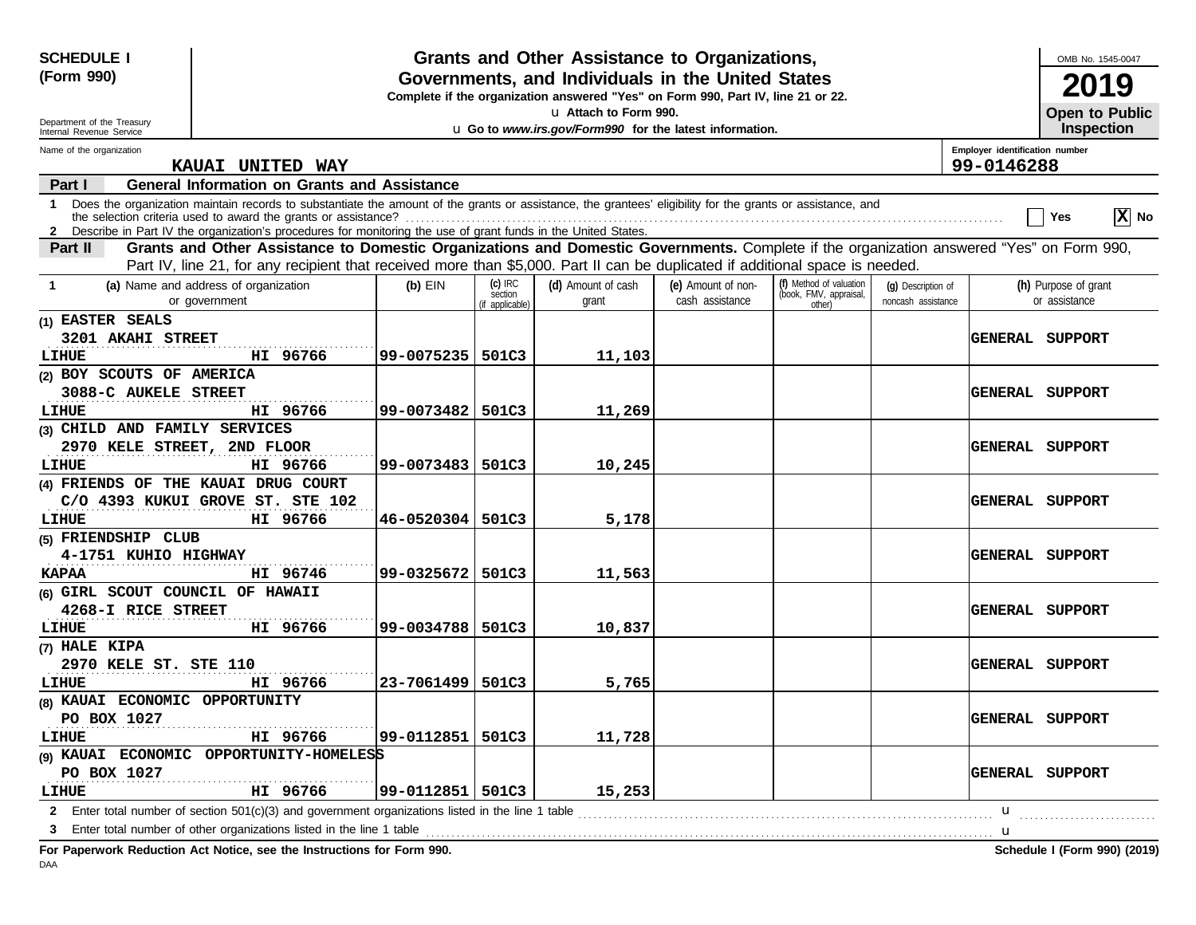**SCHEDULE I (Form 990)**

Department of the Treasury
Internal Revenue Service

# Grants and Other Assistance to Organizations, Governments, and Individuals in the United States

**Complete if the organization answered "Yes" on Form 990, Part IV, line 21 or 22.**

u Attach to Form 990.

u Go to *www.irs.gov/Form990* for the latest information.

OMB No. 1545-0047

**2019**

**Open to Public Inspection**

Name of the organization: **KAUAI UNITED WAY**

Employer identification number: **99-0146288**

## Part I — General Information on Grants and Assistance

1 Does the organization maintain records to substantiate the amount of the grants or assistance, the grantees' eligibility for the grants or assistance, and the selection criteria used to award the grants or assistance? ☐ Yes ☒ No

2 Describe in Part IV the organization's procedures for monitoring the use of grant funds in the United States.

## Part II — Grants and Other Assistance to Domestic Organizations and Domestic Governments.

Complete if the organization answered "Yes" on Form 990, Part IV, line 21, for any recipient that received more than $5,000. Part II can be duplicated if additional space is needed.

| 1 (a) Name and address of organization or government | (b) EIN | (c) IRC section (if applicable) | (d) Amount of cash grant | (e) Amount of non-cash assistance | (f) Method of valuation (book, FMV, appraisal, other) | (g) Description of noncash assistance | (h) Purpose of grant or assistance |
|---|---|---|---|---|---|---|---|
| (1) EASTER SEALS<br>3201 AKAHI STREET<br>LIHUE HI 96766 | 99-0075235 | 501C3 | 11,103 | | | | GENERAL SUPPORT |
| (2) BOY SCOUTS OF AMERICA<br>3088-C AUKELE STREET<br>LIHUE HI 96766 | 99-0073482 | 501C3 | 11,269 | | | | GENERAL SUPPORT |
| (3) CHILD AND FAMILY SERVICES<br>2970 KELE STREET, 2ND FLOOR<br>LIHUE HI 96766 | 99-0073483 | 501C3 | 10,245 | | | | GENERAL SUPPORT |
| (4) FRIENDS OF THE KAUAI DRUG COURT<br>C/O 4393 KUKUI GROVE ST. STE 102<br>LIHUE HI 96766 | 46-0520304 | 501C3 | 5,178 | | | | GENERAL SUPPORT |
| (5) FRIENDSHIP CLUB<br>4-1751 KUHIO HIGHWAY<br>KAPAA HI 96746 | 99-0325672 | 501C3 | 11,563 | | | | GENERAL SUPPORT |
| (6) GIRL SCOUT COUNCIL OF HAWAII<br>4268-I RICE STREET<br>LIHUE HI 96766 | 99-0034788 | 501C3 | 10,837 | | | | GENERAL SUPPORT |
| (7) HALE KIPA<br>2970 KELE ST. STE 110<br>LIHUE HI 96766 | 23-7061499 | 501C3 | 5,765 | | | | GENERAL SUPPORT |
| (8) KAUAI ECONOMIC OPPORTUNITY<br>PO BOX 1027<br>LIHUE HI 96766 | 99-0112851 | 501C3 | 11,728 | | | | GENERAL SUPPORT |
| (9) KAUAI ECONOMIC OPPORTUNITY-HOMELESS<br>PO BOX 1027<br>LIHUE HI 96766 | 99-0112851 | 501C3 | 15,253 | | | | GENERAL SUPPORT |

2 Enter total number of section 501(c)(3) and government organizations listed in the line 1 table u

3 Enter total number of other organizations listed in the line 1 table u

**For Paperwork Reduction Act Notice, see the Instructions for Form 990.**

DAA

**Schedule I (Form 990) (2019)**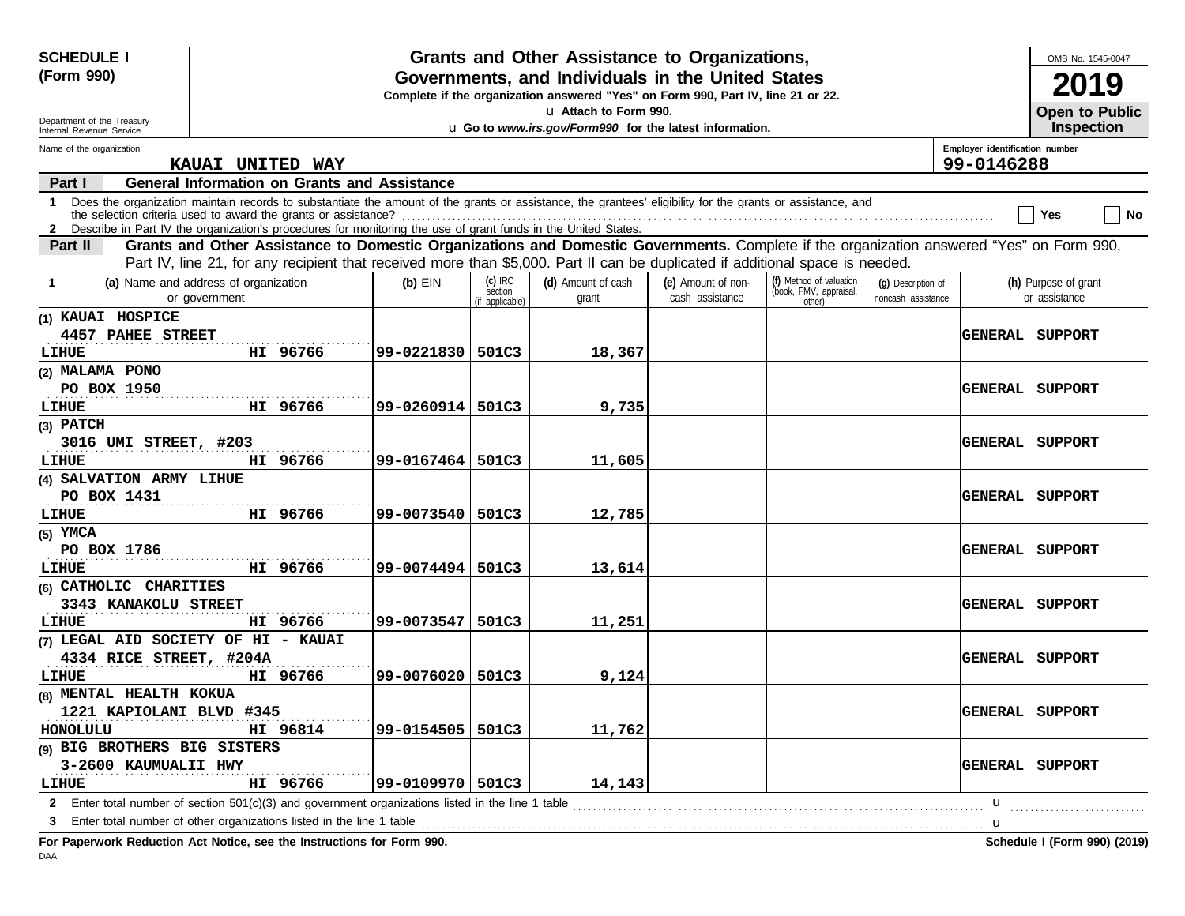**SCHEDULE I (Form 990)**

Department of the Treasury
Internal Revenue Service

# Grants and Other Assistance to Organizations, Governments, and Individuals in the United States

**Complete if the organization answered "Yes" on Form 990, Part IV, line 21 or 22.**

u **Attach to Form 990.**

u **Go to *www.irs.gov/Form990* for the latest information.**

OMB No. 1545-0047

**2019**

**Open to Public Inspection**

Name of the organization: **KAUAI UNITED WAY**

Employer identification number: **99-0146288**

## Part I General Information on Grants and Assistance

1 Does the organization maintain records to substantiate the amount of the grants or assistance, the grantees' eligibility for the grants or assistance, and the selection criteria used to award the grants or assistance? .......... Yes No

2 Describe in Part IV the organization's procedures for monitoring the use of grant funds in the United States.

## Part II Grants and Other Assistance to Domestic Organizations and Domestic Governments.

Complete if the organization answered "Yes" on Form 990, Part IV, line 21, for any recipient that received more than $5,000. Part II can be duplicated if additional space is needed.

| 1 (a) Name and address of organization or government | (b) EIN | (c) IRC section (if applicable) | (d) Amount of cash grant | (e) Amount of non-cash assistance | (f) Method of valuation (book, FMV, appraisal, other) | (g) Description of noncash assistance | (h) Purpose of grant or assistance |
|---|---|---|---|---|---|---|---|
| (1) KAUAI HOSPICE<br>4457 PAHEE STREET<br>LIHUE HI 96766 | 99-0221830 | 501C3 | 18,367 | | | | GENERAL SUPPORT |
| (2) MALAMA PONO<br>PO BOX 1950<br>LIHUE HI 96766 | 99-0260914 | 501C3 | 9,735 | | | | GENERAL SUPPORT |
| (3) PATCH<br>3016 UMI STREET, #203<br>LIHUE HI 96766 | 99-0167464 | 501C3 | 11,605 | | | | GENERAL SUPPORT |
| (4) SALVATION ARMY LIHUE<br>PO BOX 1431<br>LIHUE HI 96766 | 99-0073540 | 501C3 | 12,785 | | | | GENERAL SUPPORT |
| (5) YMCA<br>PO BOX 1786<br>LIHUE HI 96766 | 99-0074494 | 501C3 | 13,614 | | | | GENERAL SUPPORT |
| (6) CATHOLIC CHARITIES<br>3343 KANAKOLU STREET<br>LIHUE HI 96766 | 99-0073547 | 501C3 | 11,251 | | | | GENERAL SUPPORT |
| (7) LEGAL AID SOCIETY OF HI - KAUAI<br>4334 RICE STREET, #204A<br>LIHUE HI 96766 | 99-0076020 | 501C3 | 9,124 | | | | GENERAL SUPPORT |
| (8) MENTAL HEALTH KOKUA<br>1221 KAPIOLANI BLVD #345<br>HONOLULU HI 96814 | 99-0154505 | 501C3 | 11,762 | | | | GENERAL SUPPORT |
| (9) BIG BROTHERS BIG SISTERS<br>3-2600 KAUMUALII HWY<br>LIHUE HI 96766 | 99-0109970 | 501C3 | 14,143 | | | | GENERAL SUPPORT |

2 Enter total number of section 501(c)(3) and government organizations listed in the line 1 table .......... u

3 Enter total number of other organizations listed in the line 1 table .......... u

**For Paperwork Reduction Act Notice, see the Instructions for Form 990.** **Schedule I (Form 990) (2019)**

DAA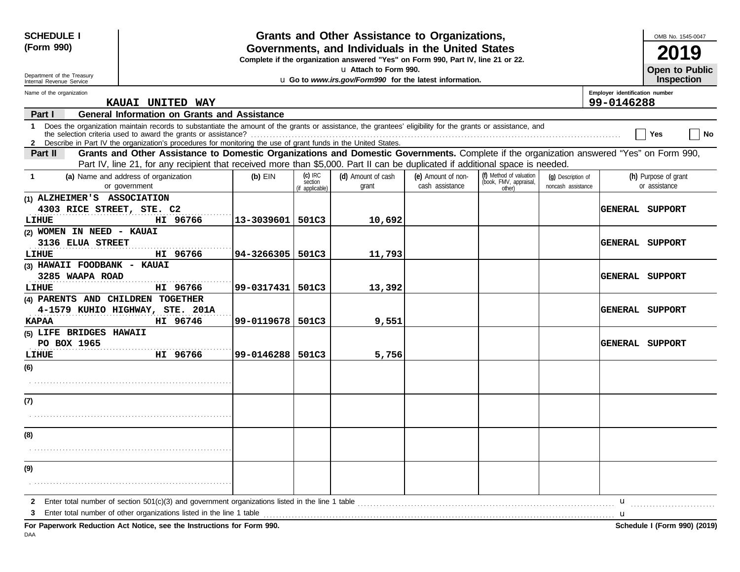**SCHEDULE I (Form 990)**

Department of the Treasury
Internal Revenue Service

# Grants and Other Assistance to Organizations, Governments, and Individuals in the United States

**Complete if the organization answered "Yes" on Form 990, Part IV, line 21 or 22.**

u Attach to Form 990.

u **Go to** ***www.irs.gov/Form990*** **for the latest information.**

OMB No. 1545-0047

**2019**

**Open to Public Inspection**

Name of the organization: **KAUAI UNITED WAY**

Employer identification number: **99-0146288**

**Part I — General Information on Grants and Assistance**

1 Does the organization maintain records to substantiate the amount of the grants or assistance, the grantees' eligibility for the grants or assistance, and the selection criteria used to award the grants or assistance? ☐ Yes ☐ No

2 Describe in Part IV the organization's procedures for monitoring the use of grant funds in the United States.

**Part II — Grants and Other Assistance to Domestic Organizations and Domestic Governments.** Complete if the organization answered "Yes" on Form 990, Part IV, line 21, for any recipient that received more than $5,000. Part II can be duplicated if additional space is needed.

| 1 (a) Name and address of organization or government | (b) EIN | (c) IRC section (if applicable) | (d) Amount of cash grant | (e) Amount of non-cash assistance | (f) Method of valuation (book, FMV, appraisal, other) | (g) Description of noncash assistance | (h) Purpose of grant or assistance |
|---|---|---|---|---|---|---|---|
| (1) ALZHEIMER'S ASSOCIATION 4303 RICE STREET, STE. C2 LIHUE HI 96766 | 13-3039601 | 501C3 | 10,692 | | | | GENERAL SUPPORT |
| (2) WOMEN IN NEED - KAUAI 3136 ELUA STREET LIHUE HI 96766 | 94-3266305 | 501C3 | 11,793 | | | | GENERAL SUPPORT |
| (3) HAWAII FOODBANK - KAUAI 3285 WAAPA ROAD LIHUE HI 96766 | 99-0317431 | 501C3 | 13,392 | | | | GENERAL SUPPORT |
| (4) PARENTS AND CHILDREN TOGETHER 4-1579 KUHIO HIGHWAY, STE. 201A KAPAA HI 96746 | 99-0119678 | 501C3 | 9,551 | | | | GENERAL SUPPORT |
| (5) LIFE BRIDGES HAWAII PO BOX 1965 LIHUE HI 96766 | 99-0146288 | 501C3 | 5,756 | | | | GENERAL SUPPORT |
| (6) | | | | | | | |
| (7) | | | | | | | |
| (8) | | | | | | | |
| (9) | | | | | | | |

2 Enter total number of section 501(c)(3) and government organizations listed in the line 1 table u

3 Enter total number of other organizations listed in the line 1 table u

**For Paperwork Reduction Act Notice, see the Instructions for Form 990.** **Schedule I (Form 990) (2019)**

DAA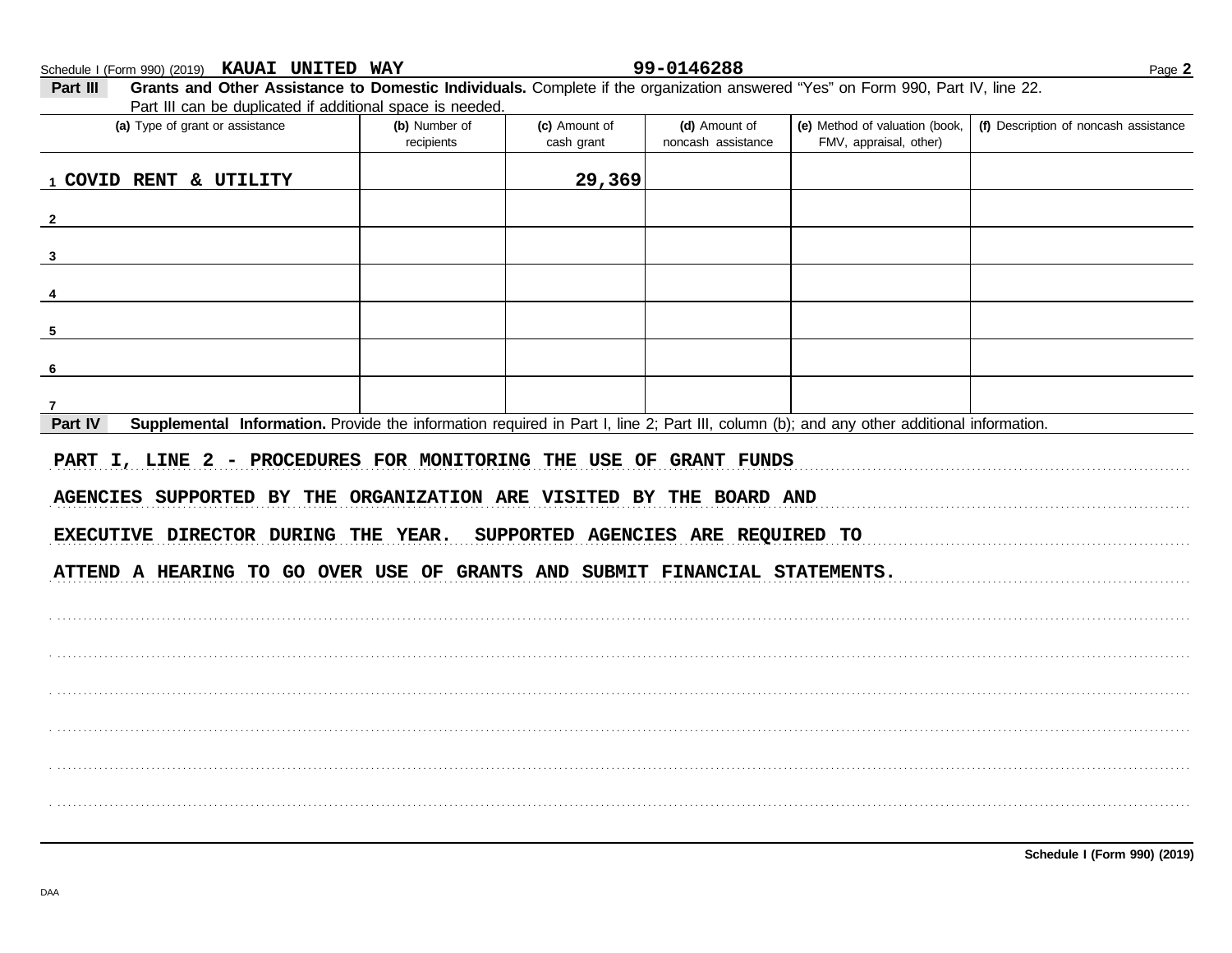Schedule I (Form 990) (2019) **KAUAI UNITED WAY** **99-0146288** Page **2**

**Part III** **Grants and Other Assistance to Domestic Individuals.** Complete if the organization answered "Yes" on Form 990, Part IV, line 22. Part III can be duplicated if additional space is needed.

| (a) Type of grant or assistance | (b) Number of recipients | (c) Amount of cash grant | (d) Amount of noncash assistance | (e) Method of valuation (book, FMV, appraisal, other) | (f) Description of noncash assistance |
|---|---|---|---|---|---|
| 1 COVID RENT & UTILITY | | 29,369 | | | |
| 2 | | | | | |
| 3 | | | | | |
| 4 | | | | | |
| 5 | | | | | |
| 6 | | | | | |
| 7 | | | | | |

**Part IV** **Supplemental Information.** Provide the information required in Part I, line 2; Part III, column (b); and any other additional information.

PART I, LINE 2 - PROCEDURES FOR MONITORING THE USE OF GRANT FUNDS

AGENCIES SUPPORTED BY THE ORGANIZATION ARE VISITED BY THE BOARD AND EXECUTIVE DIRECTOR DURING THE YEAR. SUPPORTED AGENCIES ARE REQUIRED TO ATTEND A HEARING TO GO OVER USE OF GRANTS AND SUBMIT FINANCIAL STATEMENTS.

**Schedule I (Form 990) (2019)**

DAA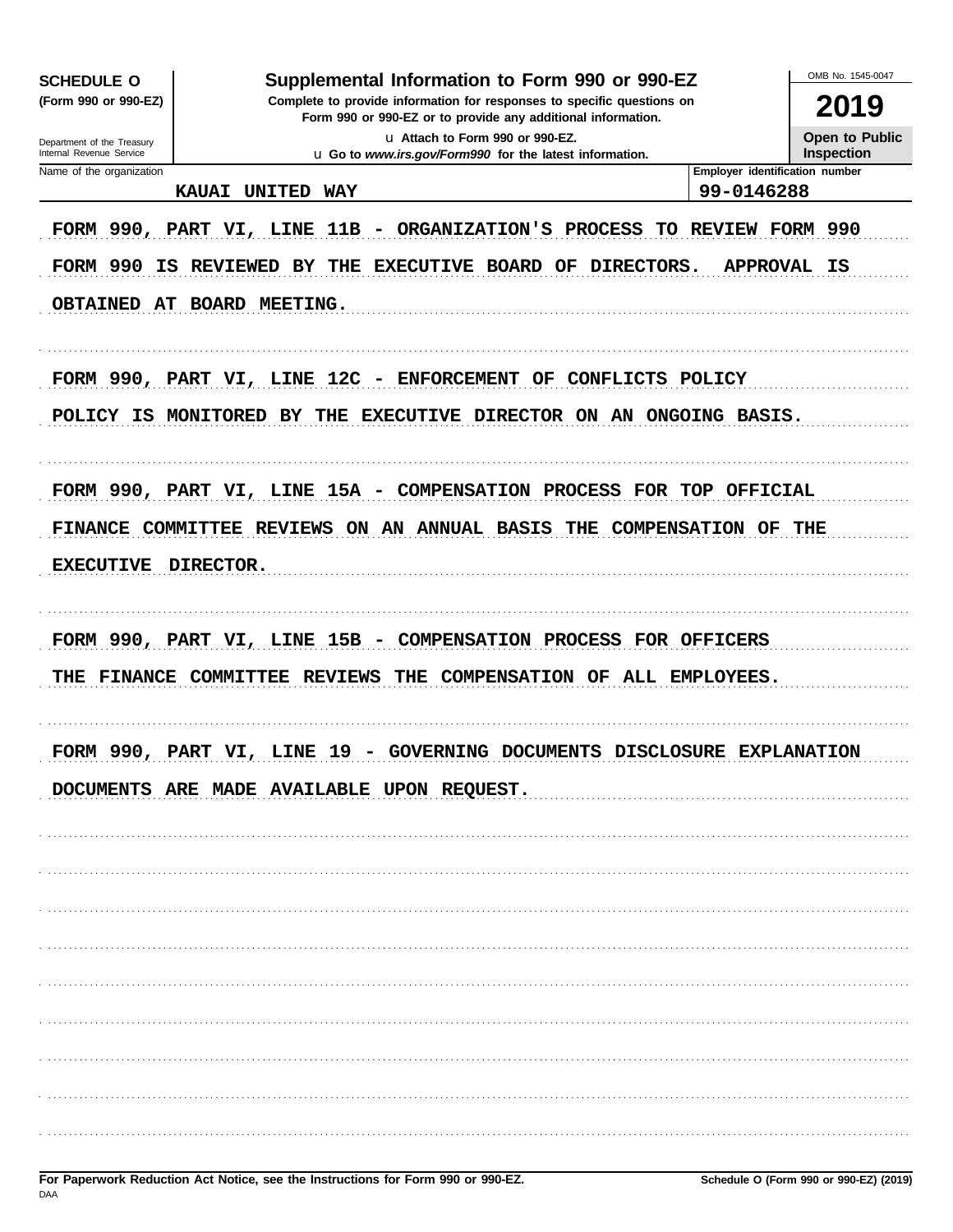**SCHEDULE O (Form 990 or 990-EZ)**

Department of the Treasury
Internal Revenue Service

# Supplemental Information to Form 990 or 990-EZ

**Complete to provide information for responses to specific questions on Form 990 or 990-EZ or to provide any additional information.**

u Attach to Form 990 or 990-EZ.

u Go to *www.irs.gov/Form990* for the latest information.

OMB No. 1545-0047

**2019**

**Open to Public Inspection**

| Name of the organization | Employer identification number |
|---|---|
| KAUAI UNITED WAY | 99-0146288 |

FORM 990, PART VI, LINE 11B - ORGANIZATION'S PROCESS TO REVIEW FORM 990

FORM 990 IS REVIEWED BY THE EXECUTIVE BOARD OF DIRECTORS. APPROVAL IS OBTAINED AT BOARD MEETING.

FORM 990, PART VI, LINE 12C - ENFORCEMENT OF CONFLICTS POLICY

POLICY IS MONITORED BY THE EXECUTIVE DIRECTOR ON AN ONGOING BASIS.

FORM 990, PART VI, LINE 15A - COMPENSATION PROCESS FOR TOP OFFICIAL

FINANCE COMMITTEE REVIEWS ON AN ANNUAL BASIS THE COMPENSATION OF THE EXECUTIVE DIRECTOR.

FORM 990, PART VI, LINE 15B - COMPENSATION PROCESS FOR OFFICERS

THE FINANCE COMMITTEE REVIEWS THE COMPENSATION OF ALL EMPLOYEES.

FORM 990, PART VI, LINE 19 - GOVERNING DOCUMENTS DISCLOSURE EXPLANATION

DOCUMENTS ARE MADE AVAILABLE UPON REQUEST.

**For Paperwork Reduction Act Notice, see the Instructions for Form 990 or 990-EZ.** **Schedule O (Form 990 or 990-EZ) (2019)**

DAA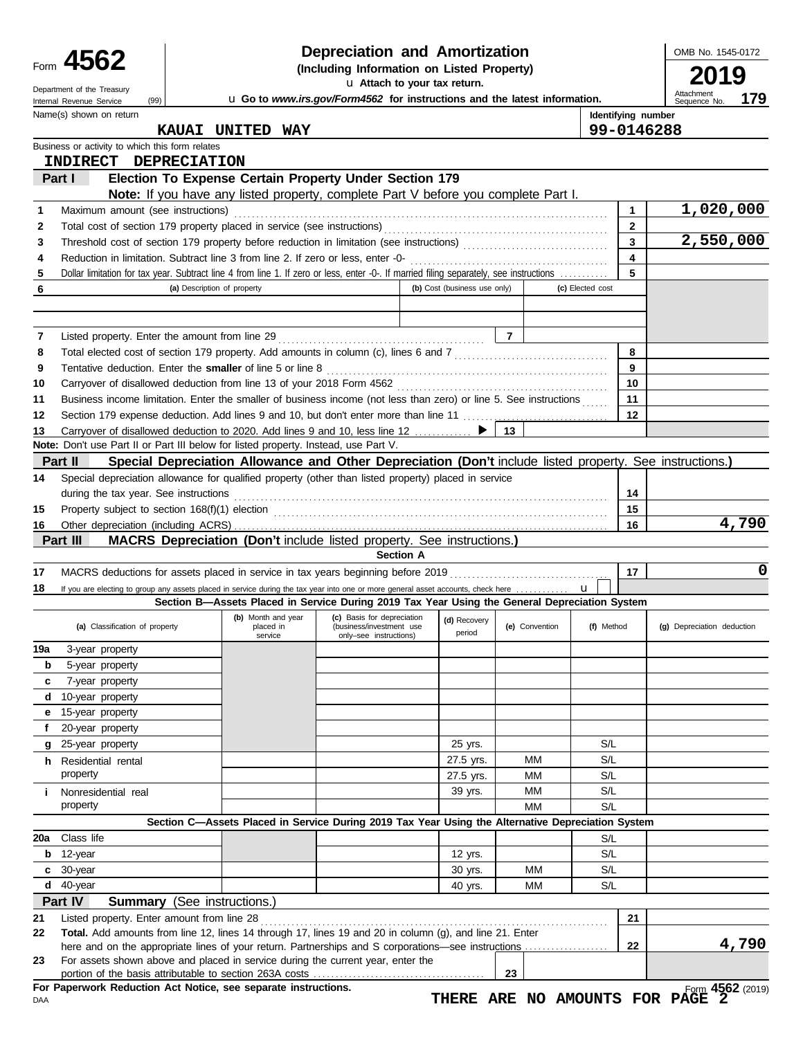Form **4562**

Department of the Treasury
Internal Revenue Service (99)

# Depreciation and Amortization

**(Including Information on Listed Property)**

u **Attach to your tax return.**

u **Go to *www.irs.gov/Form4562* for instructions and the latest information.**

OMB No. 1545-0172

**2019**

Attachment Sequence No. **179**

Name(s) shown on return: **KAUAI UNITED WAY**

Identifying number: **99-0146288**

Business or activity to which this form relates: **INDIRECT DEPRECIATION**

## Part I — Election To Expense Certain Property Under Section 179

**Note:** If you have any listed property, complete Part V before you complete Part I.

| | | | |
|---|---|---|---|
| 1 | Maximum amount (see instructions) | 1 | 1,020,000 |
| 2 | Total cost of section 179 property placed in service (see instructions) | 2 | |
| 3 | Threshold cost of section 179 property before reduction in limitation (see instructions) | 3 | 2,550,000 |
| 4 | Reduction in limitation. Subtract line 3 from line 2. If zero or less, enter -0- | 4 | |
| 5 | Dollar limitation for tax year. Subtract line 4 from line 1. If zero or less, enter -0-. If married filing separately, see instructions | 5 | |

| 6 | (a) Description of property | (b) Cost (business use only) | (c) Elected cost |
|---|---|---|---|
| | | | |
| | | | |

| | | | |
|---|---|---|---|
| 7 | Listed property. Enter the amount from line 29 | 7 | |
| 8 | Total elected cost of section 179 property. Add amounts in column (c), lines 6 and 7 | 8 | |
| 9 | Tentative deduction. Enter the **smaller** of line 5 or line 8 | 9 | |
| 10 | Carryover of disallowed deduction from line 13 of your 2018 Form 4562 | 10 | |
| 11 | Business income limitation. Enter the smaller of business income (not less than zero) or line 5. See instructions | 11 | |
| 12 | Section 179 expense deduction. Add lines 9 and 10, but don't enter more than line 11 | 12 | |
| 13 | Carryover of disallowed deduction to 2020. Add lines 9 and 10, less line 12 ▶ | 13 | |

**Note:** Don't use Part II or Part III below for listed property. Instead, use Part V.

## Part II — Special Depreciation Allowance and Other Depreciation (Don't include listed property. See instructions.)

| | | | |
|---|---|---|---|
| 14 | Special depreciation allowance for qualified property (other than listed property) placed in service during the tax year. See instructions | 14 | |
| 15 | Property subject to section 168(f)(1) election | 15 | |
| 16 | Other depreciation (including ACRS) | 16 | 4,790 |

## Part III — MACRS Depreciation (Don't include listed property. See instructions.)

**Section A**

| | | | |
|---|---|---|---|
| 17 | MACRS deductions for assets placed in service in tax years beginning before 2019 | 17 | 0 |
| 18 | If you are electing to group any assets placed in service during the tax year into one or more general asset accounts, check here u | | |

**Section B—Assets Placed in Service During 2019 Tax Year Using the General Depreciation System**

| (a) Classification of property | (b) Month and year placed in service | (c) Basis for depreciation (business/investment use only–see instructions) | (d) Recovery period | (e) Convention | (f) Method | (g) Depreciation deduction |
|---|---|---|---|---|---|---|
| 19a 3-year property | | | | | | |
| b 5-year property | | | | | | |
| c 7-year property | | | | | | |
| d 10-year property | | | | | | |
| e 15-year property | | | | | | |
| f 20-year property | | | | | | |
| g 25-year property | | | 25 yrs. | | S/L | |
| h Residential rental property | | | 27.5 yrs. | MM | S/L | |
| | | | 27.5 yrs. | MM | S/L | |
| i Nonresidential real property | | | 39 yrs. | MM | S/L | |
| | | | | MM | S/L | |

**Section C—Assets Placed in Service During 2019 Tax Year Using the Alternative Depreciation System**

| (a) Classification of property | (b) Month and year placed in service | (c) Basis for depreciation | (d) Recovery period | (e) Convention | (f) Method | (g) Depreciation deduction |
|---|---|---|---|---|---|---|
| 20a Class life | | | | | S/L | |
| b 12-year | | | 12 yrs. | | S/L | |
| c 30-year | | | 30 yrs. | MM | S/L | |
| d 40-year | | | 40 yrs. | MM | S/L | |

## Part IV — Summary (See instructions.)

| | | | |
|---|---|---|---|
| 21 | Listed property. Enter amount from line 28 | 21 | |
| 22 | **Total.** Add amounts from line 12, lines 14 through 17, lines 19 and 20 in column (g), and line 21. Enter here and on the appropriate lines of your return. Partnerships and S corporations—see instructions | 22 | 4,790 |
| 23 | For assets shown above and placed in service during the current year, enter the portion of the basis attributable to section 263A costs | 23 | |

**For Paperwork Reduction Act Notice, see separate instructions.**

DAA

Form **4562** (2019)

**THERE ARE NO AMOUNTS FOR PAGE 2**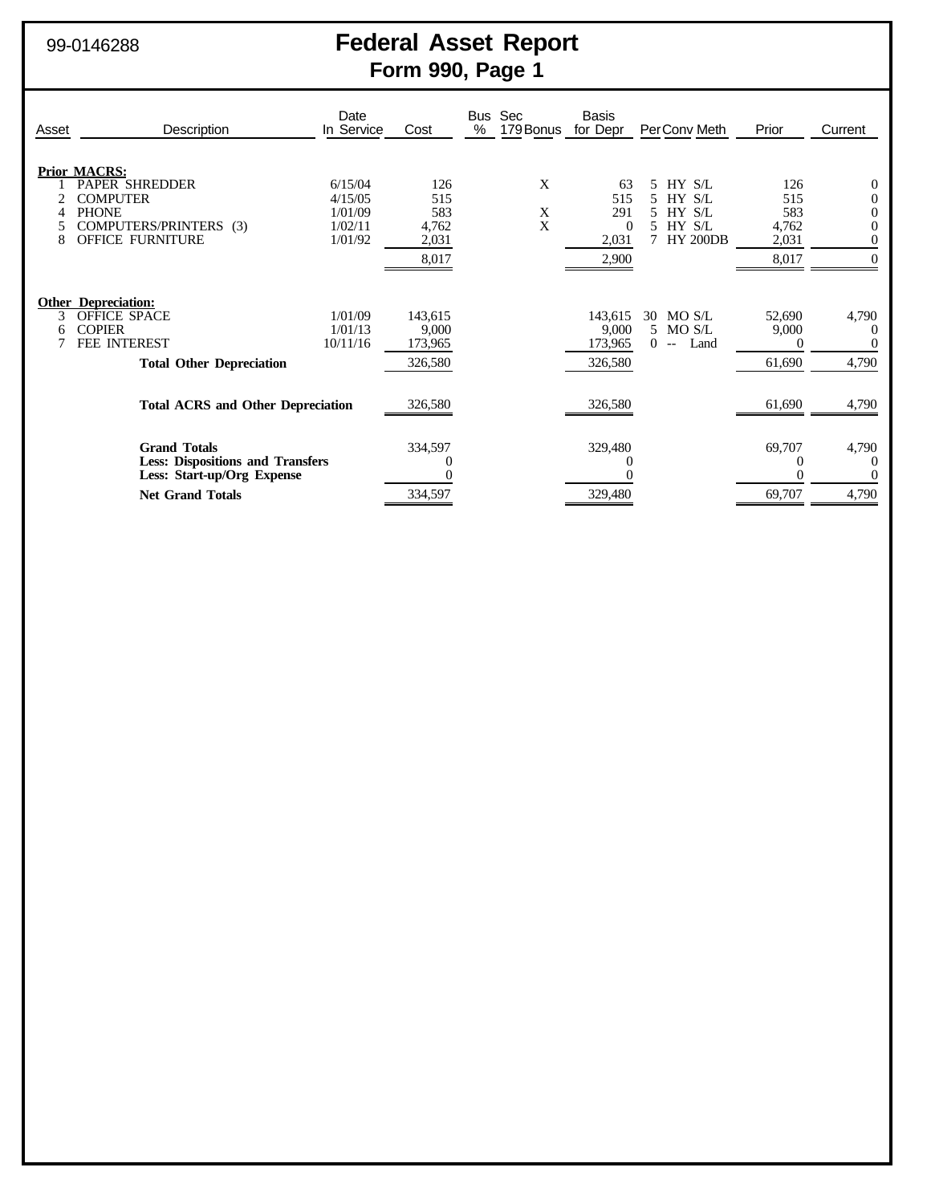99-0146288

# Federal Asset Report
## Form 990, Page 1

| Asset | Description | Date In Service | Cost | Bus % | Sec 179 Bonus | Basis for Depr | Per | Conv | Meth | Prior | Current |
|---|---|---|---|---|---|---|---|---|---|---|---|
| | **Prior MACRS:** | | | | | | | | | | |
| 1 | PAPER SHREDDER | 6/15/04 | 126 | | X | 63 | 5 | HY | S/L | 126 | 0 |
| 2 | COMPUTER | 4/15/05 | 515 | | | 515 | 5 | HY | S/L | 515 | 0 |
| 4 | PHONE | 1/01/09 | 583 | | X | 291 | 5 | HY | S/L | 583 | 0 |
| 5 | COMPUTERS/PRINTERS (3) | 1/02/11 | 4,762 | | X | 0 | 5 | HY | S/L | 4,762 | 0 |
| 8 | OFFICE FURNITURE | 1/01/92 | 2,031 | | | 2,031 | 7 | HY | 200DB | 2,031 | 0 |
| | | | 8,017 | | | 2,900 | | | | 8,017 | 0 |
| | **Other Depreciation:** | | | | | | | | | | |
| 3 | OFFICE SPACE | 1/01/09 | 143,615 | | | 143,615 | 30 | MO | S/L | 52,690 | 4,790 |
| 6 | COPIER | 1/01/13 | 9,000 | | | 9,000 | 5 | MO | S/L | 9,000 | 0 |
| 7 | FEE INTEREST | 10/11/16 | 173,965 | | | 173,965 | 0 | -- | Land | 0 | 0 |
| | **Total Other Depreciation** | | 326,580 | | | 326,580 | | | | 61,690 | 4,790 |
| | **Total ACRS and Other Depreciation** | | 326,580 | | | 326,580 | | | | 61,690 | 4,790 |
| | **Grand Totals** | | 334,597 | | | 329,480 | | | | 69,707 | 4,790 |
| | **Less: Dispositions and Transfers** | | 0 | | | 0 | | | | 0 | 0 |
| | **Less: Start-up/Org Expense** | | 0 | | | 0 | | | | 0 | 0 |
| | **Net Grand Totals** | | 334,597 | | | 329,480 | | | | 69,707 | 4,790 |